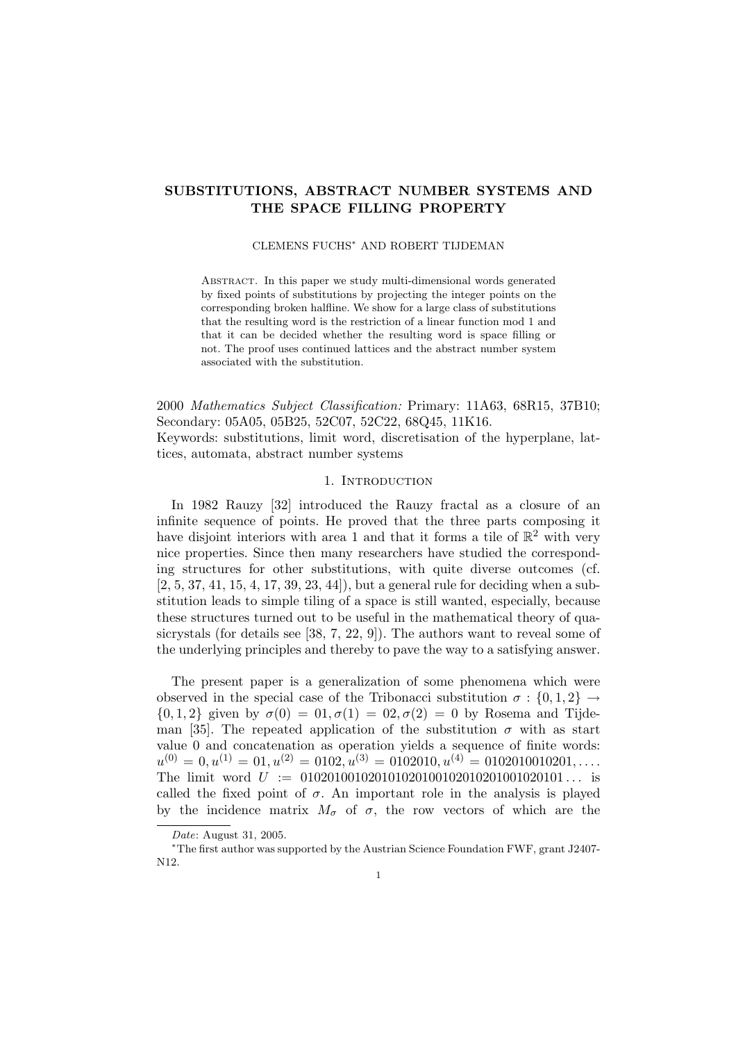# SUBSTITUTIONS, ABSTRACT NUMBER SYSTEMS AND THE SPACE FILLING PROPERTY

CLEMENS FUCHS* AND ROBERT TIJDEMAN

Abstract. In this paper we study multi-dimensional words generated by fixed points of substitutions by projecting the integer points on the corresponding broken halfline. We show for a large class of substitutions that the resulting word is the restriction of a linear function mod 1 and that it can be decided whether the resulting word is space filling or not. The proof uses continued lattices and the abstract number system associated with the substitution.

2000 *Mathematics Subject Classification:* Primary: 11A63, 68R15, 37B10; Secondary: 05A05, 05B25, 52C07, 52C22, 68Q45, 11K16.
Keywords: substitutions, limit word, discretisation of the hyperplane, lattices, automata, abstract number systems

## 1. Introduction

In 1982 Rauzy [32] introduced the Rauzy fractal as a closure of an infinite sequence of points. He proved that the three parts composing it have disjoint interiors with area 1 and that it forms a tile of $\mathbb{R}^2$ with very nice properties. Since then many researchers have studied the corresponding structures for other substitutions, with quite diverse outcomes (cf. [2, 5, 37, 41, 15, 4, 17, 39, 23, 44]), but a general rule for deciding when a substitution leads to simple tiling of a space is still wanted, especially, because these structures turned out to be useful in the mathematical theory of quasicrystals (for details see [38, 7, 22, 9]). The authors want to reveal some of the underlying principles and thereby to pave the way to a satisfying answer.

The present paper is a generalization of some phenomena which were observed in the special case of the Tribonacci substitution $\sigma : \{0, 1, 2\} \to \{0, 1, 2\}$ given by $\sigma(0) = 01, \sigma(1) = 02, \sigma(2) = 0$ by Rosema and Tijdeman [35]. The repeated application of the substitution $\sigma$ with as start value 0 and concatenation as operation yields a sequence of finite words: $u^{(0)} = 0, u^{(1)} = 01, u^{(2)} = 0102, u^{(3)} = 0102010, u^{(4)} = 0102010010201, \ldots$. The limit word $U := 0102010010201010201001020102010010201 01\ldots$ is called the fixed point of $\sigma$. An important role in the analysis is played by the incidence matrix $M_\sigma$ of $\sigma$, the row vectors of which are the

*Date*: August 31, 2005.

*The first author was supported by the Austrian Science Foundation FWF, grant J2407-N12.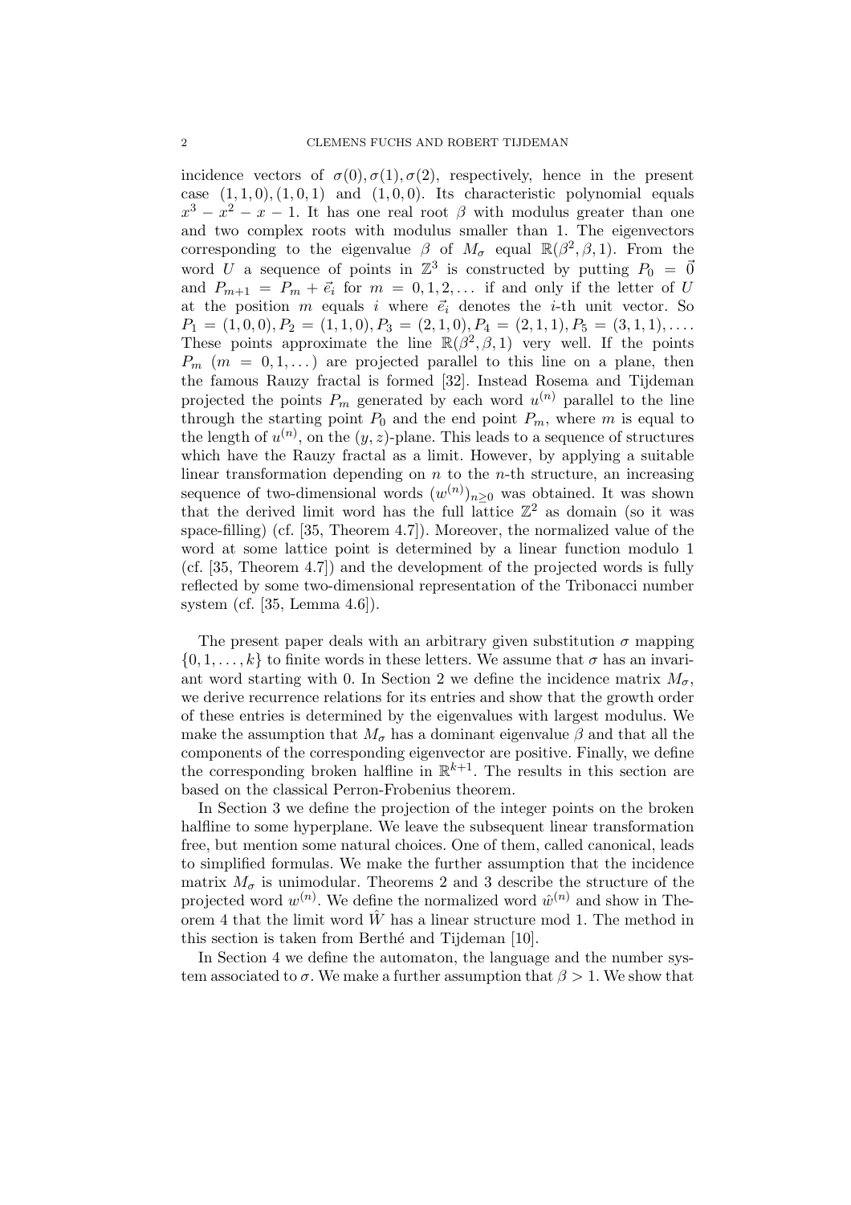incidence vectors of $\sigma(0), \sigma(1), \sigma(2)$, respectively, hence in the present case $(1,1,0), (1,0,1)$ and $(1,0,0)$. Its characteristic polynomial equals $x^3 - x^2 - x - 1$. It has one real root $\beta$ with modulus greater than one and two complex roots with modulus smaller than 1. The eigenvectors corresponding to the eigenvalue $\beta$ of $M_\sigma$ equal $\mathbb{R}(\beta^2, \beta, 1)$. From the word $U$ a sequence of points in $\mathbb{Z}^3$ is constructed by putting $P_0 = \vec{0}$ and $P_{m+1} = P_m + \vec{e}_i$ for $m = 0, 1, 2, \ldots$ if and only if the letter of $U$ at the position $m$ equals $i$ where $\vec{e}_i$ denotes the $i$-th unit vector. So $P_1 = (1,0,0), P_2 = (1,1,0), P_3 = (2,1,0), P_4 = (2,1,1), P_5 = (3,1,1), \ldots$. These points approximate the line $\mathbb{R}(\beta^2, \beta, 1)$ very well. If the points $P_m$ $(m = 0, 1, \ldots)$ are projected parallel to this line on a plane, then the famous Rauzy fractal is formed [32]. Instead Rosema and Tijdeman projected the points $P_m$ generated by each word $u^{(n)}$ parallel to the line through the starting point $P_0$ and the end point $P_m$, where $m$ is equal to the length of $u^{(n)}$, on the $(y, z)$-plane. This leads to a sequence of structures which have the Rauzy fractal as a limit. However, by applying a suitable linear transformation depending on $n$ to the $n$-th structure, an increasing sequence of two-dimensional words $(w^{(n)})_{n \geq 0}$ was obtained. It was shown that the derived limit word has the full lattice $\mathbb{Z}^2$ as domain (so it was space-filling) (cf. [35, Theorem 4.7]). Moreover, the normalized value of the word at some lattice point is determined by a linear function modulo 1 (cf. [35, Theorem 4.7]) and the development of the projected words is fully reflected by some two-dimensional representation of the Tribonacci number system (cf. [35, Lemma 4.6]).

The present paper deals with an arbitrary given substitution $\sigma$ mapping $\{0, 1, \ldots, k\}$ to finite words in these letters. We assume that $\sigma$ has an invariant word starting with 0. In Section 2 we define the incidence matrix $M_\sigma$, we derive recurrence relations for its entries and show that the growth order of these entries is determined by the eigenvalues with largest modulus. We make the assumption that $M_\sigma$ has a dominant eigenvalue $\beta$ and that all the components of the corresponding eigenvector are positive. Finally, we define the corresponding broken halfline in $\mathbb{R}^{k+1}$. The results in this section are based on the classical Perron-Frobenius theorem.

In Section 3 we define the projection of the integer points on the broken halfline to some hyperplane. We leave the subsequent linear transformation free, but mention some natural choices. One of them, called canonical, leads to simplified formulas. We make the further assumption that the incidence matrix $M_\sigma$ is unimodular. Theorems 2 and 3 describe the structure of the projected word $w^{(n)}$. We define the normalized word $\hat{w}^{(n)}$ and show in Theorem 4 that the limit word $\hat{W}$ has a linear structure mod 1. The method in this section is taken from Berthé and Tijdeman [10].

In Section 4 we define the automaton, the language and the number system associated to $\sigma$. We make a further assumption that $\beta > 1$. We show that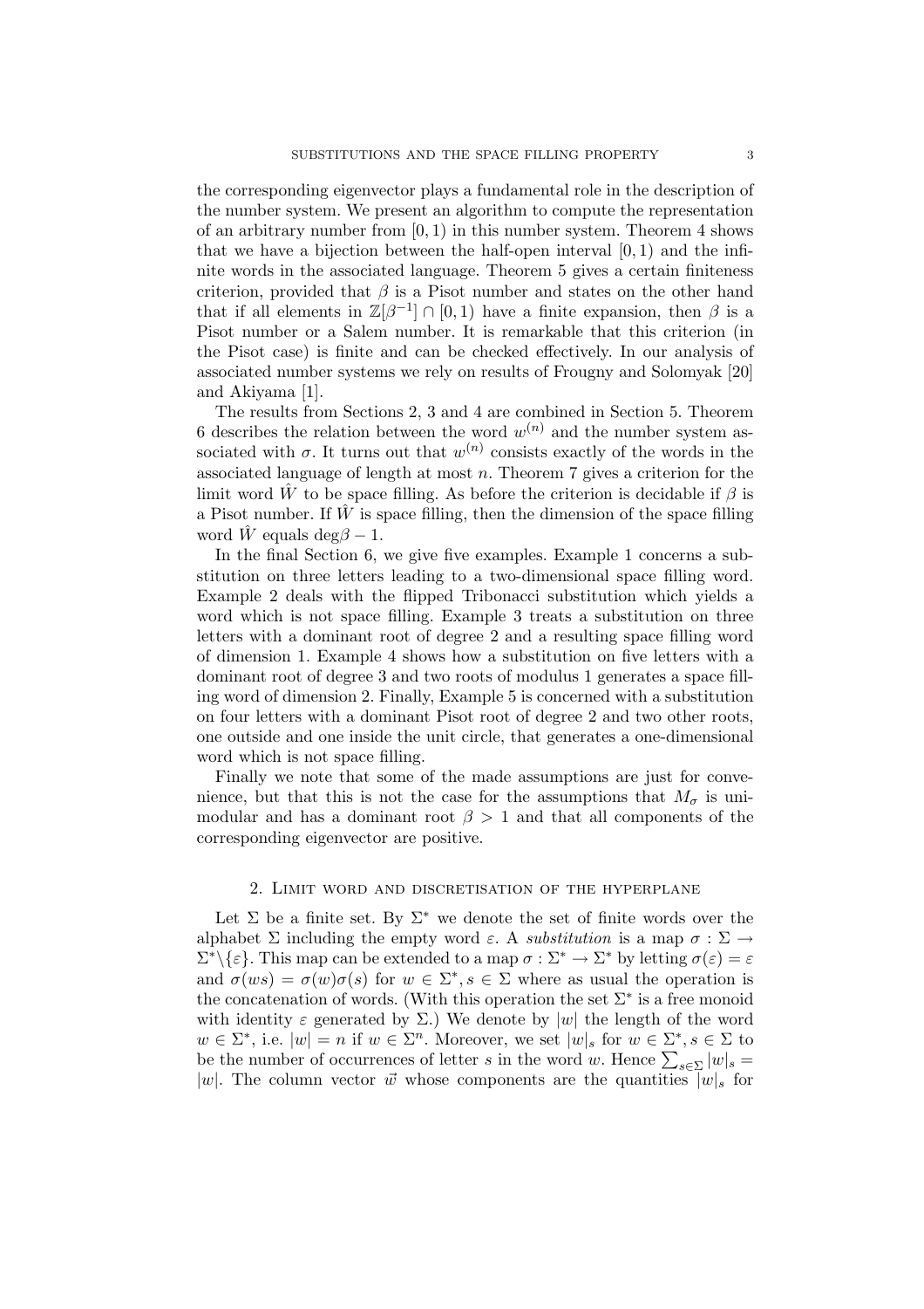the corresponding eigenvector plays a fundamental role in the description of the number system. We present an algorithm to compute the representation of an arbitrary number from $[0, 1)$ in this number system. Theorem 4 shows that we have a bijection between the half-open interval $[0, 1)$ and the infinite words in the associated language. Theorem 5 gives a certain finiteness criterion, provided that $\beta$ is a Pisot number and states on the other hand that if all elements in $\mathbb{Z}[\beta^{-1}] \cap [0, 1)$ have a finite expansion, then $\beta$ is a Pisot number or a Salem number. It is remarkable that this criterion (in the Pisot case) is finite and can be checked effectively. In our analysis of associated number systems we rely on results of Frougny and Solomyak [20] and Akiyama [1].

The results from Sections 2, 3 and 4 are combined in Section 5. Theorem 6 describes the relation between the word $w^{(n)}$ and the number system associated with $\sigma$. It turns out that $w^{(n)}$ consists exactly of the words in the associated language of length at most $n$. Theorem 7 gives a criterion for the limit word $\hat{W}$ to be space filling. As before the criterion is decidable if $\beta$ is a Pisot number. If $\hat{W}$ is space filling, then the dimension of the space filling word $\hat{W}$ equals $\deg\beta - 1$.

In the final Section 6, we give five examples. Example 1 concerns a substitution on three letters leading to a two-dimensional space filling word. Example 2 deals with the flipped Tribonacci substitution which yields a word which is not space filling. Example 3 treats a substitution on three letters with a dominant root of degree 2 and a resulting space filling word of dimension 1. Example 4 shows how a substitution on five letters with a dominant root of degree 3 and two roots of modulus 1 generates a space filling word of dimension 2. Finally, Example 5 is concerned with a substitution on four letters with a dominant Pisot root of degree 2 and two other roots, one outside and one inside the unit circle, that generates a one-dimensional word which is not space filling.

Finally we note that some of the made assumptions are just for convenience, but that this is not the case for the assumptions that $M_\sigma$ is unimodular and has a dominant root $\beta > 1$ and that all components of the corresponding eigenvector are positive.

## 2. Limit word and discretisation of the hyperplane

Let $\Sigma$ be a finite set. By $\Sigma^*$ we denote the set of finite words over the alphabet $\Sigma$ including the empty word $\varepsilon$. A *substitution* is a map $\sigma : \Sigma \to \Sigma^* \backslash \{\varepsilon\}$. This map can be extended to a map $\sigma : \Sigma^* \to \Sigma^*$ by letting $\sigma(\varepsilon) = \varepsilon$ and $\sigma(ws) = \sigma(w)\sigma(s)$ for $w \in \Sigma^*, s \in \Sigma$ where as usual the operation is the concatenation of words. (With this operation the set $\Sigma^*$ is a free monoid with identity $\varepsilon$ generated by $\Sigma$.) We denote by $|w|$ the length of the word $w \in \Sigma^*$, i.e. $|w| = n$ if $w \in \Sigma^n$. Moreover, we set $|w|_s$ for $w \in \Sigma^*, s \in \Sigma$ to be the number of occurrences of letter $s$ in the word $w$. Hence $\sum_{s\in\Sigma} |w|_s = |w|$. The column vector $\vec{w}$ whose components are the quantities $|w|_s$ for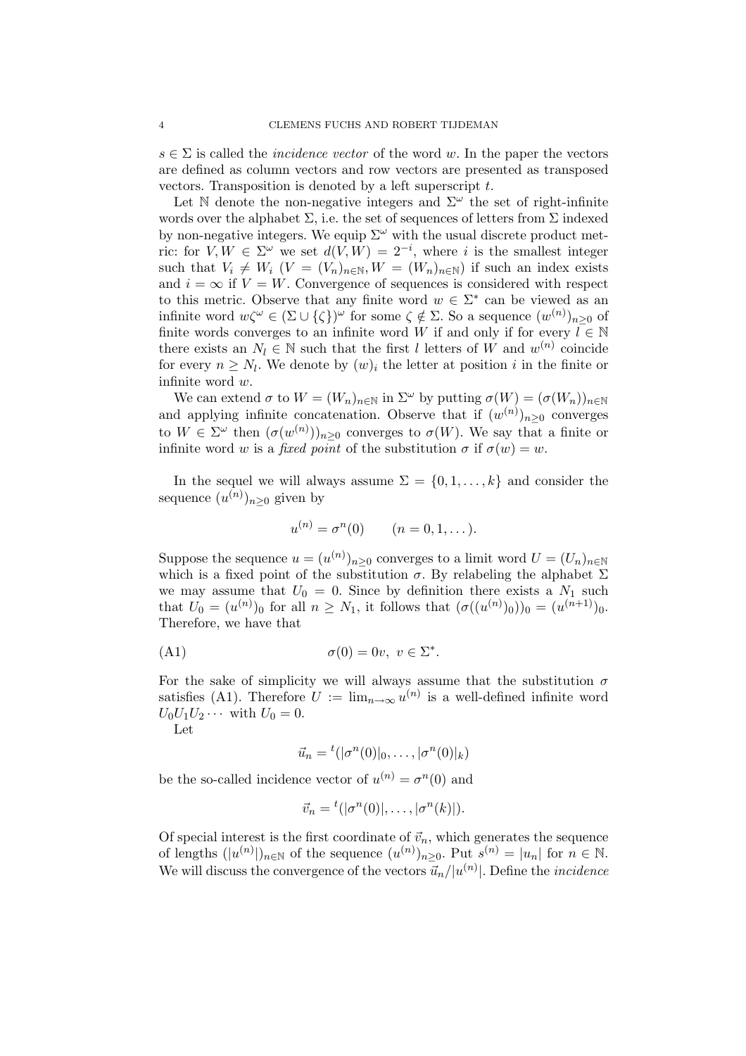$s \in \Sigma$ is called the *incidence vector* of the word $w$. In the paper the vectors are defined as column vectors and row vectors are presented as transposed vectors. Transposition is denoted by a left superscript $t$.

Let $\mathbb{N}$ denote the non-negative integers and $\Sigma^\omega$ the set of right-infinite words over the alphabet $\Sigma$, i.e. the set of sequences of letters from $\Sigma$ indexed by non-negative integers. We equip $\Sigma^\omega$ with the usual discrete product metric: for $V, W \in \Sigma^\omega$ we set $d(V,W) = 2^{-i}$, where $i$ is the smallest integer such that $V_i \neq W_i$ ($V = (V_n)_{n\in\mathbb{N}}, W = (W_n)_{n\in\mathbb{N}}$) if such an index exists and $i = \infty$ if $V = W$. Convergence of sequences is considered with respect to this metric. Observe that any finite word $w \in \Sigma^*$ can be viewed as an infinite word $w\zeta^\omega \in (\Sigma \cup \{\zeta\})^\omega$ for some $\zeta \notin \Sigma$. So a sequence $(w^{(n)})_{n\geq 0}$ of finite words converges to an infinite word $W$ if and only if for every $l \in \mathbb{N}$ there exists an $N_l \in \mathbb{N}$ such that the first $l$ letters of $W$ and $w^{(n)}$ coincide for every $n \geq N_l$. We denote by $(w)_i$ the letter at position $i$ in the finite or infinite word $w$.

We can extend $\sigma$ to $W = (W_n)_{n\in\mathbb{N}}$ in $\Sigma^\omega$ by putting $\sigma(W) = (\sigma(W_n))_{n\in\mathbb{N}}$ and applying infinite concatenation. Observe that if $(w^{(n)})_{n\geq 0}$ converges to $W \in \Sigma^\omega$ then $(\sigma(w^{(n)}))_{n\geq 0}$ converges to $\sigma(W)$. We say that a finite or infinite word $w$ is a *fixed point* of the substitution $\sigma$ if $\sigma(w) = w$.

In the sequel we will always assume $\Sigma = \{0, 1, \ldots, k\}$ and consider the sequence $(u^{(n)})_{n\geq 0}$ given by

$$u^{(n)} = \sigma^n(0) \qquad (n = 0, 1, \ldots).$$

Suppose the sequence $u = (u^{(n)})_{n\geq 0}$ converges to a limit word $U = (U_n)_{n\in\mathbb{N}}$ which is a fixed point of the substitution $\sigma$. By relabeling the alphabet $\Sigma$ we may assume that $U_0 = 0$. Since by definition there exists a $N_1$ such that $U_0 = (u^{(n)})_0$ for all $n \geq N_1$, it follows that $(\sigma((u^{(n)})_0))_0 = (u^{(n+1)})_0$. Therefore, we have that

$$\text{(A1)} \qquad \sigma(0) = 0v, \ v \in \Sigma^*.$$

For the sake of simplicity we will always assume that the substitution $\sigma$ satisfies (A1). Therefore $U := \lim_{n\to\infty} u^{(n)}$ is a well-defined infinite word $U_0U_1U_2\cdots$ with $U_0 = 0$.

Let

$$\vec{u}_n = {}^t(|\sigma^n(0)|_0, \ldots, |\sigma^n(0)|_k)$$

be the so-called incidence vector of $u^{(n)} = \sigma^n(0)$ and

$$\vec{v}_n = {}^t(|\sigma^n(0)|, \ldots, |\sigma^n(k)|).$$

Of special interest is the first coordinate of $\vec{v}_n$, which generates the sequence of lengths $(|u^{(n)}|)_{n\in\mathbb{N}}$ of the sequence $(u^{(n)})_{n\geq 0}$. Put $s^{(n)} = |u_n|$ for $n \in \mathbb{N}$. We will discuss the convergence of the vectors $\vec{u}_n/|u^{(n)}|$. Define the *incidence*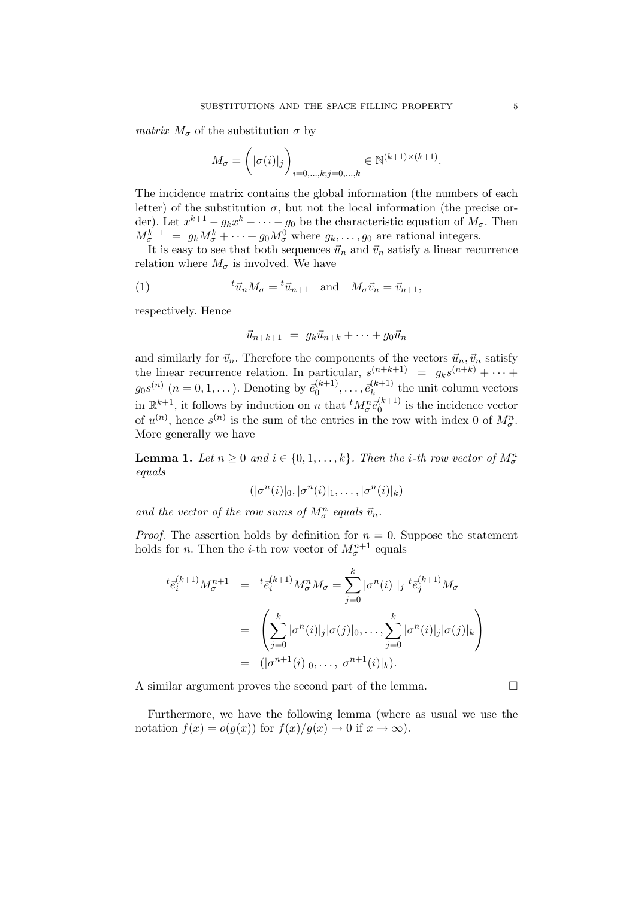*matrix* $M_\sigma$ of the substitution $\sigma$ by

$$M_\sigma = \Big( |\sigma(i)|_j \Big)_{i=0,\dots,k; j=0,\dots,k} \in \mathbb{N}^{(k+1)\times(k+1)}.$$

The incidence matrix contains the global information (the numbers of each letter) of the substitution $\sigma$, but not the local information (the precise order). Let $x^{k+1} - g_k x^k - \cdots - g_0$ be the characteristic equation of $M_\sigma$. Then $M_\sigma^{k+1} = g_k M_\sigma^k + \cdots + g_0 M_\sigma^0$ where $g_k, \dots, g_0$ are rational integers.

It is easy to see that both sequences $\vec{u}_n$ and $\vec{v}_n$ satisfy a linear recurrence relation where $M_\sigma$ is involved. We have

$$ {}^t\vec{u}_n M_\sigma = {}^t\vec{u}_{n+1} \quad \text{and} \quad M_\sigma \vec{v}_n = \vec{v}_{n+1}, \tag{1}$$

respectively. Hence

$$\vec{u}_{n+k+1} = g_k \vec{u}_{n+k} + \cdots + g_0 \vec{u}_n$$

and similarly for $\vec{v}_n$. Therefore the components of the vectors $\vec{u}_n, \vec{v}_n$ satisfy the linear recurrence relation. In particular, $s^{(n+k+1)} = g_k s^{(n+k)} + \cdots + g_0 s^{(n)}$ $(n = 0, 1, \dots)$. Denoting by $\vec{e}_0^{(k+1)}, \dots, \vec{e}_k^{(k+1)}$ the unit column vectors in $\mathbb{R}^{k+1}$, it follows by induction on $n$ that ${}^t M_\sigma^n \vec{e}_0^{(k+1)}$ is the incidence vector of $u^{(n)}$, hence $s^{(n)}$ is the sum of the entries in the row with index 0 of $M_\sigma^n$. More generally we have

**Lemma 1.** *Let $n \geq 0$ and $i \in \{0, 1, \dots, k\}$. Then the $i$-th row vector of $M_\sigma^n$ equals*

$$(|\sigma^n(i)|_0, |\sigma^n(i)|_1, \dots, |\sigma^n(i)|_k)$$

*and the vector of the row sums of $M_\sigma^n$ equals $\vec{v}_n$.*

*Proof.* The assertion holds by definition for $n = 0$. Suppose the statement holds for $n$. Then the $i$-th row vector of $M_\sigma^{n+1}$ equals

$$\begin{aligned}
{}^t\vec{e}_i^{(k+1)} M_\sigma^{n+1} &= {}^t\vec{e}_i^{(k+1)} M_\sigma^n M_\sigma = \sum_{j=0}^{k} |\sigma^n(i)|_j \, {}^t\vec{e}_j^{(k+1)} M_\sigma \\
&= \left( \sum_{j=0}^{k} |\sigma^n(i)|_j |\sigma(j)|_0, \dots, \sum_{j=0}^{k} |\sigma^n(i)|_j |\sigma(j)|_k \right) \\
&= (|\sigma^{n+1}(i)|_0, \dots, |\sigma^{n+1}(i)|_k).
\end{aligned}$$

A similar argument proves the second part of the lemma. $\square$

Furthermore, we have the following lemma (where as usual we use the notation $f(x) = o(g(x))$ for $f(x)/g(x) \to 0$ if $x \to \infty$).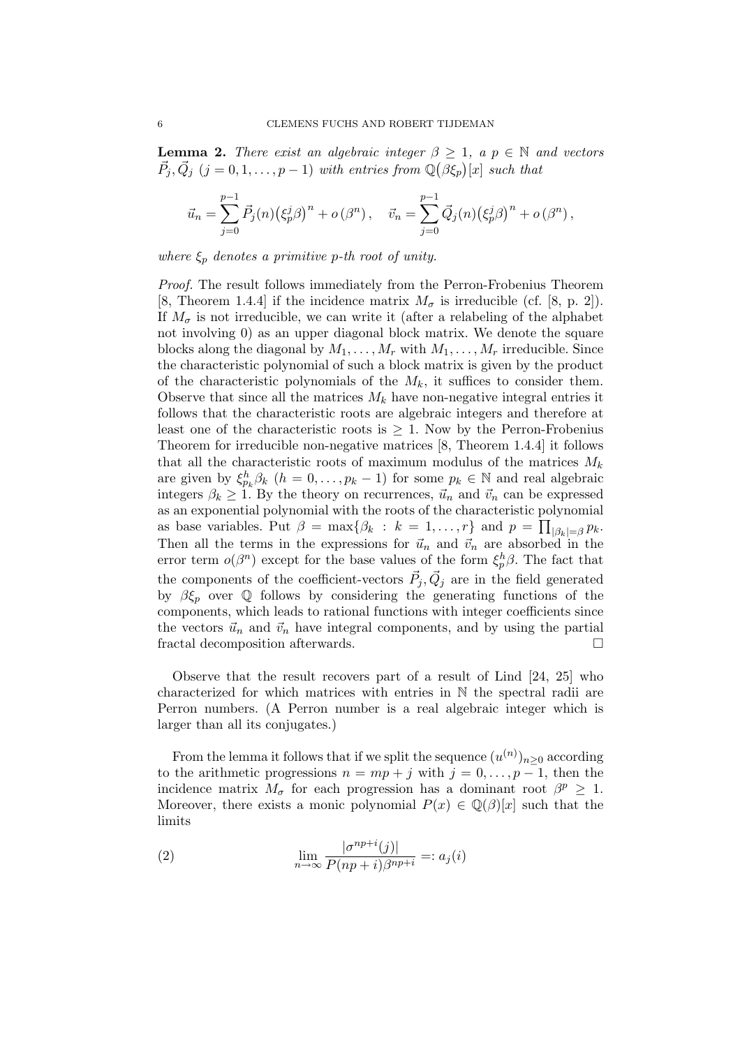**Lemma 2.** *There exist an algebraic integer $\beta \geq 1$, a $p \in \mathbb{N}$ and vectors $\vec{P}_j, \vec{Q}_j$ $(j = 0, 1, \ldots, p-1)$ with entries from $\mathbb{Q}(\beta\xi_p)[x]$ such that*

$$\vec{u}_n = \sum_{j=0}^{p-1} \vec{P}_j(n)\big(\xi_p^j \beta\big)^n + o\left(\beta^n\right), \quad \vec{v}_n = \sum_{j=0}^{p-1} \vec{Q}_j(n)\big(\xi_p^j \beta\big)^n + o\left(\beta^n\right),$$

*where $\xi_p$ denotes a primitive $p$-th root of unity.*

*Proof.* The result follows immediately from the Perron-Frobenius Theorem [8, Theorem 1.4.4] if the incidence matrix $M_\sigma$ is irreducible (cf. [8, p. 2]). If $M_\sigma$ is not irreducible, we can write it (after a relabeling of the alphabet not involving 0) as an upper diagonal block matrix. We denote the square blocks along the diagonal by $M_1, \ldots, M_r$ with $M_1, \ldots, M_r$ irreducible. Since the characteristic polynomial of such a block matrix is given by the product of the characteristic polynomials of the $M_k$, it suffices to consider them. Observe that since all the matrices $M_k$ have non-negative integral entries it follows that the characteristic roots are algebraic integers and therefore at least one of the characteristic roots is $\geq 1$. Now by the Perron-Frobenius Theorem for irreducible non-negative matrices [8, Theorem 1.4.4] it follows that all the characteristic roots of maximum modulus of the matrices $M_k$ are given by $\xi_{p_k}^h \beta_k$ $(h = 0, \ldots, p_k - 1)$ for some $p_k \in \mathbb{N}$ and real algebraic integers $\beta_k \geq 1$. By the theory on recurrences, $\vec{u}_n$ and $\vec{v}_n$ can be expressed as an exponential polynomial with the roots of the characteristic polynomial as base variables. Put $\beta = \max\{\beta_k : k = 1, \ldots, r\}$ and $p = \prod_{|\beta_k|=\beta} p_k$. Then all the terms in the expressions for $\vec{u}_n$ and $\vec{v}_n$ are absorbed in the error term $o(\beta^n)$ except for the base values of the form $\xi_p^h \beta$. The fact that the components of the coefficient-vectors $\vec{P}_j, \vec{Q}_j$ are in the field generated by $\beta\xi_p$ over $\mathbb{Q}$ follows by considering the generating functions of the components, which leads to rational functions with integer coefficients since the vectors $\vec{u}_n$ and $\vec{v}_n$ have integral components, and by using the partial fractal decomposition afterwards. $\square$

Observe that the result recovers part of a result of Lind [24, 25] who characterized for which matrices with entries in $\mathbb{N}$ the spectral radii are Perron numbers. (A Perron number is a real algebraic integer which is larger than all its conjugates.)

From the lemma it follows that if we split the sequence $(u^{(n)})_{n\geq 0}$ according to the arithmetic progressions $n = mp + j$ with $j = 0, \ldots, p-1$, then the incidence matrix $M_\sigma$ for each progression has a dominant root $\beta^p \geq 1$. Moreover, there exists a monic polynomial $P(x) \in \mathbb{Q}(\beta)[x]$ such that the limits

$$\lim_{n\to\infty} \frac{|\sigma^{np+i}(j)|}{P(np+i)\beta^{np+i}} =: a_j(i) \tag{2}$$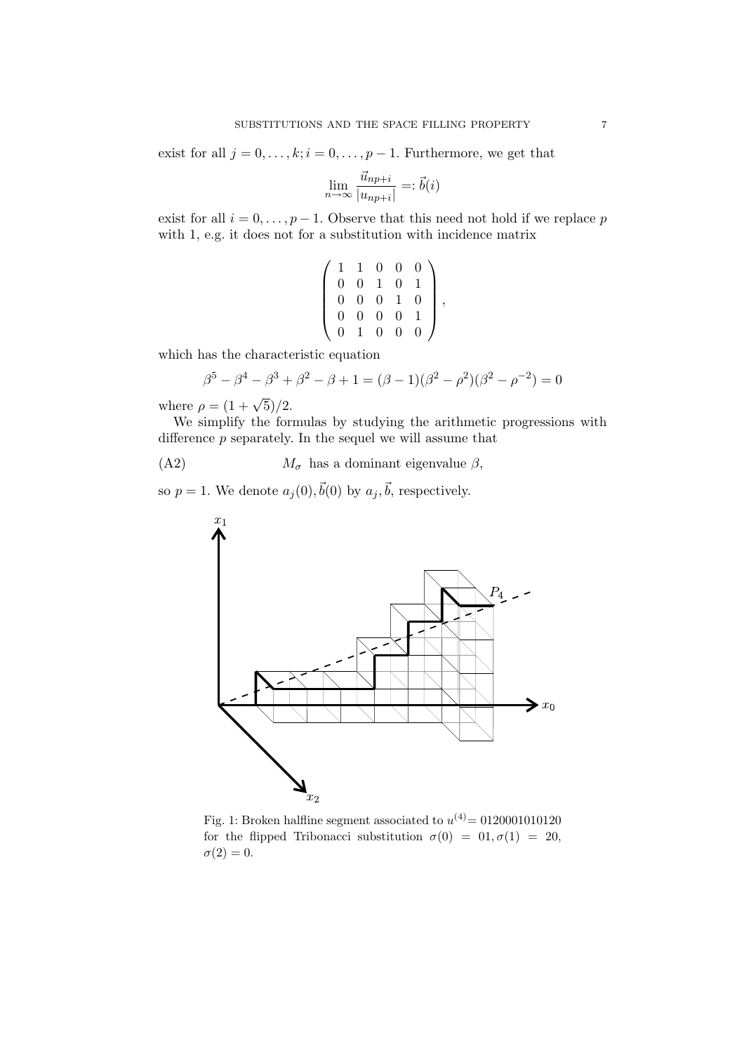exist for all $j = 0, \dots, k; i = 0, \dots, p-1$. Furthermore, we get that

$$\lim_{n \to \infty} \frac{\vec{u}_{np+i}}{|u_{np+i}|} =: \vec{b}(i)$$

exist for all $i = 0, \dots, p-1$. Observe that this need not hold if we replace $p$ with 1, e.g. it does not for a substitution with incidence matrix

$$\begin{pmatrix} 1 & 1 & 0 & 0 & 0 \\ 0 & 0 & 1 & 0 & 1 \\ 0 & 0 & 0 & 1 & 0 \\ 0 & 0 & 0 & 0 & 1 \\ 0 & 1 & 0 & 0 & 0 \end{pmatrix},$$

which has the characteristic equation

$$\beta^5 - \beta^4 - \beta^3 + \beta^2 - \beta + 1 = (\beta - 1)(\beta^2 - \rho^2)(\beta^2 - \rho^{-2}) = 0$$

where $\rho = (1 + \sqrt{5})/2$.

We simplify the formulas by studying the arithmetic progressions with difference $p$ separately. In the sequel we will assume that

(A2) $\qquad M_\sigma$ has a dominant eigenvalue $\beta$,

so $p = 1$. We denote $a_j(0), \vec{b}(0)$ by $a_j, \vec{b}$, respectively.

Fig. 1: Broken halfline segment associated to $u^{(4)} = 0120001010120$ for the flipped Tribonacci substitution $\sigma(0) = 01, \sigma(1) = 20, \sigma(2) = 0$.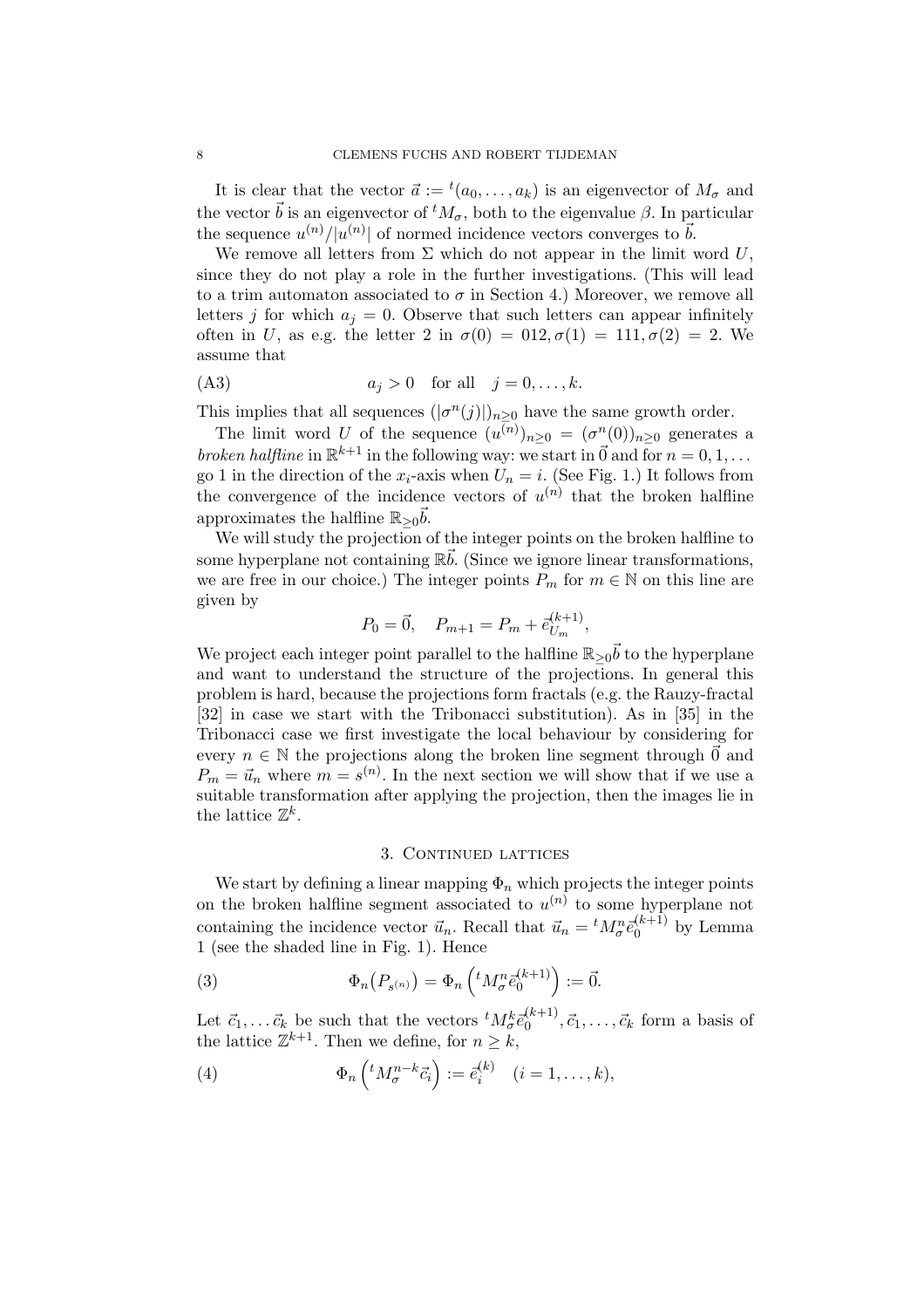It is clear that the vector $\vec{a} := {}^t(a_0, \ldots, a_k)$ is an eigenvector of $M_\sigma$ and the vector $\vec{b}$ is an eigenvector of ${}^tM_\sigma$, both to the eigenvalue $\beta$. In particular the sequence $u^{(n)}/|u^{(n)}|$ of normed incidence vectors converges to $\vec{b}$.

We remove all letters from $\Sigma$ which do not appear in the limit word $U$, since they do not play a role in the further investigations. (This will lead to a trim automaton associated to $\sigma$ in Section 4.) Moreover, we remove all letters $j$ for which $a_j = 0$. Observe that such letters can appear infinitely often in $U$, as e.g. the letter 2 in $\sigma(0) = 012, \sigma(1) = 111, \sigma(2) = 2$. We assume that

$$a_j > 0 \quad \text{for all} \quad j = 0, \ldots, k. \tag{A3}$$

This implies that all sequences $(|\sigma^n(j)|)_{n\geq 0}$ have the same growth order.

The limit word $U$ of the sequence $(u^{(n)})_{n\geq 0} = (\sigma^n(0))_{n\geq 0}$ generates a *broken halfline* in $\mathbb{R}^{k+1}$ in the following way: we start in $\vec{0}$ and for $n = 0, 1, \ldots$ go 1 in the direction of the $x_i$-axis when $U_n = i$. (See Fig. 1.) It follows from the convergence of the incidence vectors of $u^{(n)}$ that the broken halfline approximates the halfline $\mathbb{R}_{\geq 0}\vec{b}$.

We will study the projection of the integer points on the broken halfline to some hyperplane not containing $\mathbb{R}\vec{b}$. (Since we ignore linear transformations, we are free in our choice.) The integer points $P_m$ for $m \in \mathbb{N}$ on this line are given by

$$P_0 = \vec{0}, \quad P_{m+1} = P_m + \vec{e}^{\,(k+1)}_{U_m},$$

We project each integer point parallel to the halfline $\mathbb{R}_{\geq 0}\vec{b}$ to the hyperplane and want to understand the structure of the projections. In general this problem is hard, because the projections form fractals (e.g. the Rauzy-fractal [32] in case we start with the Tribonacci substitution). As in [35] in the Tribonacci case we first investigate the local behaviour by considering for every $n \in \mathbb{N}$ the projections along the broken line segment through $\vec{0}$ and $P_m = \vec{u}_n$ where $m = s^{(n)}$. In the next section we will show that if we use a suitable transformation after applying the projection, then the images lie in the lattice $\mathbb{Z}^k$.

## 3. Continued lattices

We start by defining a linear mapping $\Phi_n$ which projects the integer points on the broken halfline segment associated to $u^{(n)}$ to some hyperplane not containing the incidence vector $\vec{u}_n$. Recall that $\vec{u}_n = {}^tM_\sigma^n \vec{e}^{\,(k+1)}_0$ by Lemma 1 (see the shaded line in Fig. 1). Hence

$$\Phi_n\big(P_{s^{(n)}}\big) = \Phi_n\left({}^tM_\sigma^n \vec{e}^{\,(k+1)}_0\right) := \vec{0}. \tag{3}$$

Let $\vec{c}_1, \ldots \vec{c}_k$ be such that the vectors ${}^tM_\sigma^k \vec{e}^{\,(k+1)}_0, \vec{c}_1, \ldots, \vec{c}_k$ form a basis of the lattice $\mathbb{Z}^{k+1}$. Then we define, for $n \geq k$,

$$\Phi_n\left({}^tM_\sigma^{n-k}\vec{c}_i\right) := \vec{e}^{\,(k)}_i \quad (i = 1, \ldots, k), \tag{4}$$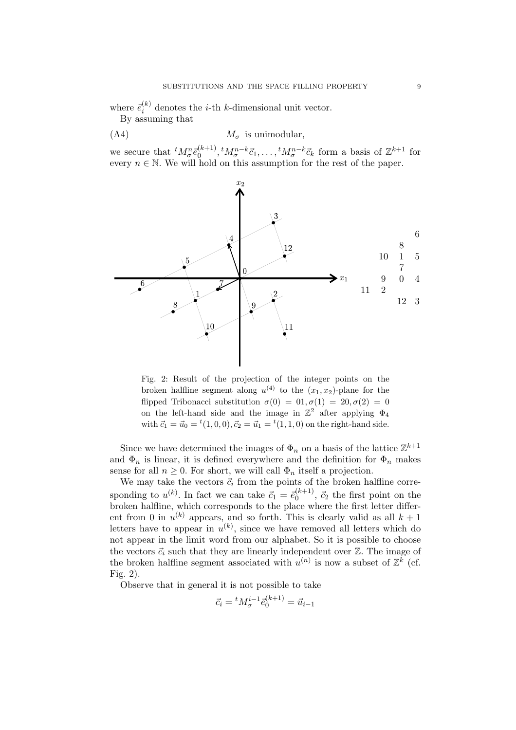where $\vec{e}_i^{(k)}$ denotes the $i$-th $k$-dimensional unit vector.

By assuming that

$$\text{(A4)} \qquad M_\sigma \text{ is unimodular,}$$

we secure that ${}^tM_\sigma^n\vec{e}_0^{(k+1)}, {}^tM_\sigma^{n-k}\vec{c}_1, \ldots, {}^tM_\sigma^{n-k}\vec{c}_k$ form a basis of $\mathbb{Z}^{k+1}$ for every $n \in \mathbb{N}$. We will hold on this assumption for the rest of the paper.

Fig. 2: Result of the projection of the integer points on the broken halfline segment along $u^{(4)}$ to the $(x_1, x_2)$-plane for the flipped Tribonacci substitution $\sigma(0) = 01, \sigma(1) = 20, \sigma(2) = 0$ on the left-hand side and the image in $\mathbb{Z}^2$ after applying $\Phi_4$ with $\vec{c}_1 = \vec{u}_0 = {}^t(1,0,0), \vec{c}_2 = \vec{u}_1 = {}^t(1,1,0)$ on the right-hand side.

Since we have determined the images of $\Phi_n$ on a basis of the lattice $\mathbb{Z}^{k+1}$ and $\Phi_n$ is linear, it is defined everywhere and the definition for $\Phi_n$ makes sense for all $n \geq 0$. For short, we will call $\Phi_n$ itself a projection.

We may take the vectors $\vec{c}_i$ from the points of the broken halfline corresponding to $u^{(k)}$. In fact we can take $\vec{c}_1 = \vec{e}_0^{(k+1)}$, $\vec{c}_2$ the first point on the broken halfline, which corresponds to the place where the first letter different from 0 in $u^{(k)}$ appears, and so forth. This is clearly valid as all $k+1$ letters have to appear in $u^{(k)}$, since we have removed all letters which do not appear in the limit word from our alphabet. So it is possible to choose the vectors $\vec{c}_i$ such that they are linearly independent over $\mathbb{Z}$. The image of the broken halfline segment associated with $u^{(n)}$ is now a subset of $\mathbb{Z}^k$ (cf. Fig. 2).

Observe that in general it is not possible to take

$$\vec{c}_i = {}^tM_\sigma^{i-1}\vec{e}_0^{(k+1)} = \vec{u}_{i-1}$$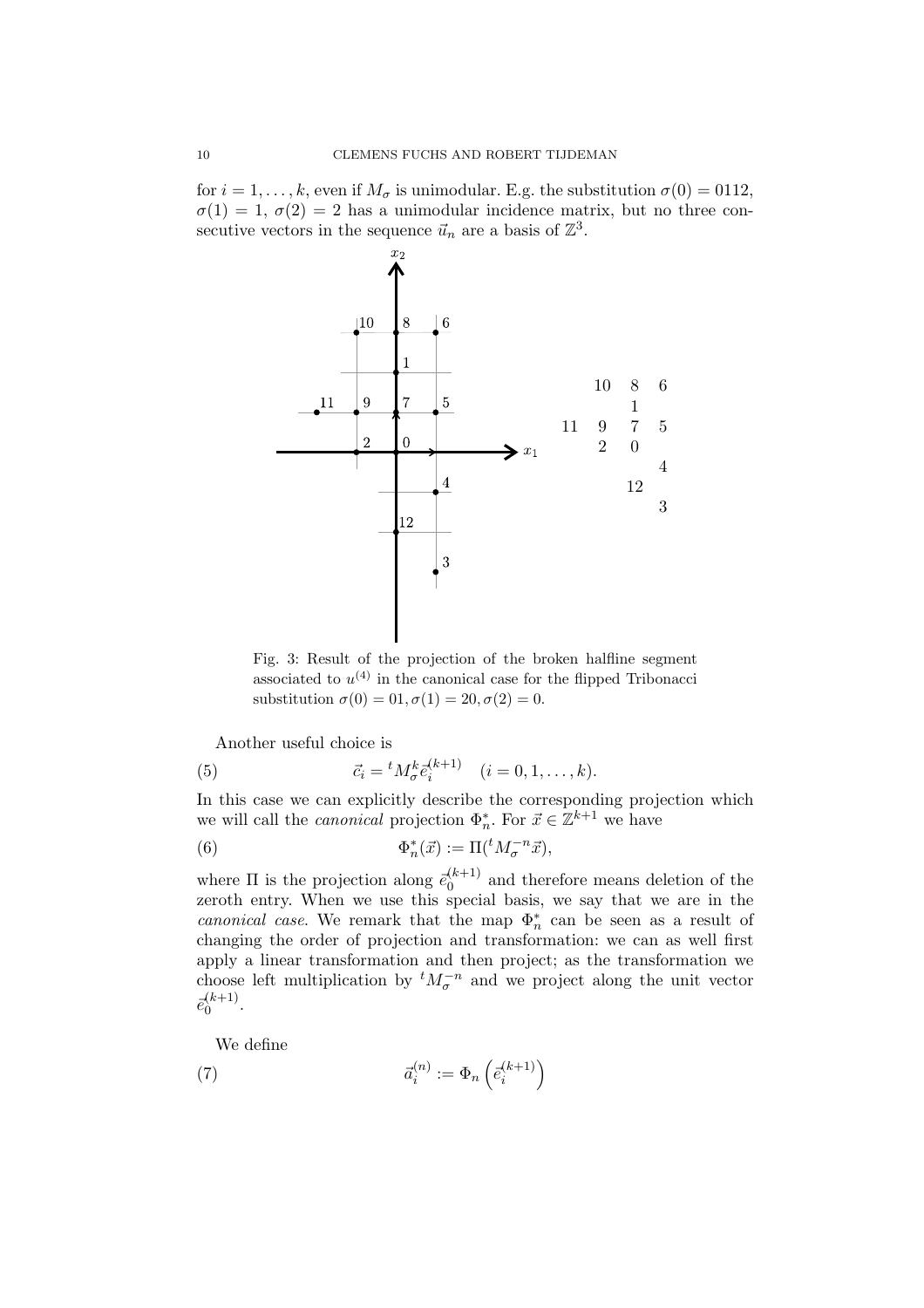for $i = 1, \ldots, k$, even if $M_\sigma$ is unimodular. E.g. the substitution $\sigma(0) = 0112$, $\sigma(1) = 1$, $\sigma(2) = 2$ has a unimodular incidence matrix, but no three consecutive vectors in the sequence $\vec{u}_n$ are a basis of $\mathbb{Z}^3$.

Fig. 3: Result of the projection of the broken halfline segment associated to $u^{(4)}$ in the canonical case for the flipped Tribonacci substitution $\sigma(0) = 01, \sigma(1) = 20, \sigma(2) = 0$.

Another useful choice is

$$\vec{c}_i = {}^t M_\sigma^k \vec{e}_i^{(k+1)} \quad (i = 0, 1, \ldots, k). \tag{5}$$

In this case we can explicitly describe the corresponding projection which we will call the *canonical* projection $\Phi_n^*$. For $\vec{x} \in \mathbb{Z}^{k+1}$ we have

$$\Phi_n^*(\vec{x}) := \Pi({}^t M_\sigma^{-n} \vec{x}), \tag{6}$$

where $\Pi$ is the projection along $\vec{e}_0^{(k+1)}$ and therefore means deletion of the zeroth entry. When we use this special basis, we say that we are in the *canonical case*. We remark that the map $\Phi_n^*$ can be seen as a result of changing the order of projection and transformation: we can as well first apply a linear transformation and then project; as the transformation we choose left multiplication by ${}^t M_\sigma^{-n}$ and we project along the unit vector $\vec{e}_0^{(k+1)}$.

We define

$$\vec{a}_i^{(n)} := \Phi_n\left(\vec{e}_i^{(k+1)}\right) \tag{7}$$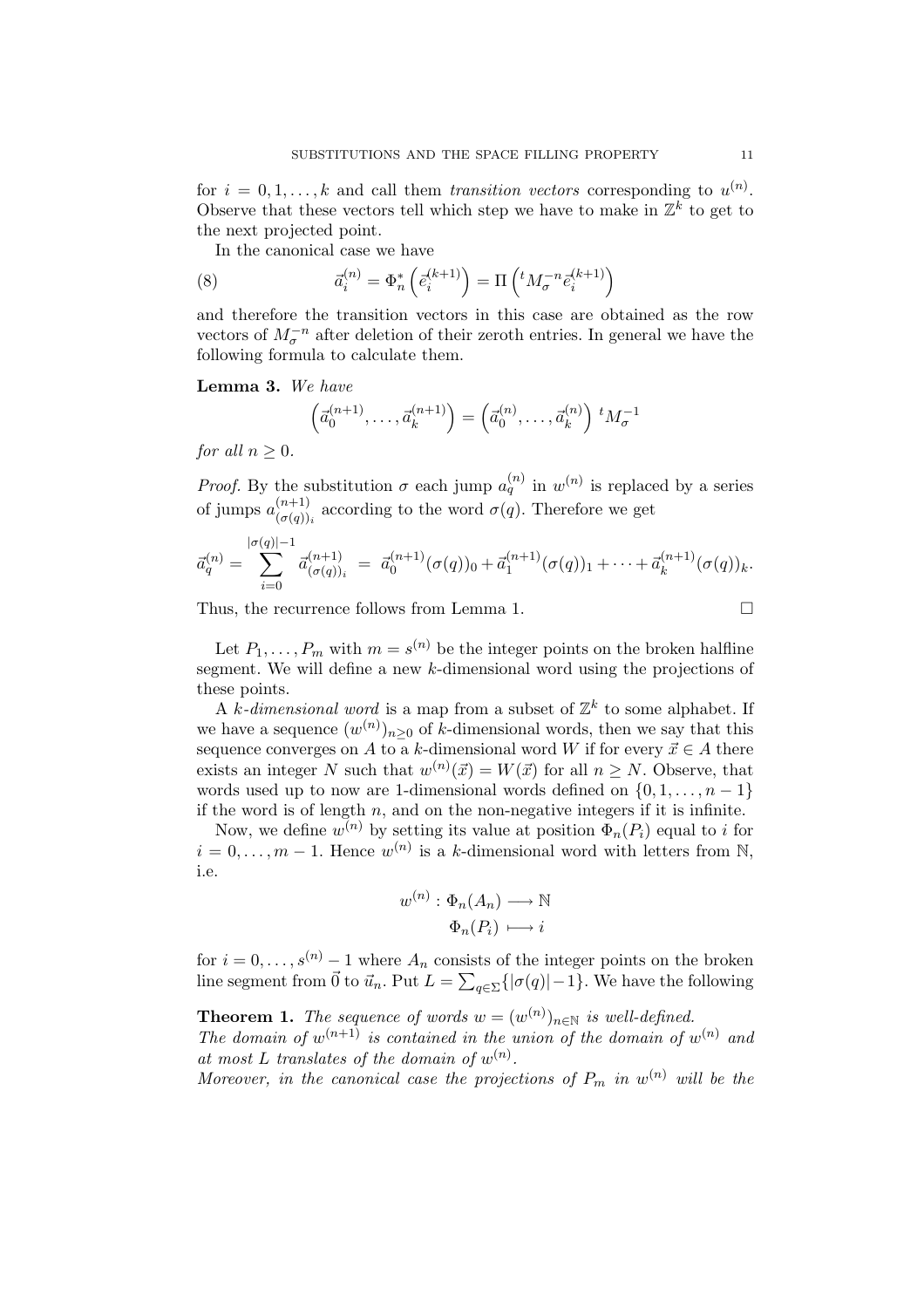for $i = 0, 1, \dots, k$ and call them *transition vectors* corresponding to $u^{(n)}$. Observe that these vectors tell which step we have to make in $\mathbb{Z}^k$ to get to the next projected point.

In the canonical case we have

$$\vec{a}_i^{(n)} = \Phi_n^* \left( \vec{e}_i^{(k+1)} \right) = \Pi \left( {}^t M_\sigma^{-n} \vec{e}_i^{(k+1)} \right) \tag{8}$$

and therefore the transition vectors in this case are obtained as the row vectors of $M_\sigma^{-n}$ after deletion of their zeroth entries. In general we have the following formula to calculate them.

**Lemma 3.** *We have*

$$\left( \vec{a}_0^{(n+1)}, \dots, \vec{a}_k^{(n+1)} \right) = \left( \vec{a}_0^{(n)}, \dots, \vec{a}_k^{(n)} \right) {}^t M_\sigma^{-1}$$

*for all $n \geq 0$.*

*Proof.* By the substitution $\sigma$ each jump $a_q^{(n)}$ in $w^{(n)}$ is replaced by a series of jumps $a_{(\sigma(q))_i}^{(n+1)}$ according to the word $\sigma(q)$. Therefore we get

$$\vec{a}_q^{(n)} = \sum_{i=0}^{|\sigma(q)|-1} \vec{a}_{(\sigma(q))_i}^{(n+1)} = \vec{a}_0^{(n+1)} (\sigma(q))_0 + \vec{a}_1^{(n+1)} (\sigma(q))_1 + \dots + \vec{a}_k^{(n+1)} (\sigma(q))_k.$$

Thus, the recurrence follows from Lemma 1. $\square$

Let $P_1, \dots, P_m$ with $m = s^{(n)}$ be the integer points on the broken halfline segment. We will define a new $k$-dimensional word using the projections of these points.

A *$k$-dimensional word* is a map from a subset of $\mathbb{Z}^k$ to some alphabet. If we have a sequence $(w^{(n)})_{n \geq 0}$ of $k$-dimensional words, then we say that this sequence converges on $A$ to a $k$-dimensional word $W$ if for every $\vec{x} \in A$ there exists an integer $N$ such that $w^{(n)}(\vec{x}) = W(\vec{x})$ for all $n \geq N$. Observe, that words used up to now are 1-dimensional words defined on $\{0, 1, \dots, n-1\}$ if the word is of length $n$, and on the non-negative integers if it is infinite.

Now, we define $w^{(n)}$ by setting its value at position $\Phi_n(P_i)$ equal to $i$ for $i = 0, \dots, m-1$. Hence $w^{(n)}$ is a $k$-dimensional word with letters from $\mathbb{N}$, i.e.

$$\begin{aligned} w^{(n)} : \Phi_n(A_n) &\longrightarrow \mathbb{N} \\ \Phi_n(P_i) &\longmapsto i \end{aligned}$$

for $i = 0, \dots, s^{(n)} - 1$ where $A_n$ consists of the integer points on the broken line segment from $\vec{0}$ to $\vec{u}_n$. Put $L = \sum_{q \in \Sigma} \{|\sigma(q)| - 1\}$. We have the following

**Theorem 1.** *The sequence of words $w = (w^{(n)})_{n \in \mathbb{N}}$ is well-defined.*
*The domain of $w^{(n+1)}$ is contained in the union of the domain of $w^{(n)}$ and at most $L$ translates of the domain of $w^{(n)}$.*
*Moreover, in the canonical case the projections of $P_m$ in $w^{(n)}$ will be the*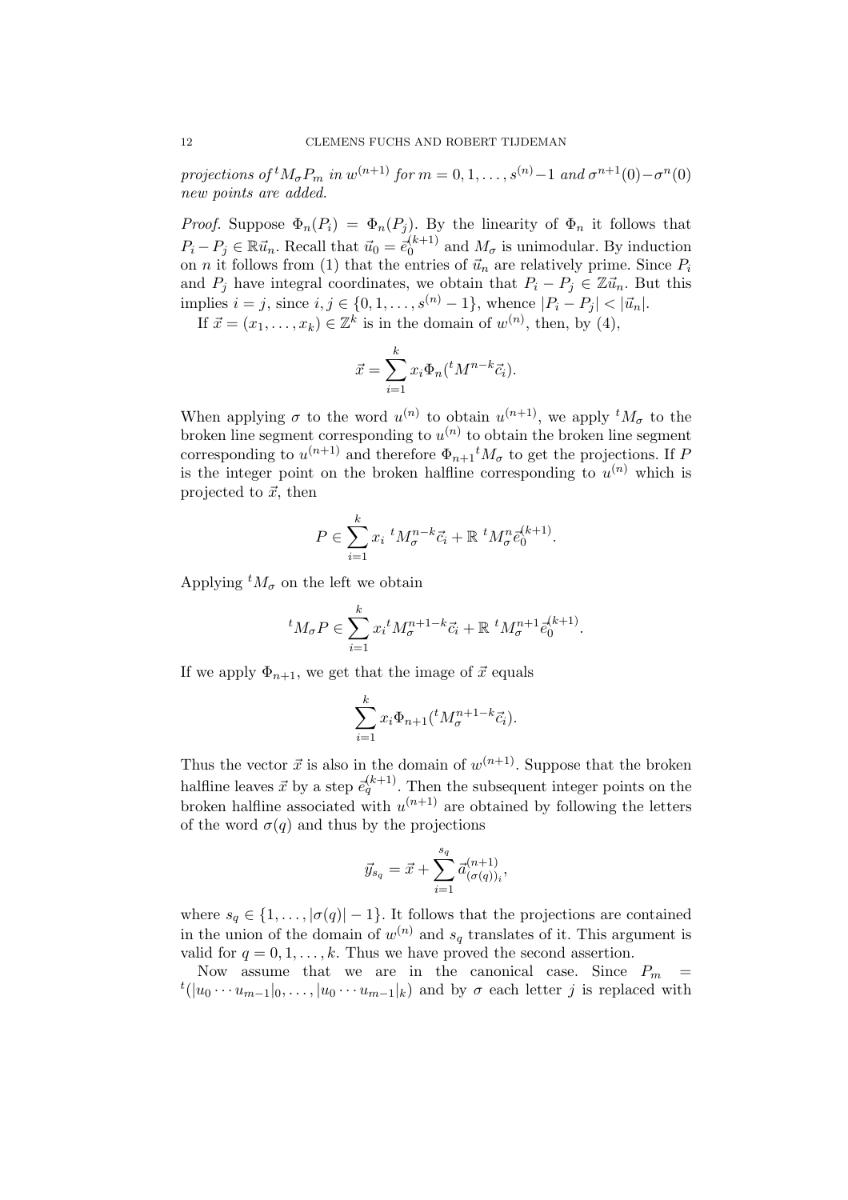*projections of* ${}^tM_\sigma P_m$ *in* $w^{(n+1)}$ *for* $m = 0, 1, \ldots, s^{(n)}-1$ *and* $\sigma^{n+1}(0) - \sigma^n(0)$ *new points are added.*

*Proof.* Suppose $\Phi_n(P_i) = \Phi_n(P_j)$. By the linearity of $\Phi_n$ it follows that $P_i - P_j \in \mathbb{R}\vec{u}_n$. Recall that $\vec{u}_0 = \vec{e}_0^{(k+1)}$ and $M_\sigma$ is unimodular. By induction on $n$ it follows from (1) that the entries of $\vec{u}_n$ are relatively prime. Since $P_i$ and $P_j$ have integral coordinates, we obtain that $P_i - P_j \in \mathbb{Z}\vec{u}_n$. But this implies $i = j$, since $i, j \in \{0, 1, \ldots, s^{(n)} - 1\}$, whence $|P_i - P_j| < |\vec{u}_n|$.

If $\vec{x} = (x_1, \ldots, x_k) \in \mathbb{Z}^k$ is in the domain of $w^{(n)}$, then, by (4),

$$\vec{x} = \sum_{i=1}^{k} x_i \Phi_n({}^tM^{n-k}\vec{c}_i).$$

When applying $\sigma$ to the word $u^{(n)}$ to obtain $u^{(n+1)}$, we apply ${}^tM_\sigma$ to the broken line segment corresponding to $u^{(n)}$ to obtain the broken line segment corresponding to $u^{(n+1)}$ and therefore $\Phi_{n+1}{}^tM_\sigma$ to get the projections. If $P$ is the integer point on the broken halfline corresponding to $u^{(n)}$ which is projected to $\vec{x}$, then

$$P \in \sum_{i=1}^{k} x_i \; {}^tM_\sigma^{n-k}\vec{c}_i + \mathbb{R}\; {}^tM_\sigma^n \vec{e}_0^{(k+1)}.$$

Applying ${}^tM_\sigma$ on the left we obtain

$${}^tM_\sigma P \in \sum_{i=1}^{k} x_i {}^tM_\sigma^{n+1-k}\vec{c}_i + \mathbb{R}\; {}^tM_\sigma^{n+1}\vec{e}_0^{(k+1)}.$$

If we apply $\Phi_{n+1}$, we get that the image of $\vec{x}$ equals

$$\sum_{i=1}^{k} x_i \Phi_{n+1}({}^tM_\sigma^{n+1-k}\vec{c}_i).$$

Thus the vector $\vec{x}$ is also in the domain of $w^{(n+1)}$. Suppose that the broken halfline leaves $\vec{x}$ by a step $\vec{e}_q^{(k+1)}$. Then the subsequent integer points on the broken halfline associated with $u^{(n+1)}$ are obtained by following the letters of the word $\sigma(q)$ and thus by the projections

$$\vec{y}_{s_q} = \vec{x} + \sum_{i=1}^{s_q} \vec{a}^{(n+1)}_{(\sigma(q))_i},$$

where $s_q \in \{1, \ldots, |\sigma(q)| - 1\}$. It follows that the projections are contained in the union of the domain of $w^{(n)}$ and $s_q$ translates of it. This argument is valid for $q = 0, 1, \ldots, k$. Thus we have proved the second assertion.

Now assume that we are in the canonical case. Since $P_m = {}^t(|u_0 \cdots u_{m-1}|_0, \ldots, |u_0 \cdots u_{m-1}|_k)$ and by $\sigma$ each letter $j$ is replaced with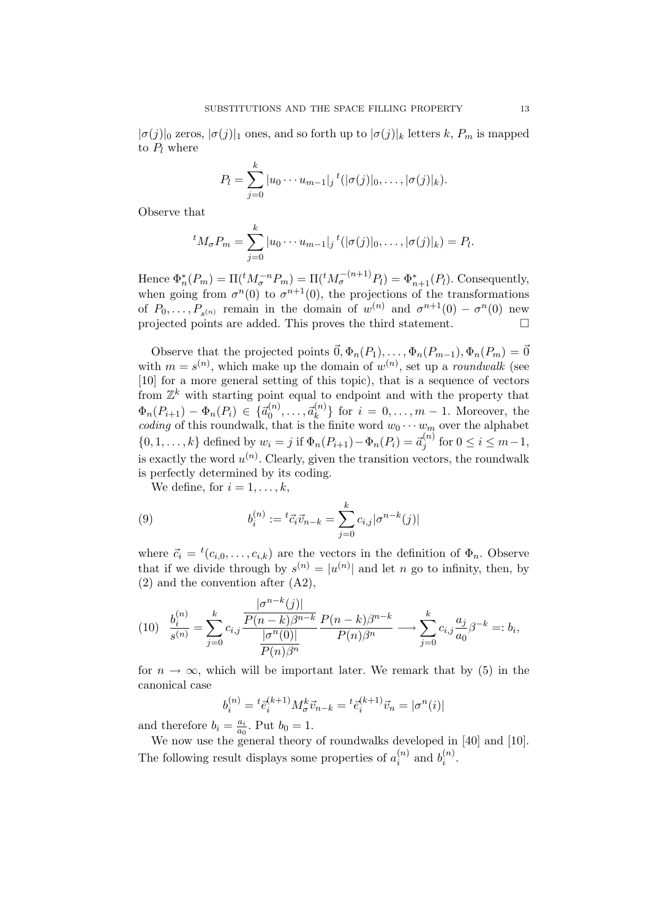$|\sigma(j)|_0$ zeros, $|\sigma(j)|_1$ ones, and so forth up to $|\sigma(j)|_k$ letters $k$, $P_m$ is mapped to $P_l$ where

$$P_l = \sum_{j=0}^{k} |u_0 \cdots u_{m-1}|_j \, {}^t(|\sigma(j)|_0, \ldots, |\sigma(j)|_k).$$

Observe that

$${}^t M_\sigma P_m = \sum_{j=0}^{k} |u_0 \cdots u_{m-1}|_j \, {}^t(|\sigma(j)|_0, \ldots, |\sigma(j)|_k) = P_l.$$

Hence $\Phi_n^*(P_m) = \Pi({}^t M_\sigma^{-n} P_m) = \Pi({}^t M_\sigma^{-(n+1)} P_l) = \Phi_{n+1}^*(P_l)$. Consequently, when going from $\sigma^n(0)$ to $\sigma^{n+1}(0)$, the projections of the transformations of $P_0, \ldots, P_{s^{(n)}}$ remain in the domain of $w^{(n)}$ and $\sigma^{n+1}(0) - \sigma^n(0)$ new projected points are added. This proves the third statement. $\square$

Observe that the projected points $\vec{0}, \Phi_n(P_1), \ldots, \Phi_n(P_{m-1}), \Phi_n(P_m) = \vec{0}$ with $m = s^{(n)}$, which make up the domain of $w^{(n)}$, set up a *roundwalk* (see [10] for a more general setting of this topic), that is a sequence of vectors from $\mathbb{Z}^k$ with starting point equal to endpoint and with the property that $\Phi_n(P_{i+1}) - \Phi_n(P_i) \in \{\vec{a}_0^{(n)}, \ldots, \vec{a}_k^{(n)}\}$ for $i = 0, \ldots, m-1$. Moreover, the *coding* of this roundwalk, that is the finite word $w_0 \cdots w_m$ over the alphabet $\{0, 1, \ldots, k\}$ defined by $w_i = j$ if $\Phi_n(P_{i+1}) - \Phi_n(P_i) = \vec{a}_j^{(n)}$ for $0 \le i \le m-1$, is exactly the word $u^{(n)}$. Clearly, given the transition vectors, the roundwalk is perfectly determined by its coding.

We define, for $i = 1, \ldots, k$,

$$b_i^{(n)} := {}^t\vec{c}_i \vec{v}_{n-k} = \sum_{j=0}^{k} c_{i,j} |\sigma^{n-k}(j)| \tag{9}$$

where $\vec{c}_i = {}^t(c_{i,0}, \ldots, c_{i,k})$ are the vectors in the definition of $\Phi_n$. Observe that if we divide through by $s^{(n)} = |u^{(n)}|$ and let $n$ go to infinity, then, by (2) and the convention after (A2),

$$\frac{b_i^{(n)}}{s^{(n)}} = \sum_{j=0}^{k} c_{i,j} \frac{\dfrac{|\sigma^{n-k}(j)|}{P(n-k)\beta^{n-k}}}{\dfrac{|\sigma^n(0)|}{P(n)\beta^n}} \frac{P(n-k)\beta^{n-k}}{P(n)\beta^n} \longrightarrow \sum_{j=0}^{k} c_{i,j} \frac{a_j}{a_0} \beta^{-k} =: b_i, \tag{10}$$

for $n \to \infty$, which will be important later. We remark that by (5) in the canonical case

$$b_i^{(n)} = {}^t\vec{e}_i^{(k+1)} M_\sigma^k \vec{v}_{n-k} = {}^t\vec{e}_i^{(k+1)} \vec{v}_n = |\sigma^n(i)|$$

and therefore $b_i = \frac{a_i}{a_0}$. Put $b_0 = 1$.

We now use the general theory of roundwalks developed in [40] and [10]. The following result displays some properties of $a_i^{(n)}$ and $b_i^{(n)}$.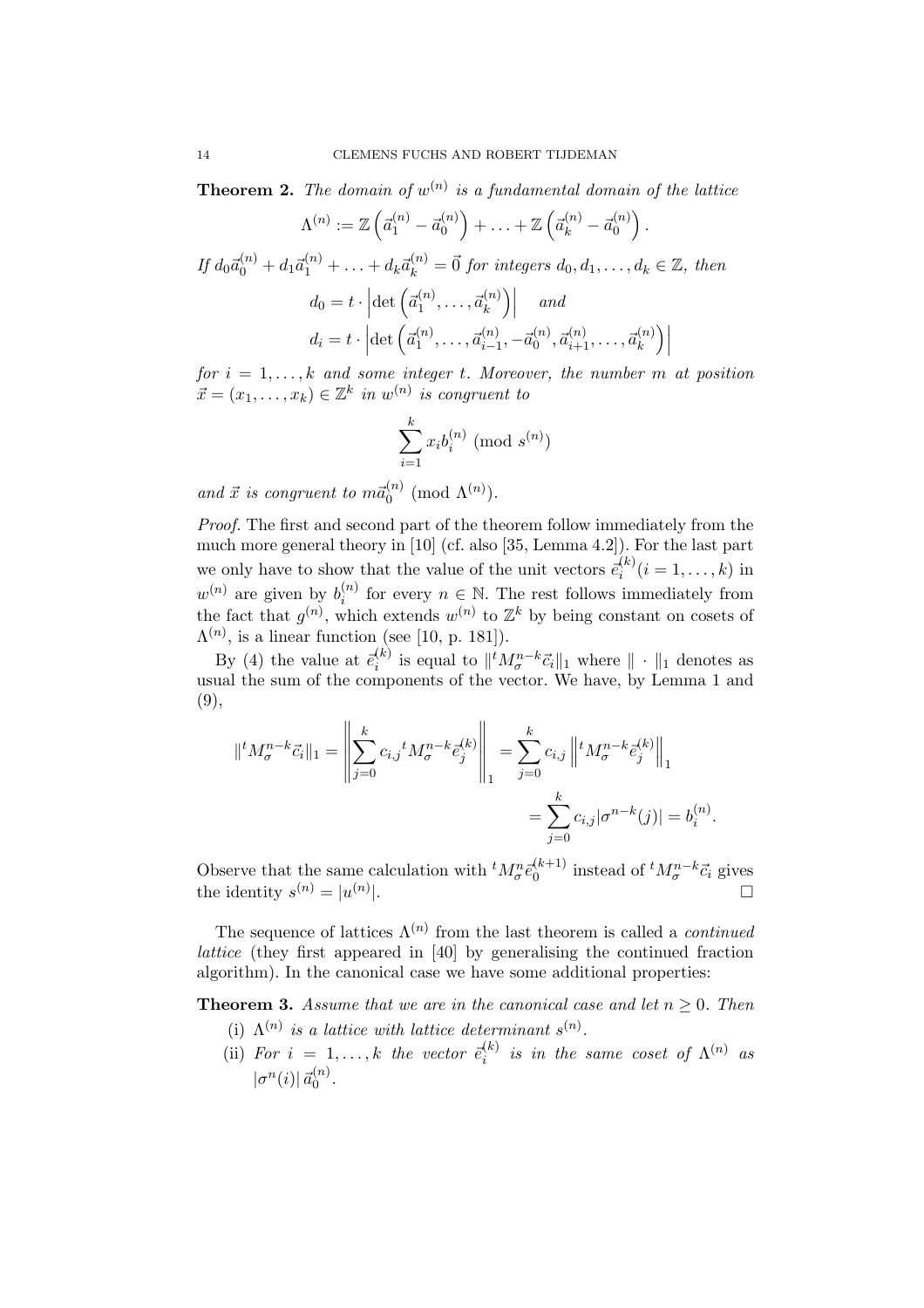**Theorem 2.** *The domain of $w^{(n)}$ is a fundamental domain of the lattice*

$$\Lambda^{(n)} := \mathbb{Z}\left(\vec{a}_1^{(n)} - \vec{a}_0^{(n)}\right) + \ldots + \mathbb{Z}\left(\vec{a}_k^{(n)} - \vec{a}_0^{(n)}\right).$$

*If $d_0\vec{a}_0^{(n)} + d_1\vec{a}_1^{(n)} + \ldots + d_k\vec{a}_k^{(n)} = \vec{0}$ for integers $d_0, d_1, \ldots, d_k \in \mathbb{Z}$, then*

$$d_0 = t \cdot \left|\det\left(\vec{a}_1^{(n)}, \ldots, \vec{a}_k^{(n)}\right)\right| \quad \textit{and}$$
$$d_i = t \cdot \left|\det\left(\vec{a}_1^{(n)}, \ldots, \vec{a}_{i-1}^{(n)}, -\vec{a}_0^{(n)}, \vec{a}_{i+1}^{(n)}, \ldots, \vec{a}_k^{(n)}\right)\right|$$

*for $i = 1, \ldots, k$ and some integer $t$. Moreover, the number $m$ at position $\vec{x} = (x_1, \ldots, x_k) \in \mathbb{Z}^k$ in $w^{(n)}$ is congruent to*

$$\sum_{i=1}^{k} x_i b_i^{(n)} \pmod{s^{(n)}}$$

*and $\vec{x}$ is congruent to $m\vec{a}_0^{(n)} \pmod{\Lambda^{(n)}}$.*

*Proof.* The first and second part of the theorem follow immediately from the much more general theory in [10] (cf. also [35, Lemma 4.2]). For the last part we only have to show that the value of the unit vectors $\vec{e}_i^{(k)} (i = 1, \ldots, k)$ in $w^{(n)}$ are given by $b_i^{(n)}$ for every $n \in \mathbb{N}$. The rest follows immediately from the fact that $g^{(n)}$, which extends $w^{(n)}$ to $\mathbb{Z}^k$ by being constant on cosets of $\Lambda^{(n)}$, is a linear function (see [10, p. 181]).

By (4) the value at $\vec{e}_i^{(k)}$ is equal to $\|{}^tM_\sigma^{n-k}\vec{c}_i\|_1$ where $\|\cdot\|_1$ denotes as usual the sum of the components of the vector. We have, by Lemma 1 and (9),

$$\|{}^tM_\sigma^{n-k}\vec{c}_i\|_1 = \left\|\sum_{j=0}^{k} c_{i,j}\,{}^tM_\sigma^{n-k}\vec{e}_j^{(k)}\right\|_1 = \sum_{j=0}^{k} c_{i,j}\left\|{}^tM_\sigma^{n-k}\vec{e}_j^{(k)}\right\|_1$$
$$= \sum_{j=0}^{k} c_{i,j}|\sigma^{n-k}(j)| = b_i^{(n)}.$$

Observe that the same calculation with ${}^tM_\sigma^n\vec{e}_0^{(k+1)}$ instead of ${}^tM_\sigma^{n-k}\vec{c}_i$ gives the identity $s^{(n)} = |u^{(n)}|$. $\square$

The sequence of lattices $\Lambda^{(n)}$ from the last theorem is called a *continued lattice* (they first appeared in [40] by generalising the continued fraction algorithm). In the canonical case we have some additional properties:

**Theorem 3.** *Assume that we are in the canonical case and let $n \geq 0$. Then*

(i) *$\Lambda^{(n)}$ is a lattice with lattice determinant $s^{(n)}$.*

(ii) *For $i = 1, \ldots, k$ the vector $\vec{e}_i^{(k)}$ is in the same coset of $\Lambda^{(n)}$ as $|\sigma^n(i)|\,\vec{a}_0^{(n)}$.*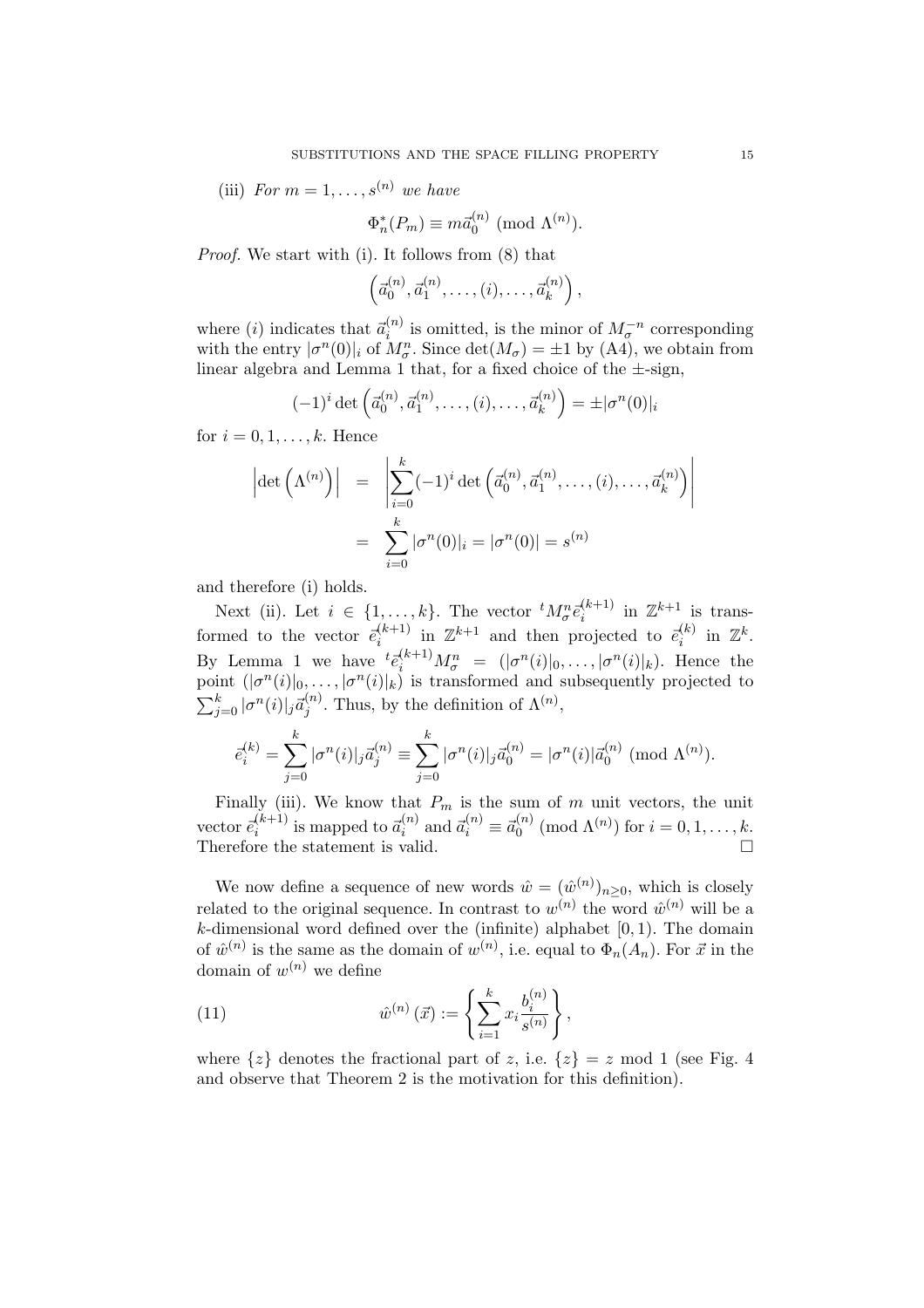(iii) *For $m = 1, \ldots, s^{(n)}$ we have*

$$\Phi_n^*(P_m) \equiv m\vec{a}_0^{(n)} \pmod{\Lambda^{(n)}}.$$

*Proof.* We start with (i). It follows from (8) that

$$\left(\vec{a}_0^{(n)}, \vec{a}_1^{(n)}, \ldots, (i), \ldots, \vec{a}_k^{(n)}\right),$$

where $(i)$ indicates that $\vec{a}_i^{(n)}$ is omitted, is the minor of $M_\sigma^{-n}$ corresponding with the entry $|\sigma^n(0)|_i$ of $M_\sigma^n$. Since $\det(M_\sigma) = \pm 1$ by (A4), we obtain from linear algebra and Lemma 1 that, for a fixed choice of the $\pm$-sign,

$$(-1)^i \det\left(\vec{a}_0^{(n)}, \vec{a}_1^{(n)}, \ldots, (i), \ldots, \vec{a}_k^{(n)}\right) = \pm |\sigma^n(0)|_i$$

for $i = 0, 1, \ldots, k$. Hence

$$\begin{aligned}
\left|\det\left(\Lambda^{(n)}\right)\right| &= \left|\sum_{i=0}^{k} (-1)^i \det\left(\vec{a}_0^{(n)}, \vec{a}_1^{(n)}, \ldots, (i), \ldots, \vec{a}_k^{(n)}\right)\right| \\
&= \sum_{i=0}^{k} |\sigma^n(0)|_i = |\sigma^n(0)| = s^{(n)}
\end{aligned}$$

and therefore (i) holds.

Next (ii). Let $i \in \{1, \ldots, k\}$. The vector ${}^tM_\sigma^n \vec{e}_i^{(k+1)}$ in $\mathbb{Z}^{k+1}$ is transformed to the vector $\vec{e}_i^{(k+1)}$ in $\mathbb{Z}^{k+1}$ and then projected to $\vec{e}_i^{(k)}$ in $\mathbb{Z}^k$. By Lemma 1 we have ${}^t\vec{e}_i^{(k+1)} M_\sigma^n = (|\sigma^n(i)|_0, \ldots, |\sigma^n(i)|_k)$. Hence the point $(|\sigma^n(i)|_0, \ldots, |\sigma^n(i)|_k)$ is transformed and subsequently projected to $\sum_{j=0}^{k} |\sigma^n(i)|_j \vec{a}_j^{(n)}$. Thus, by the definition of $\Lambda^{(n)}$,

$$\vec{e}_i^{(k)} = \sum_{j=0}^{k} |\sigma^n(i)|_j \vec{a}_j^{(n)} \equiv \sum_{j=0}^{k} |\sigma^n(i)|_j \vec{a}_0^{(n)} = |\sigma^n(i)| \vec{a}_0^{(n)} \pmod{\Lambda^{(n)}}.$$

Finally (iii). We know that $P_m$ is the sum of $m$ unit vectors, the unit vector $\vec{e}_i^{(k+1)}$ is mapped to $\vec{a}_i^{(n)}$ and $\vec{a}_i^{(n)} \equiv \vec{a}_0^{(n)} \pmod{\Lambda^{(n)}}$ for $i = 0, 1, \ldots, k$. Therefore the statement is valid. $\square$

We now define a sequence of new words $\hat{w} = (\hat{w}^{(n)})_{n \geq 0}$, which is closely related to the original sequence. In contrast to $w^{(n)}$ the word $\hat{w}^{(n)}$ will be a $k$-dimensional word defined over the (infinite) alphabet $[0, 1)$. The domain of $\hat{w}^{(n)}$ is the same as the domain of $w^{(n)}$, i.e. equal to $\Phi_n(A_n)$. For $\vec{x}$ in the domain of $w^{(n)}$ we define

$$\hat{w}^{(n)}(\vec{x}) := \left\{ \sum_{i=1}^{k} x_i \frac{b_i^{(n)}}{s^{(n)}} \right\}, \tag{11}$$

where $\{z\}$ denotes the fractional part of $z$, i.e. $\{z\} = z \bmod 1$ (see Fig. 4 and observe that Theorem 2 is the motivation for this definition).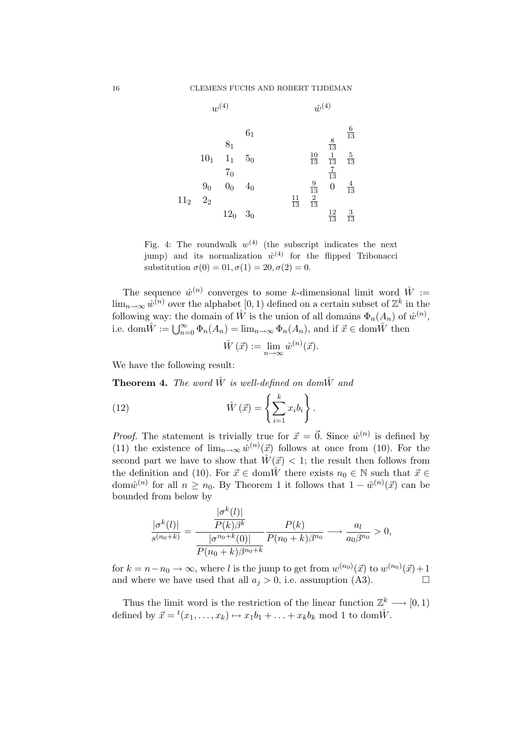| $w^{(4)}$ | | | | | | $\hat{w}^{(4)}$ | | |
|---|---|---|---|---|---|---|---|---|
| | | | $6_1$ | | | | | $\frac{6}{13}$ |
| | | $8_1$ | | | | | $\frac{8}{13}$ | |
| | $10_1$ | $1_1$ | $5_0$ | | | $\frac{10}{13}$ | $\frac{1}{13}$ | $\frac{5}{13}$ |
| | | $7_0$ | | | | | $\frac{7}{13}$ | |
| | $9_0$ | $0_0$ | $4_0$ | | | $\frac{9}{13}$ | $0$ | $\frac{4}{13}$ |
| $11_2$ | $2_2$ | | | | $\frac{11}{13}$ | $\frac{2}{13}$ | | |
| | | $12_0$ | $3_0$ | | | | $\frac{12}{13}$ | $\frac{3}{13}$ |

Fig. 4: The roundwalk $w^{(4)}$ (the subscript indicates the next jump) and its normalization $\hat{w}^{(4)}$ for the flipped Tribonacci substitution $\sigma(0) = 01, \sigma(1) = 20, \sigma(2) = 0$.

The sequence $\hat{w}^{(n)}$ converges to some $k$-dimensional limit word $\hat{W} := \lim_{n\to\infty} \hat{w}^{(n)}$ over the alphabet $[0, 1)$ defined on a certain subset of $\mathbb{Z}^k$ in the following way: the domain of $\hat{W}$ is the union of all domains $\Phi_n(A_n)$ of $\hat{w}^{(n)}$, i.e. $\mathrm{dom}\hat{W} := \bigcup_{n=0}^{\infty} \Phi_n(A_n) = \lim_{n\to\infty} \Phi_n(A_n)$, and if $\vec{x} \in \mathrm{dom}\hat{W}$ then

$$\hat{W}(\vec{x}) := \lim_{n\to\infty} \hat{w}^{(n)}(\vec{x}).$$

We have the following result:

**Theorem 4.** *The word $\hat{W}$ is well-defined on $dom\hat{W}$ and*

$$\hat{W}(\vec{x}) = \left\{ \sum_{i=1}^{k} x_i b_i \right\}. \tag{12}$$

*Proof.* The statement is trivially true for $\vec{x} = \vec{0}$. Since $\hat{w}^{(n)}$ is defined by (11) the existence of $\lim_{n\to\infty} \hat{w}^{(n)}(\vec{x})$ follows at once from (10). For the second part we have to show that $\hat{W}(\vec{x}) < 1$; the result then follows from the definition and (10). For $\vec{x} \in \mathrm{dom}\hat{W}$ there exists $n_0 \in \mathbb{N}$ such that $\vec{x} \in \mathrm{dom}\hat{w}^{(n)}$ for all $n \geq n_0$. By Theorem 1 it follows that $1 - \hat{w}^{(n)}(\vec{x})$ can be bounded from below by

$$\frac{|\sigma^k(l)|}{s^{(n_0+k)}} = \frac{\dfrac{|\sigma^k(l)|}{P(k)\beta^k}}{\dfrac{|\sigma^{n_0+k}(0)|}{P(n_0+k)\beta^{n_0+k}}} \frac{P(k)}{P(n_0+k)\beta^{n_0}} \longrightarrow \frac{a_l}{a_0\beta^{n_0}} > 0,$$

for $k = n - n_0 \to \infty$, where $l$ is the jump to get from $w^{(n_0)}(\vec{x})$ to $w^{(n_0)}(\vec{x})+1$ and where we have used that all $a_j > 0$, i.e. assumption (A3). $\square$

Thus the limit word is the restriction of the linear function $\mathbb{Z}^k \longrightarrow [0, 1)$ defined by $\vec{x} = {}^t(x_1, \ldots, x_k) \mapsto x_1 b_1 + \ldots + x_k b_k \bmod 1$ to $\mathrm{dom}\hat{W}$.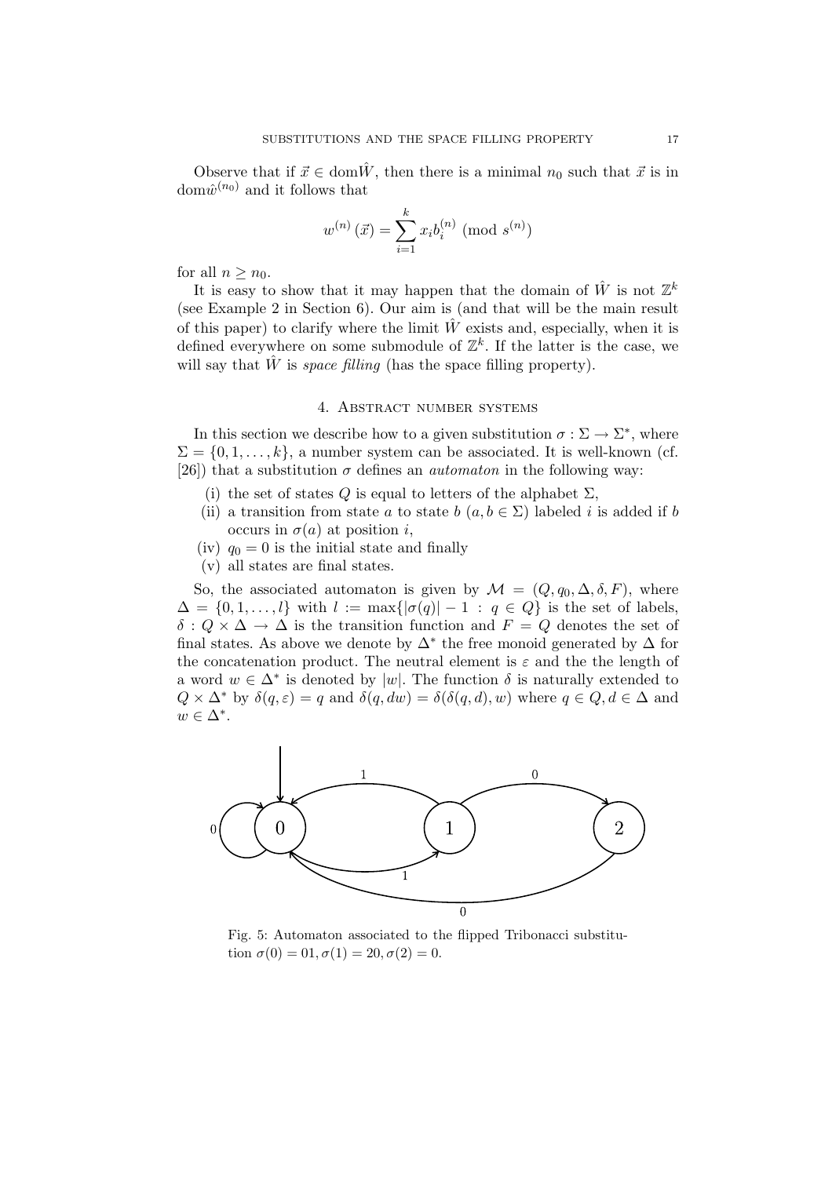Observe that if $\vec{x} \in \mathrm{dom}\hat{W}$, then there is a minimal $n_0$ such that $\vec{x}$ is in $\mathrm{dom}\hat{w}^{(n_0)}$ and it follows that

$$w^{(n)}\left(\vec{x}\right) = \sum_{i=1}^{k} x_i b_i^{(n)} \pmod{s^{(n)}}$$

for all $n \geq n_0$.

It is easy to show that it may happen that the domain of $\hat{W}$ is not $\mathbb{Z}^k$ (see Example 2 in Section 6). Our aim is (and that will be the main result of this paper) to clarify where the limit $\hat{W}$ exists and, especially, when it is defined everywhere on some submodule of $\mathbb{Z}^k$. If the latter is the case, we will say that $\hat{W}$ is *space filling* (has the space filling property).

## 4. Abstract number systems

In this section we describe how to a given substitution $\sigma : \Sigma \to \Sigma^*$, where $\Sigma = \{0, 1, \ldots, k\}$, a number system can be associated. It is well-known (cf. [26]) that a substitution $\sigma$ defines an *automaton* in the following way:

- (i) the set of states $Q$ is equal to letters of the alphabet $\Sigma$,
- (ii) a transition from state $a$ to state $b$ ($a, b \in \Sigma$) labeled $i$ is added if $b$ occurs in $\sigma(a)$ at position $i$,
- (iv) $q_0 = 0$ is the initial state and finally
- (v) all states are final states.

So, the associated automaton is given by $\mathcal{M} = (Q, q_0, \Delta, \delta, F)$, where $\Delta = \{0, 1, \ldots, l\}$ with $l := \max\{|\sigma(q)| - 1 \, : \, q \in Q\}$ is the set of labels, $\delta : Q \times \Delta \to \Delta$ is the transition function and $F = Q$ denotes the set of final states. As above we denote by $\Delta^*$ the free monoid generated by $\Delta$ for the concatenation product. The neutral element is $\varepsilon$ and the the length of a word $w \in \Delta^*$ is denoted by $|w|$. The function $\delta$ is naturally extended to $Q \times \Delta^*$ by $\delta(q, \varepsilon) = q$ and $\delta(q, dw) = \delta(\delta(q, d), w)$ where $q \in Q, d \in \Delta$ and $w \in \Delta^*$.

Fig. 5: Automaton associated to the flipped Tribonacci substitution $\sigma(0) = 01, \sigma(1) = 20, \sigma(2) = 0$.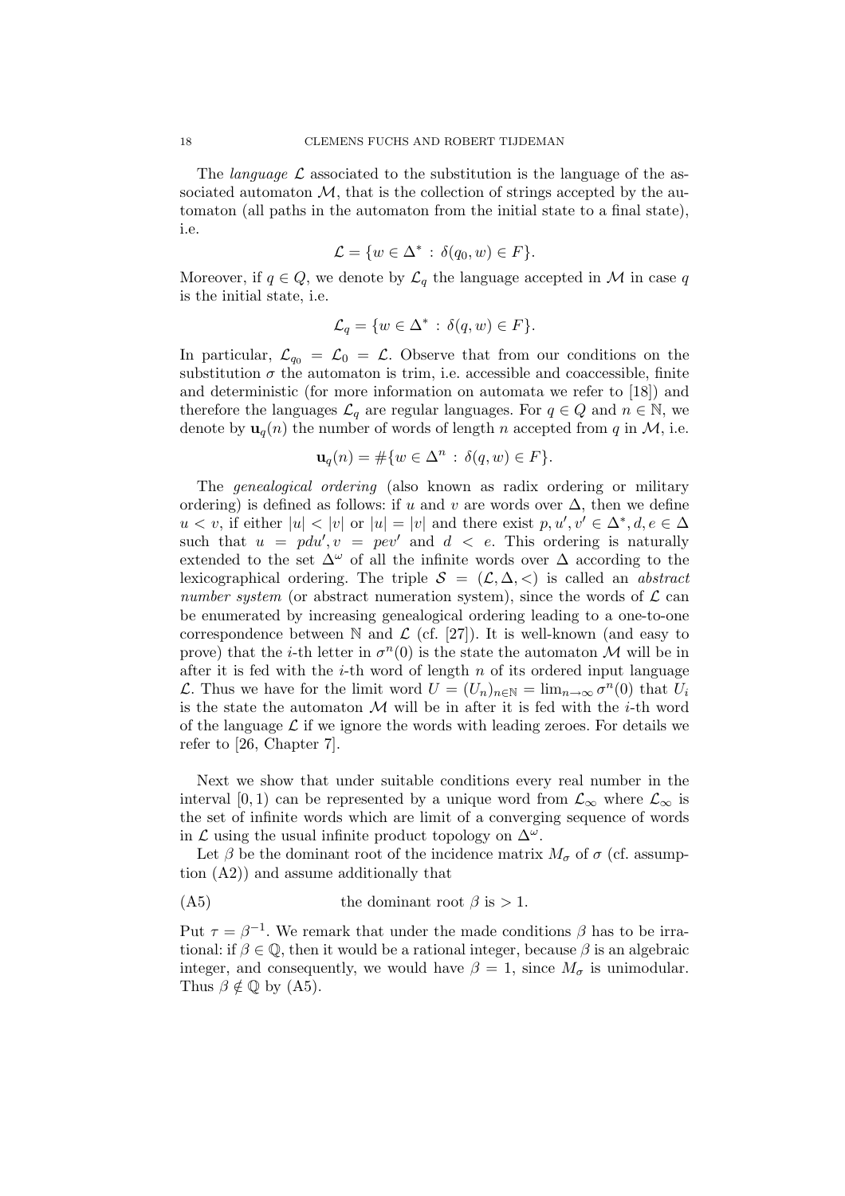The *language* $\mathcal{L}$ associated to the substitution is the language of the associated automaton $\mathcal{M}$, that is the collection of strings accepted by the automaton (all paths in the automaton from the initial state to a final state), i.e.

$$\mathcal{L} = \{w \in \Delta^* \,:\, \delta(q_0, w) \in F\}.$$

Moreover, if $q \in Q$, we denote by $\mathcal{L}_q$ the language accepted in $\mathcal{M}$ in case $q$ is the initial state, i.e.

$$\mathcal{L}_q = \{w \in \Delta^* \,:\, \delta(q, w) \in F\}.$$

In particular, $\mathcal{L}_{q_0} = \mathcal{L}_0 = \mathcal{L}$. Observe that from our conditions on the substitution $\sigma$ the automaton is trim, i.e. accessible and coaccessible, finite and deterministic (for more information on automata we refer to [18]) and therefore the languages $\mathcal{L}_q$ are regular languages. For $q \in Q$ and $n \in \mathbb{N}$, we denote by $\mathbf{u}_q(n)$ the number of words of length $n$ accepted from $q$ in $\mathcal{M}$, i.e.

$$\mathbf{u}_q(n) = \#\{w \in \Delta^n \,:\, \delta(q, w) \in F\}.$$

The *genealogical ordering* (also known as radix ordering or military ordering) is defined as follows: if $u$ and $v$ are words over $\Delta$, then we define $u < v$, if either $|u| < |v|$ or $|u| = |v|$ and there exist $p, u', v' \in \Delta^*, d, e \in \Delta$ such that $u = pdu', v = pev'$ and $d < e$. This ordering is naturally extended to the set $\Delta^\omega$ of all the infinite words over $\Delta$ according to the lexicographical ordering. The triple $\mathcal{S} = (\mathcal{L}, \Delta, <)$ is called an *abstract number system* (or abstract numeration system), since the words of $\mathcal{L}$ can be enumerated by increasing genealogical ordering leading to a one-to-one correspondence between $\mathbb{N}$ and $\mathcal{L}$ (cf. [27]). It is well-known (and easy to prove) that the $i$-th letter in $\sigma^n(0)$ is the state the automaton $\mathcal{M}$ will be in after it is fed with the $i$-th word of length $n$ of its ordered input language $\mathcal{L}$. Thus we have for the limit word $U = (U_n)_{n \in \mathbb{N}} = \lim_{n\to\infty} \sigma^n(0)$ that $U_i$ is the state the automaton $\mathcal{M}$ will be in after it is fed with the $i$-th word of the language $\mathcal{L}$ if we ignore the words with leading zeroes. For details we refer to [26, Chapter 7].

Next we show that under suitable conditions every real number in the interval $[0, 1)$ can be represented by a unique word from $\mathcal{L}_\infty$ where $\mathcal{L}_\infty$ is the set of infinite words which are limit of a converging sequence of words in $\mathcal{L}$ using the usual infinite product topology on $\Delta^\omega$.

Let $\beta$ be the dominant root of the incidence matrix $M_\sigma$ of $\sigma$ (cf. assumption (A2)) and assume additionally that

(A5) the dominant root $\beta$ is $> 1$.

Put $\tau = \beta^{-1}$. We remark that under the made conditions $\beta$ has to be irrational: if $\beta \in \mathbb{Q}$, then it would be a rational integer, because $\beta$ is an algebraic integer, and consequently, we would have $\beta = 1$, since $M_\sigma$ is unimodular. Thus $\beta \notin \mathbb{Q}$ by (A5).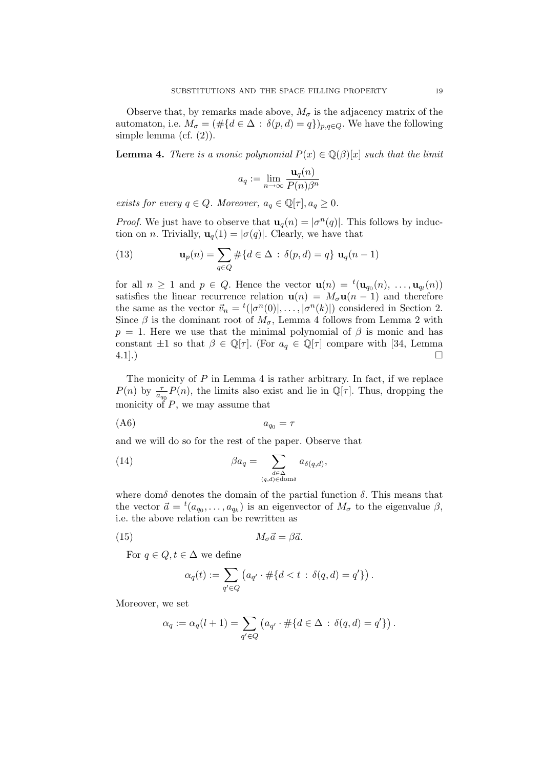Observe that, by remarks made above, $M_\sigma$ is the adjacency matrix of the automaton, i.e. $M_\sigma = (\#\{d \in \Delta : \delta(p,d) = q\})_{p,q\in Q}$. We have the following simple lemma (cf. (2)).

**Lemma 4.** *There is a monic polynomial $P(x) \in \mathbb{Q}(\beta)[x]$ such that the limit*

$$a_q := \lim_{n\to\infty} \frac{\mathbf{u}_q(n)}{P(n)\beta^n}$$

*exists for every $q \in Q$. Moreover, $a_q \in \mathbb{Q}[\tau], a_q \geq 0$.*

*Proof.* We just have to observe that $\mathbf{u}_q(n) = |\sigma^n(q)|$. This follows by induction on $n$. Trivially, $\mathbf{u}_q(1) = |\sigma(q)|$. Clearly, we have that

$$\mathbf{u}_p(n) = \sum_{q\in Q} \#\{d \in \Delta : \delta(p,d) = q\} \ \mathbf{u}_q(n-1) \tag{13}$$

for all $n \geq 1$ and $p \in Q$. Hence the vector $\mathbf{u}(n) = {}^t(\mathbf{u}_{q_0}(n), \ldots, \mathbf{u}_{q_l}(n))$ satisfies the linear recurrence relation $\mathbf{u}(n) = M_\sigma \mathbf{u}(n-1)$ and therefore the same as the vector $\vec{v}_n = {}^t(|\sigma^n(0)|, \ldots, |\sigma^n(k)|)$ considered in Section 2. Since $\beta$ is the dominant root of $M_\sigma$, Lemma 4 follows from Lemma 2 with $p = 1$. Here we use that the minimal polynomial of $\beta$ is monic and has constant $\pm 1$ so that $\beta \in \mathbb{Q}[\tau]$. (For $a_q \in \mathbb{Q}[\tau]$ compare with [34, Lemma 4.1].) $\square$

The monicity of $P$ in Lemma 4 is rather arbitrary. In fact, if we replace $P(n)$ by $\frac{\tau}{a_{q_0}} P(n)$, the limits also exist and lie in $\mathbb{Q}[\tau]$. Thus, dropping the monicity of $P$, we may assume that

$$a_{q_0} = \tau \tag{A6}$$

and we will do so for the rest of the paper. Observe that

$$\beta a_q = \sum_{\substack{d\in\Delta \\ (q,d)\in \mathrm{dom}\delta}} a_{\delta(q,d)}, \tag{14}$$

where dom$\delta$ denotes the domain of the partial function $\delta$. This means that the vector $\vec{a} = {}^t(a_{q_0}, \ldots, a_{q_k})$ is an eigenvector of $M_\sigma$ to the eigenvalue $\beta$, i.e. the above relation can be rewritten as

$$M_\sigma \vec{a} = \beta \vec{a}. \tag{15}$$

For $q \in Q, t \in \Delta$ we define

$$\alpha_q(t) := \sum_{q'\in Q} \left(a_{q'} \cdot \#\{d < t : \delta(q,d) = q'\}\right).$$

Moreover, we set

$$\alpha_q := \alpha_q(l+1) = \sum_{q'\in Q} \left(a_{q'} \cdot \#\{d \in \Delta : \delta(q,d) = q'\}\right).$$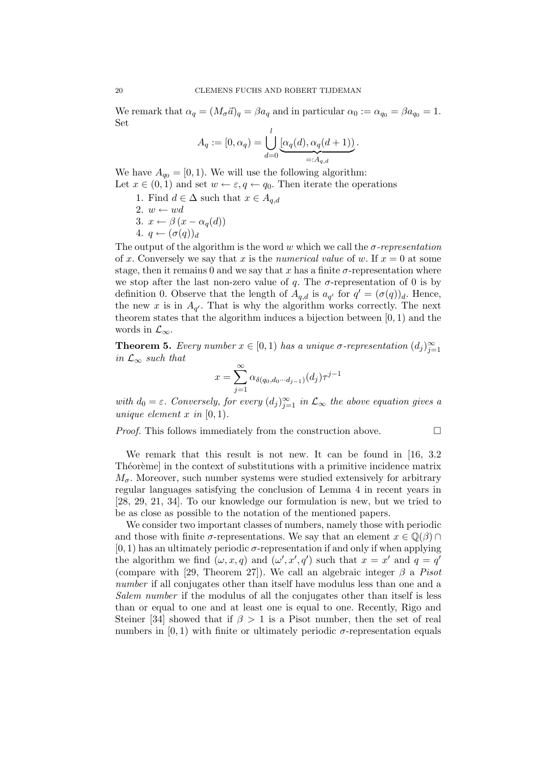We remark that $\alpha_q = (M_\sigma \vec{a})_q = \beta a_q$ and in particular $\alpha_0 := \alpha_{q_0} = \beta a_{q_0} = 1$. Set

$$A_q := [0, \alpha_q) = \bigcup_{d=0}^{l} \underbrace{[\alpha_q(d), \alpha_q(d+1))}_{=:A_{q,d}}.$$

We have $A_{q_0} = [0, 1)$. We will use the following algorithm:
Let $x \in (0, 1)$ and set $w \leftarrow \varepsilon, q \leftarrow q_0$. Then iterate the operations

1. Find $d \in \Delta$ such that $x \in A_{q,d}$
2. $w \leftarrow wd$
3. $x \leftarrow \beta\,(x - \alpha_q(d))$
4. $q \leftarrow (\sigma(q))_d$

The output of the algorithm is the word $w$ which we call the *$\sigma$-representation* of $x$. Conversely we say that $x$ is the *numerical value* of $w$. If $x = 0$ at some stage, then it remains 0 and we say that $x$ has a finite $\sigma$-representation where we stop after the last non-zero value of $q$. The $\sigma$-representation of 0 is by definition 0. Observe that the length of $A_{q,d}$ is $a_{q'}$ for $q' = (\sigma(q))_d$. Hence, the new $x$ is in $A_{q'}$. That is why the algorithm works correctly. The next theorem states that the algorithm induces a bijection between $[0, 1)$ and the words in $\mathcal{L}_\infty$.

**Theorem 5.** *Every number $x \in [0, 1)$ has a unique $\sigma$-representation $(d_j)_{j=1}^\infty$ in $\mathcal{L}_\infty$ such that*

$$x = \sum_{j=1}^{\infty} \alpha_{\delta(q_0, d_0 \cdots d_{j-1})}(d_j)\tau^{j-1}$$

*with $d_0 = \varepsilon$. Conversely, for every $(d_j)_{j=1}^\infty$ in $\mathcal{L}_\infty$ the above equation gives a unique element $x$ in $[0, 1)$.*

*Proof.* This follows immediately from the construction above. □

We remark that this result is not new. It can be found in [16, 3.2 Théorème] in the context of substitutions with a primitive incidence matrix $M_\sigma$. Moreover, such number systems were studied extensively for arbitrary regular languages satisfying the conclusion of Lemma 4 in recent years in [28, 29, 21, 34]. To our knowledge our formulation is new, but we tried to be as close as possible to the notation of the mentioned papers.

We consider two important classes of numbers, namely those with periodic and those with finite $\sigma$-representations. We say that an element $x \in \mathbb{Q}(\beta) \cap [0, 1)$ has an ultimately periodic $\sigma$-representation if and only if when applying the algorithm we find $(\omega, x, q)$ and $(\omega', x', q')$ such that $x = x'$ and $q = q'$ (compare with [29, Theorem 27]). We call an algebraic integer $\beta$ a *Pisot number* if all conjugates other than itself have modulus less than one and a *Salem number* if the modulus of all the conjugates other than itself is less than or equal to one and at least one is equal to one. Recently, Rigo and Steiner [34] showed that if $\beta > 1$ is a Pisot number, then the set of real numbers in $[0, 1)$ with finite or ultimately periodic $\sigma$-representation equals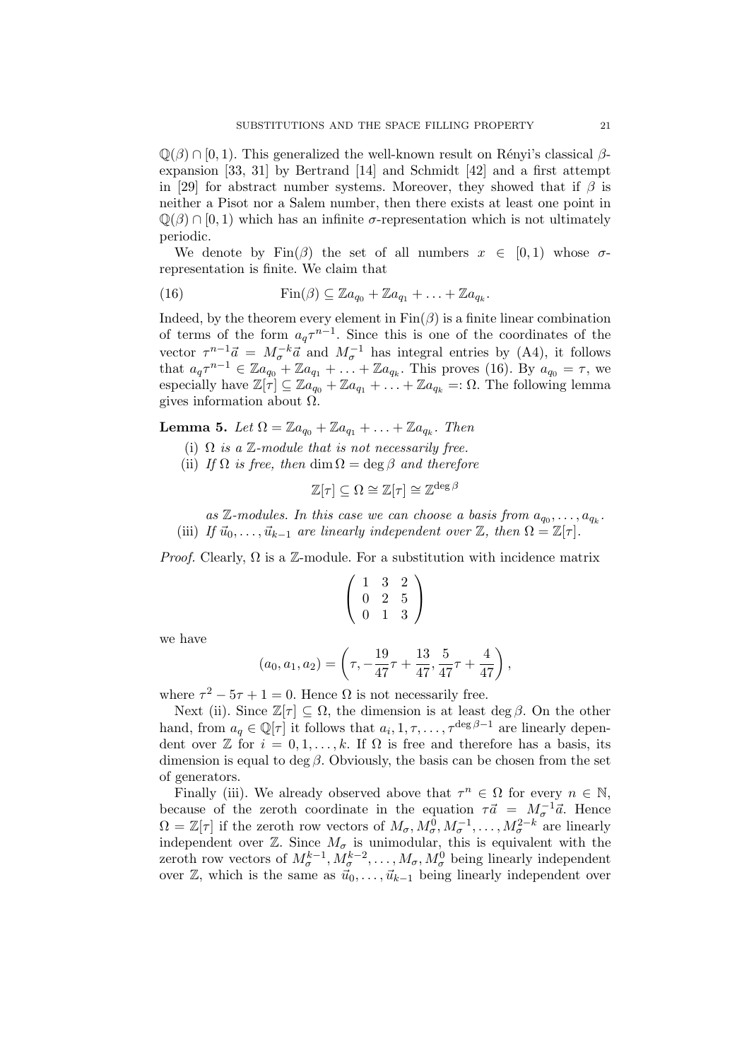$\mathbb{Q}(\beta) \cap [0,1)$. This generalized the well-known result on Rényi's classical $\beta$-expansion [33, 31] by Bertrand [14] and Schmidt [42] and a first attempt in [29] for abstract number systems. Moreover, they showed that if $\beta$ is neither a Pisot nor a Salem number, then there exists at least one point in $\mathbb{Q}(\beta) \cap [0,1)$ which has an infinite $\sigma$-representation which is not ultimately periodic.

We denote by $\mathrm{Fin}(\beta)$ the set of all numbers $x \in [0,1)$ whose $\sigma$-representation is finite. We claim that

$$\mathrm{Fin}(\beta) \subseteq \mathbb{Z}a_{q_0} + \mathbb{Z}a_{q_1} + \ldots + \mathbb{Z}a_{q_k}. \tag{16}$$

Indeed, by the theorem every element in $\mathrm{Fin}(\beta)$ is a finite linear combination of terms of the form $a_q \tau^{n-1}$. Since this is one of the coordinates of the vector $\tau^{n-1}\vec{a} = M_\sigma^{-k}\vec{a}$ and $M_\sigma^{-1}$ has integral entries by (A4), it follows that $a_q \tau^{n-1} \in \mathbb{Z}a_{q_0} + \mathbb{Z}a_{q_1} + \ldots + \mathbb{Z}a_{q_k}$. This proves (16). By $a_{q_0} = \tau$, we especially have $\mathbb{Z}[\tau] \subseteq \mathbb{Z}a_{q_0} + \mathbb{Z}a_{q_1} + \ldots + \mathbb{Z}a_{q_k} =: \Omega$. The following lemma gives information about $\Omega$.

**Lemma 5.** *Let $\Omega = \mathbb{Z}a_{q_0} + \mathbb{Z}a_{q_1} + \ldots + \mathbb{Z}a_{q_k}$. Then*

(i) *$\Omega$ is a $\mathbb{Z}$-module that is not necessarily free.*

(ii) *If $\Omega$ is free, then $\dim \Omega = \deg \beta$ and therefore*

$$\mathbb{Z}[\tau] \subseteq \Omega \cong \mathbb{Z}[\tau] \cong \mathbb{Z}^{\deg \beta}$$

*as $\mathbb{Z}$-modules. In this case we can choose a basis from $a_{q_0}, \ldots, a_{q_k}$.*

(iii) *If $\vec{u}_0, \ldots, \vec{u}_{k-1}$ are linearly independent over $\mathbb{Z}$, then $\Omega = \mathbb{Z}[\tau]$.*

*Proof.* Clearly, $\Omega$ is a $\mathbb{Z}$-module. For a substitution with incidence matrix

$$\begin{pmatrix} 1 & 3 & 2 \\ 0 & 2 & 5 \\ 0 & 1 & 3 \end{pmatrix}$$

we have

$$(a_0, a_1, a_2) = \left( \tau, -\frac{19}{47}\tau + \frac{13}{47}, \frac{5}{47}\tau + \frac{4}{47} \right),$$

where $\tau^2 - 5\tau + 1 = 0$. Hence $\Omega$ is not necessarily free.

Next (ii). Since $\mathbb{Z}[\tau] \subseteq \Omega$, the dimension is at least $\deg \beta$. On the other hand, from $a_q \in \mathbb{Q}[\tau]$ it follows that $a_i, 1, \tau, \ldots, \tau^{\deg \beta - 1}$ are linearly dependent over $\mathbb{Z}$ for $i = 0, 1, \ldots, k$. If $\Omega$ is free and therefore has a basis, its dimension is equal to $\deg \beta$. Obviously, the basis can be chosen from the set of generators.

Finally (iii). We already observed above that $\tau^n \in \Omega$ for every $n \in \mathbb{N}$, because of the zeroth coordinate in the equation $\tau \vec{a} = M_\sigma^{-1}\vec{a}$. Hence $\Omega = \mathbb{Z}[\tau]$ if the zeroth row vectors of $M_\sigma, M_\sigma^0, M_\sigma^{-1}, \ldots, M_\sigma^{2-k}$ are linearly independent over $\mathbb{Z}$. Since $M_\sigma$ is unimodular, this is equivalent with the zeroth row vectors of $M_\sigma^{k-1}, M_\sigma^{k-2}, \ldots, M_\sigma, M_\sigma^0$ being linearly independent over $\mathbb{Z}$, which is the same as $\vec{u}_0, \ldots, \vec{u}_{k-1}$ being linearly independent over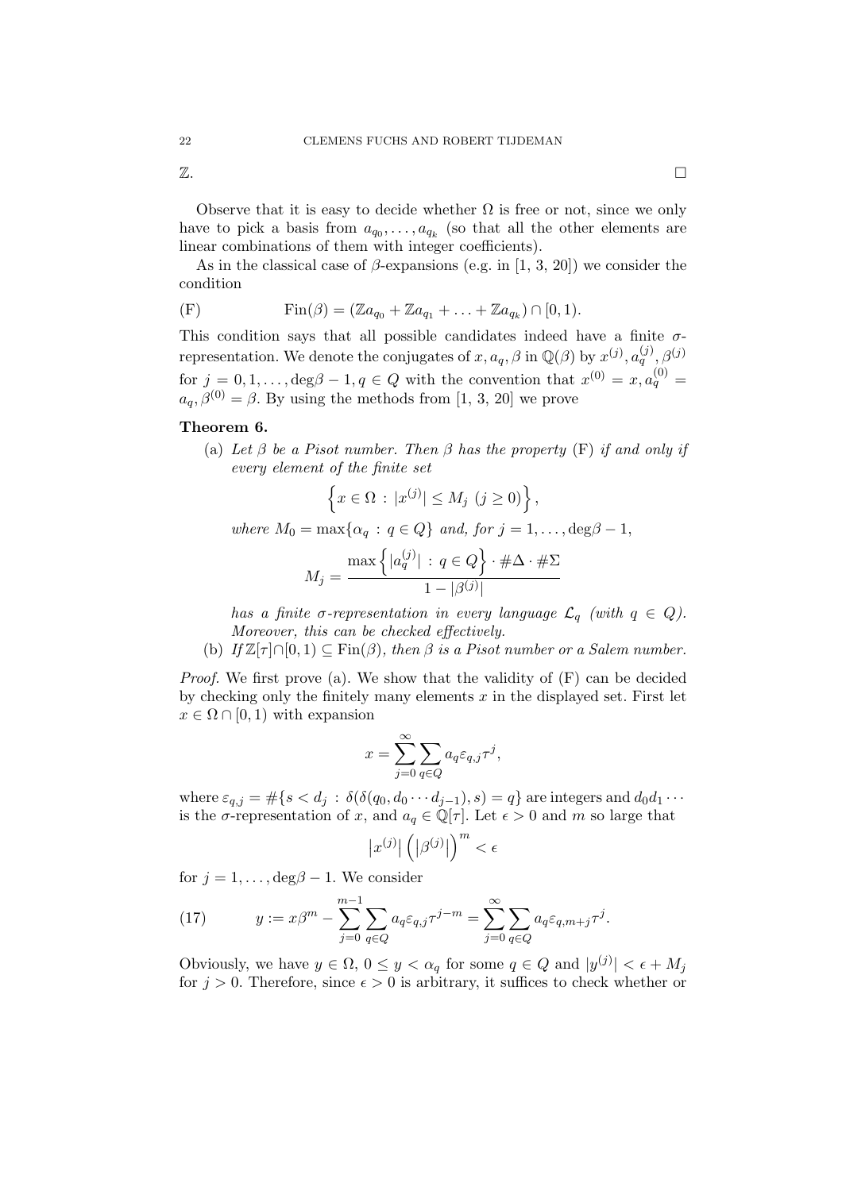$\mathbb{Z}$. □

Observe that it is easy to decide whether $\Omega$ is free or not, since we only have to pick a basis from $a_{q_0}, \dots, a_{q_k}$ (so that all the other elements are linear combinations of them with integer coefficients).

As in the classical case of $\beta$-expansions (e.g. in [1, 3, 20]) we consider the condition

$$\text{(F)} \qquad \mathrm{Fin}(\beta) = (\mathbb{Z}a_{q_0} + \mathbb{Z}a_{q_1} + \ldots + \mathbb{Z}a_{q_k}) \cap [0,1).$$

This condition says that all possible candidates indeed have a finite $\sigma$-representation. We denote the conjugates of $x, a_q, \beta$ in $\mathbb{Q}(\beta)$ by $x^{(j)}, a_q^{(j)}, \beta^{(j)}$ for $j = 0, 1, \dots, \deg\beta - 1, q \in Q$ with the convention that $x^{(0)} = x, a_q^{(0)} = a_q, \beta^{(0)} = \beta$. By using the methods from [1, 3, 20] we prove

**Theorem 6.**

(a) *Let $\beta$ be a Pisot number. Then $\beta$ has the property* (F) *if and only if every element of the finite set*

$$\left\{ x \in \Omega \,:\, |x^{(j)}| \leq M_j \ (j \geq 0) \right\},$$

*where $M_0 = \max\{\alpha_q \,:\, q \in Q\}$ and, for $j = 1, \dots, \deg\beta - 1$,*

$$M_j = \frac{\max\left\{ |a_q^{(j)}| \,:\, q \in Q \right\} \cdot \#\Delta \cdot \#\Sigma}{1 - |\beta^{(j)}|}$$

*has a finite $\sigma$-representation in every language $\mathcal{L}_q$ (with $q \in Q$). Moreover, this can be checked effectively.*

(b) *If $\mathbb{Z}[\tau] \cap [0,1) \subseteq \mathrm{Fin}(\beta)$, then $\beta$ is a Pisot number or a Salem number.*

*Proof.* We first prove (a). We show that the validity of (F) can be decided by checking only the finitely many elements $x$ in the displayed set. First let $x \in \Omega \cap [0,1)$ with expansion

$$x = \sum_{j=0}^{\infty} \sum_{q \in Q} a_q \varepsilon_{q,j} \tau^j,$$

where $\varepsilon_{q,j} = \#\{s < d_j \,:\, \delta(\delta(q_0, d_0 \cdots d_{j-1}), s) = q\}$ are integers and $d_0 d_1 \cdots$ is the $\sigma$-representation of $x$, and $a_q \in \mathbb{Q}[\tau]$. Let $\epsilon > 0$ and $m$ so large that

$$\left|x^{(j)}\right| \left(\left|\beta^{(j)}\right|\right)^m < \epsilon$$

for $j = 1, \dots, \deg\beta - 1$. We consider

$$y := x\beta^m - \sum_{j=0}^{m-1} \sum_{q \in Q} a_q \varepsilon_{q,j} \tau^{j-m} = \sum_{j=0}^{\infty} \sum_{q \in Q} a_q \varepsilon_{q,m+j} \tau^j. \tag{17}$$

Obviously, we have $y \in \Omega$, $0 \leq y < \alpha_q$ for some $q \in Q$ and $|y^{(j)}| < \epsilon + M_j$ for $j > 0$. Therefore, since $\epsilon > 0$ is arbitrary, it suffices to check whether or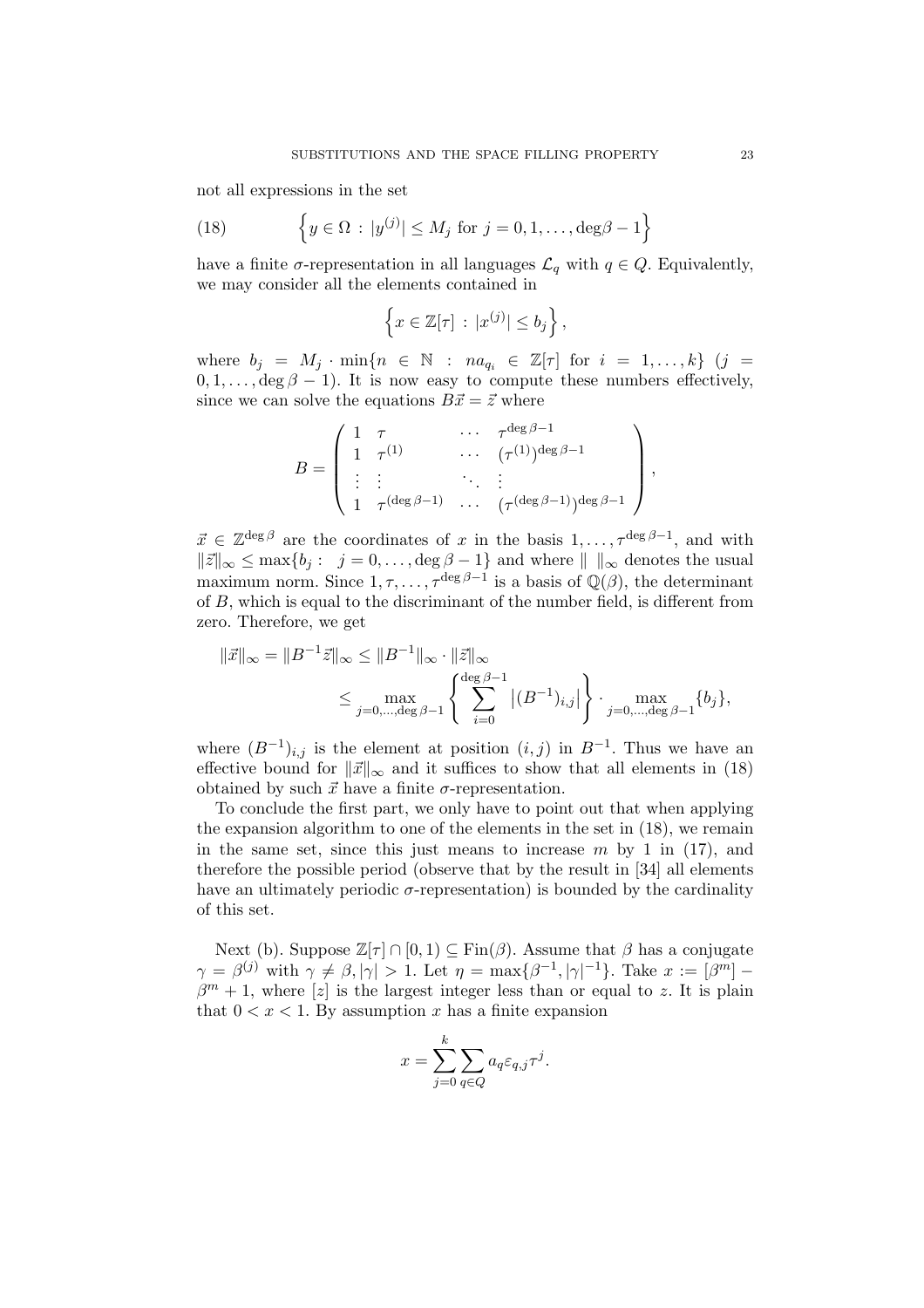not all expressions in the set

$$
\left\{y \in \Omega \,:\, |y^{(j)}| \le M_j \text{ for } j = 0, 1, \ldots, \deg\beta - 1\right\} \tag{18}
$$

have a finite $\sigma$-representation in all languages $\mathcal{L}_q$ with $q \in Q$. Equivalently, we may consider all the elements contained in

$$
\left\{x \in \mathbb{Z}[\tau] \,:\, |x^{(j)}| \le b_j\right\},
$$

where $b_j = M_j \cdot \min\{n \in \mathbb{N} \,:\, na_{q_i} \in \mathbb{Z}[\tau] \text{ for } i = 1, \ldots, k\}$ ($j = 0, 1, \ldots, \deg\beta - 1$). It is now easy to compute these numbers effectively, since we can solve the equations $B\vec{x} = \vec{z}$ where

$$
B = \begin{pmatrix} 1 & \tau & \cdots & \tau^{\deg\beta - 1} \\ 1 & \tau^{(1)} & \cdots & (\tau^{(1)})^{\deg\beta - 1} \\ \vdots & \vdots & \ddots & \vdots \\ 1 & \tau^{(\deg\beta - 1)} & \cdots & (\tau^{(\deg\beta - 1)})^{\deg\beta - 1} \end{pmatrix},
$$

$\vec{x} \in \mathbb{Z}^{\deg\beta}$ are the coordinates of $x$ in the basis $1, \ldots, \tau^{\deg\beta - 1}$, and with $\|\vec{z}\|_\infty \le \max\{b_j : \ j = 0, \ldots, \deg\beta - 1\}$ and where $\| \ \|_\infty$ denotes the usual maximum norm. Since $1, \tau, \ldots, \tau^{\deg\beta - 1}$ is a basis of $\mathbb{Q}(\beta)$, the determinant of $B$, which is equal to the discriminant of the number field, is different from zero. Therefore, we get

$$
\begin{aligned}
\|\vec{x}\|_\infty = \|B^{-1}\vec{z}\|_\infty &\le \|B^{-1}\|_\infty \cdot \|\vec{z}\|_\infty \\
&\le \max_{j=0,\ldots,\deg\beta - 1}\left\{\sum_{i=0}^{\deg\beta - 1} \left|(B^{-1})_{i,j}\right|\right\} \cdot \max_{j=0,\ldots,\deg\beta - 1}\{b_j\},
\end{aligned}
$$

where $(B^{-1})_{i,j}$ is the element at position $(i,j)$ in $B^{-1}$. Thus we have an effective bound for $\|\vec{x}\|_\infty$ and it suffices to show that all elements in (18) obtained by such $\vec{x}$ have a finite $\sigma$-representation.

To conclude the first part, we only have to point out that when applying the expansion algorithm to one of the elements in the set in (18), we remain in the same set, since this just means to increase $m$ by 1 in (17), and therefore the possible period (observe that by the result in [34] all elements have an ultimately periodic $\sigma$-representation) is bounded by the cardinality of this set.

Next (b). Suppose $\mathbb{Z}[\tau] \cap [0, 1) \subseteq \mathrm{Fin}(\beta)$. Assume that $\beta$ has a conjugate $\gamma = \beta^{(j)}$ with $\gamma \ne \beta, |\gamma| > 1$. Let $\eta = \max\{\beta^{-1}, |\gamma|^{-1}\}$. Take $x := [\beta^m] - \beta^m + 1$, where $[z]$ is the largest integer less than or equal to $z$. It is plain that $0 < x < 1$. By assumption $x$ has a finite expansion

$$
x = \sum_{j=0}^{k} \sum_{q \in Q} a_q \varepsilon_{q,j} \tau^j.
$$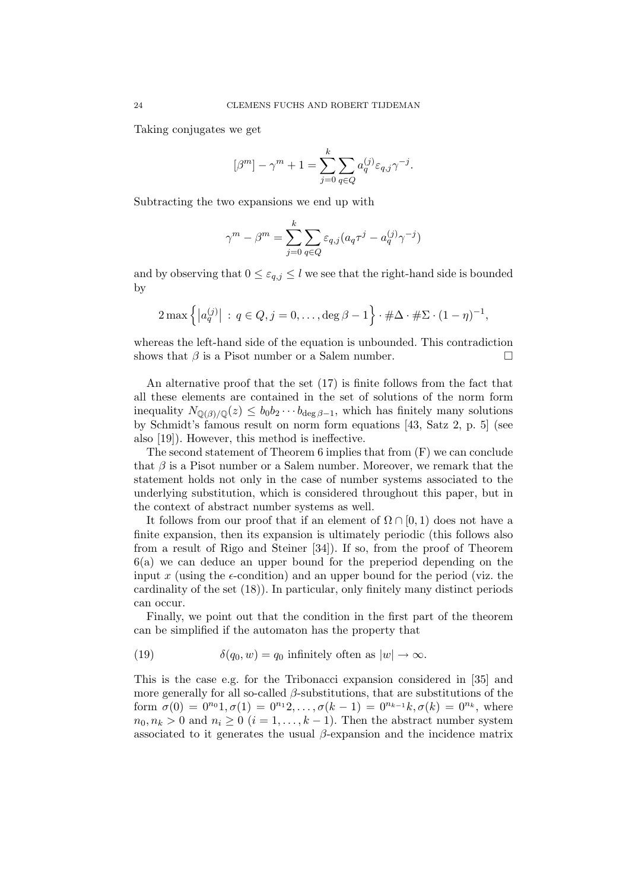Taking conjugates we get

$$[\beta^m] - \gamma^m + 1 = \sum_{j=0}^{k} \sum_{q \in Q} a_q^{(j)} \varepsilon_{q,j} \gamma^{-j}.$$

Subtracting the two expansions we end up with

$$\gamma^m - \beta^m = \sum_{j=0}^{k} \sum_{q \in Q} \varepsilon_{q,j} (a_q \tau^j - a_q^{(j)} \gamma^{-j})$$

and by observing that $0 \leq \varepsilon_{q,j} \leq l$ we see that the right-hand side is bounded by

$$2 \max \left\{ \left| a_q^{(j)} \right| \, : \, q \in Q, j = 0, \ldots, \deg \beta - 1 \right\} \cdot \# \Delta \cdot \# \Sigma \cdot (1 - \eta)^{-1},$$

whereas the left-hand side of the equation is unbounded. This contradiction shows that $\beta$ is a Pisot number or a Salem number. $\square$

An alternative proof that the set (17) is finite follows from the fact that all these elements are contained in the set of solutions of the norm form inequality $N_{\mathbb{Q}(\beta)/\mathbb{Q}}(z) \leq b_0 b_2 \cdots b_{\deg \beta - 1}$, which has finitely many solutions by Schmidt's famous result on norm form equations [43, Satz 2, p. 5] (see also [19]). However, this method is ineffective.

The second statement of Theorem 6 implies that from (F) we can conclude that $\beta$ is a Pisot number or a Salem number. Moreover, we remark that the statement holds not only in the case of number systems associated to the underlying substitution, which is considered throughout this paper, but in the context of abstract number systems as well.

It follows from our proof that if an element of $\Omega \cap [0, 1)$ does not have a finite expansion, then its expansion is ultimately periodic (this follows also from a result of Rigo and Steiner [34]). If so, from the proof of Theorem 6(a) we can deduce an upper bound for the preperiod depending on the input $x$ (using the $\epsilon$-condition) and an upper bound for the period (viz. the cardinality of the set (18)). In particular, only finitely many distinct periods can occur.

Finally, we point out that the condition in the first part of the theorem can be simplified if the automaton has the property that

$$\delta(q_0, w) = q_0 \text{ infinitely often as } |w| \to \infty. \tag{19}$$

This is the case e.g. for the Tribonacci expansion considered in [35] and more generally for all so-called $\beta$-substitutions, that are substitutions of the form $\sigma(0) = 0^{n_0}1, \sigma(1) = 0^{n_1}2, \ldots, \sigma(k-1) = 0^{n_{k-1}}k, \sigma(k) = 0^{n_k}$, where $n_0, n_k > 0$ and $n_i \geq 0$ $(i = 1, \ldots, k-1)$. Then the abstract number system associated to it generates the usual $\beta$-expansion and the incidence matrix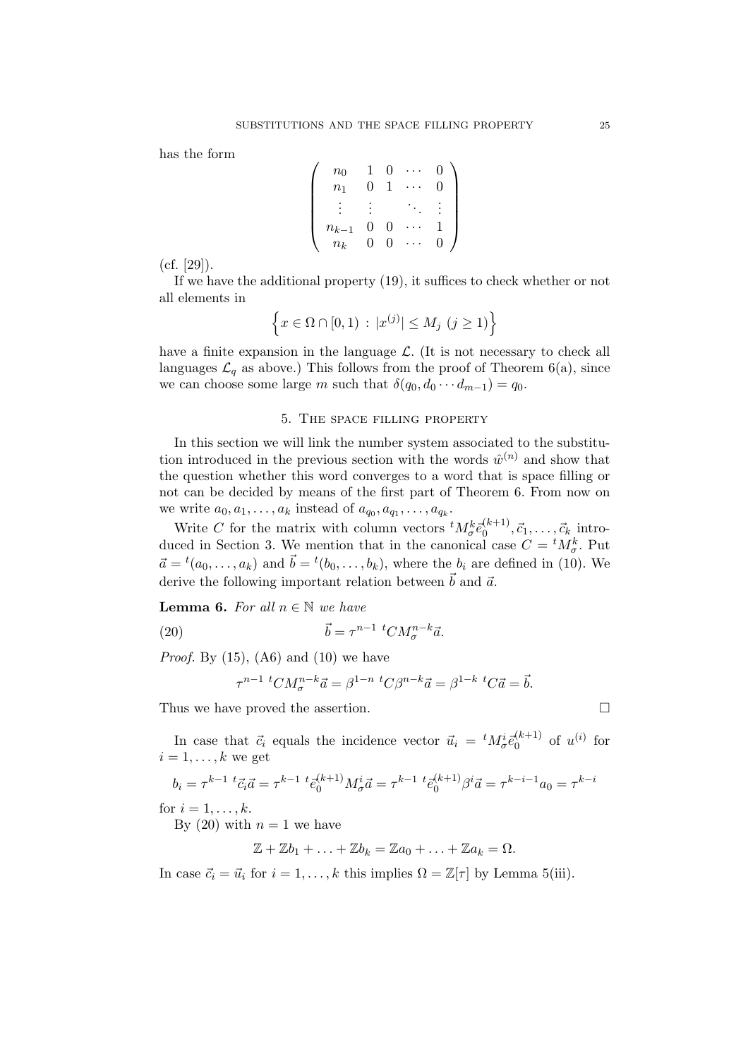has the form

$$\begin{pmatrix} n_0 & 1 & 0 & \cdots & 0 \\ n_1 & 0 & 1 & \cdots & 0 \\ \vdots & \vdots & & \ddots & \vdots \\ n_{k-1} & 0 & 0 & \cdots & 1 \\ n_k & 0 & 0 & \cdots & 0 \end{pmatrix}$$

(cf. [29]).

If we have the additional property (19), it suffices to check whether or not all elements in

$$\left\{ x \in \Omega \cap [0,1) \,:\, |x^{(j)}| \leq M_j \ (j \geq 1) \right\}$$

have a finite expansion in the language $\mathcal{L}$. (It is not necessary to check all languages $\mathcal{L}_q$ as above.) This follows from the proof of Theorem 6(a), since we can choose some large $m$ such that $\delta(q_0, d_0 \cdots d_{m-1}) = q_0$.

## 5. The space filling property

In this section we will link the number system associated to the substitution introduced in the previous section with the words $\hat{w}^{(n)}$ and show that the question whether this word converges to a word that is space filling or not can be decided by means of the first part of Theorem 6. From now on we write $a_0, a_1, \ldots, a_k$ instead of $a_{q_0}, a_{q_1}, \ldots, a_{q_k}$.

Write $C$ for the matrix with column vectors ${}^tM_\sigma^k \vec{e}_0^{(k+1)}, \vec{c}_1, \ldots, \vec{c}_k$ introduced in Section 3. We mention that in the canonical case $C = {}^tM_\sigma^k$. Put $\vec{a} = {}^t(a_0, \ldots, a_k)$ and $\vec{b} = {}^t(b_0, \ldots, b_k)$, where the $b_i$ are defined in (10). We derive the following important relation between $\vec{b}$ and $\vec{a}$.

**Lemma 6.** *For all $n \in \mathbb{N}$ we have*

$$\vec{b} = \tau^{n-1}\, {}^tCM_\sigma^{n-k}\vec{a}. \tag{20}$$

*Proof.* By (15), (A6) and (10) we have

$$\tau^{n-1}\, {}^tCM_\sigma^{n-k}\vec{a} = \beta^{1-n}\, {}^tC\beta^{n-k}\vec{a} = \beta^{1-k}\, {}^tC\vec{a} = \vec{b}.$$

Thus we have proved the assertion. $\square$

In case that $\vec{c}_i$ equals the incidence vector $\vec{u}_i = {}^tM_\sigma^i \vec{e}_0^{(k+1)}$ of $u^{(i)}$ for $i = 1, \ldots, k$ we get

$$b_i = \tau^{k-1}\, {}^t\vec{c}_i\vec{a} = \tau^{k-1}\, {}^t\vec{e}_0^{(k+1)} M_\sigma^i \vec{a} = \tau^{k-1}\, {}^t\vec{e}_0^{(k+1)} \beta^i \vec{a} = \tau^{k-i-1} a_0 = \tau^{k-i}$$

for $i = 1, \ldots, k$.

By (20) with $n = 1$ we have

$$\mathbb{Z} + \mathbb{Z}b_1 + \ldots + \mathbb{Z}b_k = \mathbb{Z}a_0 + \ldots + \mathbb{Z}a_k = \Omega.$$

In case $\vec{c}_i = \vec{u}_i$ for $i = 1, \ldots, k$ this implies $\Omega = \mathbb{Z}[\tau]$ by Lemma 5(iii).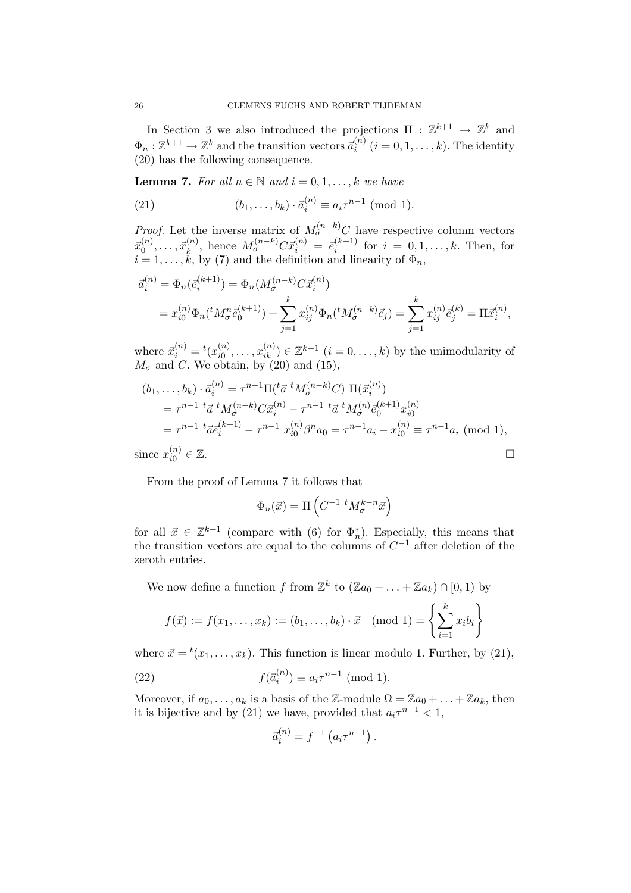In Section 3 we also introduced the projections $\Pi : \mathbb{Z}^{k+1} \to \mathbb{Z}^k$ and $\Phi_n : \mathbb{Z}^{k+1} \to \mathbb{Z}^k$ and the transition vectors $\vec{a}_i^{(n)}$ $(i = 0, 1, \ldots, k)$. The identity (20) has the following consequence.

**Lemma 7.** *For all $n \in \mathbb{N}$ and $i = 0, 1, \ldots, k$ we have*

$$(b_1, \ldots, b_k) \cdot \vec{a}_i^{(n)} \equiv a_i \tau^{n-1} \pmod 1. \tag{21}$$

*Proof.* Let the inverse matrix of $M_\sigma^{(n-k)} C$ have respective column vectors $\vec{x}_0^{(n)}, \ldots, \vec{x}_k^{(n)}$, hence $M_\sigma^{(n-k)} C \vec{x}_i^{(n)} = \vec{e}_i^{(k+1)}$ for $i = 0, 1, \ldots, k$. Then, for $i = 1, \ldots, k$, by (7) and the definition and linearity of $\Phi_n$,

$$\begin{aligned}
\vec{a}_i^{(n)} &= \Phi_n(\vec{e}_i^{(k+1)}) = \Phi_n(M_\sigma^{(n-k)} C \vec{x}_i^{(n)}) \\
&= x_{i0}^{(n)} \Phi_n({}^t M_\sigma^n \vec{e}_0^{(k+1)}) + \sum_{j=1}^k x_{ij}^{(n)} \Phi_n({}^t M_\sigma^{(n-k)} \vec{c}_j) = \sum_{j=1}^k x_{ij}^{(n)} \vec{e}_j^{(k)} = \Pi \vec{x}_i^{(n)},
\end{aligned}$$

where $\vec{x}_i^{(n)} = {}^t(x_{i0}^{(n)}, \ldots, x_{ik}^{(n)}) \in \mathbb{Z}^{k+1}$ $(i = 0, \ldots, k)$ by the unimodularity of $M_\sigma$ and $C$. We obtain, by (20) and (15),

$$\begin{aligned}
(b_1, \ldots, b_k) \cdot \vec{a}_i^{(n)} &= \tau^{n-1} \Pi({}^t \vec{a}\ {}^t M_\sigma^{(n-k)} C)\ \Pi(\vec{x}_i^{(n)}) \\
&= \tau^{n-1}\ {}^t \vec{a}\ {}^t M_\sigma^{(n-k)} C \vec{x}_i^{(n)} - \tau^{n-1}\ {}^t \vec{a}\ {}^t M_\sigma^{(n)} \vec{e}_0^{(k+1)} x_{i0}^{(n)} \\
&= \tau^{n-1}\ {}^t \vec{a} \vec{e}_i^{(k+1)} - \tau^{n-1}\ x_{i0}^{(n)} \beta^n a_0 = \tau^{n-1} a_i - x_{i0}^{(n)} \equiv \tau^{n-1} a_i \pmod 1,
\end{aligned}$$

since $x_{i0}^{(n)} \in \mathbb{Z}$. $\square$

From the proof of Lemma 7 it follows that

$$\Phi_n(\vec{x}) = \Pi\left(C^{-1}\ {}^t M_\sigma^{k-n} \vec{x}\right)$$

for all $\vec{x} \in \mathbb{Z}^{k+1}$ (compare with (6) for $\Phi_n^*$). Especially, this means that the transition vectors are equal to the columns of $C^{-1}$ after deletion of the zeroth entries.

We now define a function $f$ from $\mathbb{Z}^k$ to $(\mathbb{Z}a_0 + \ldots + \mathbb{Z}a_k) \cap [0, 1)$ by

$$f(\vec{x}) := f(x_1, \ldots, x_k) := (b_1, \ldots, b_k) \cdot \vec{x} \pmod 1 = \left\{ \sum_{i=1}^k x_i b_i \right\}$$

where $\vec{x} = {}^t(x_1, \ldots, x_k)$. This function is linear modulo 1. Further, by (21),

$$f(\vec{a}_i^{(n)}) \equiv a_i \tau^{n-1} \pmod 1. \tag{22}$$

Moreover, if $a_0, \ldots, a_k$ is a basis of the $\mathbb{Z}$-module $\Omega = \mathbb{Z}a_0 + \ldots + \mathbb{Z}a_k$, then it is bijective and by (21) we have, provided that $a_i \tau^{n-1} < 1$,

$$\vec{a}_i^{(n)} = f^{-1}\left(a_i \tau^{n-1}\right).$$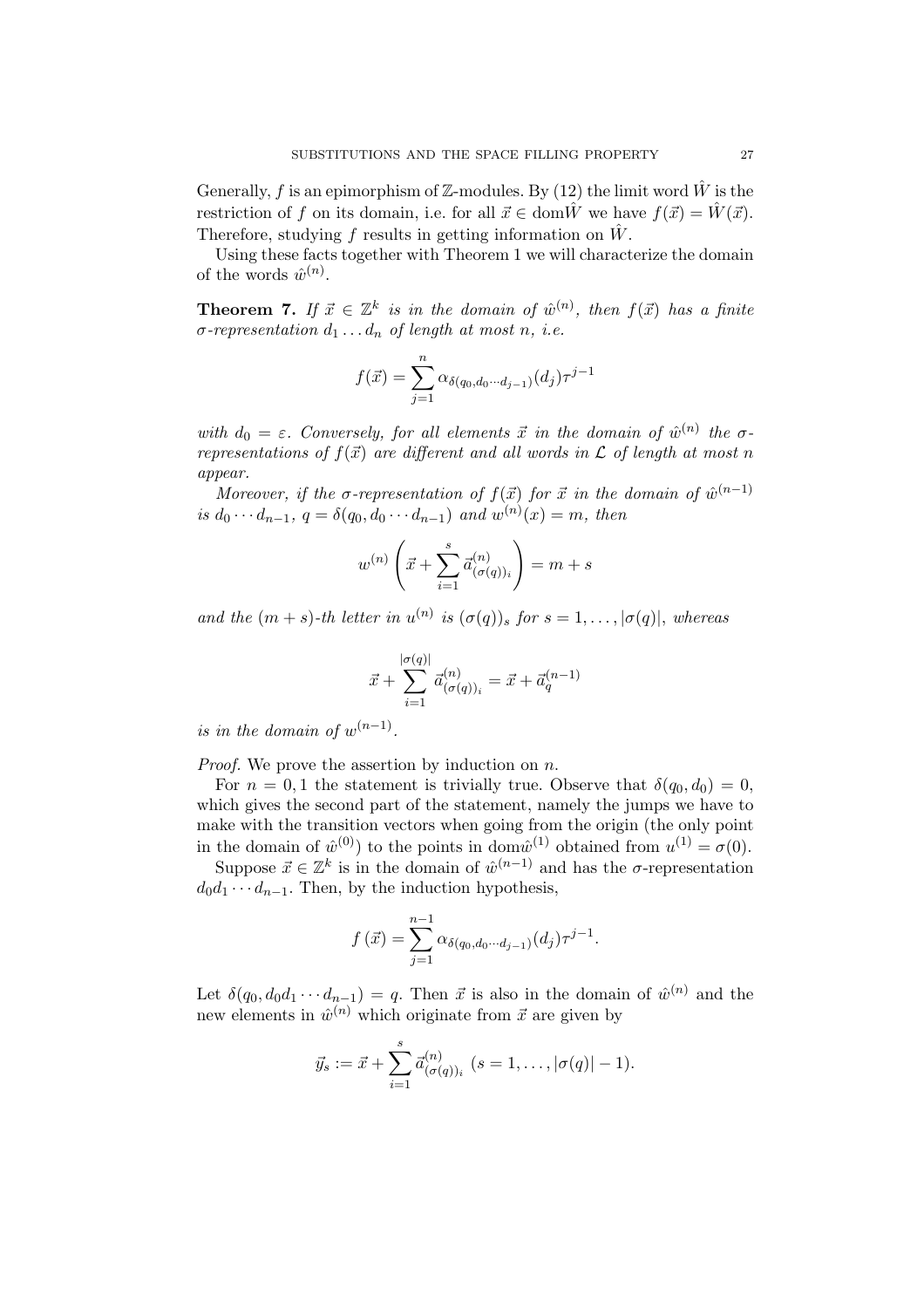Generally, $f$ is an epimorphism of $\mathbb{Z}$-modules. By (12) the limit word $\hat{W}$ is the restriction of $f$ on its domain, i.e. for all $\vec{x} \in \mathrm{dom}\hat{W}$ we have $f(\vec{x}) = \hat{W}(\vec{x})$. Therefore, studying $f$ results in getting information on $\hat{W}$.

Using these facts together with Theorem 1 we will characterize the domain of the words $\hat{w}^{(n)}$.

**Theorem 7.** *If $\vec{x} \in \mathbb{Z}^k$ is in the domain of $\hat{w}^{(n)}$, then $f(\vec{x})$ has a finite $\sigma$-representation $d_1 \dots d_n$ of length at most $n$, i.e.*

$$f(\vec{x}) = \sum_{j=1}^{n} \alpha_{\delta(q_0, d_0 \cdots d_{j-1})}(d_j)\tau^{j-1}$$

*with $d_0 = \varepsilon$. Conversely, for all elements $\vec{x}$ in the domain of $\hat{w}^{(n)}$ the $\sigma$-representations of $f(\vec{x})$ are different and all words in $\mathcal{L}$ of length at most $n$ appear.*

*Moreover, if the $\sigma$-representation of $f(\vec{x})$ for $\vec{x}$ in the domain of $\hat{w}^{(n-1)}$ is $d_0 \cdots d_{n-1}$, $q = \delta(q_0, d_0 \cdots d_{n-1})$ and $w^{(n)}(x) = m$, then*

$$w^{(n)}\left(\vec{x} + \sum_{i=1}^{s} \vec{a}^{(n)}_{(\sigma(q))_i}\right) = m + s$$

*and the $(m+s)$-th letter in $u^{(n)}$ is $(\sigma(q))_s$ for $s = 1, \dots, |\sigma(q)|$, whereas*

$$\vec{x} + \sum_{i=1}^{|\sigma(q)|} \vec{a}^{(n)}_{(\sigma(q))_i} = \vec{x} + \vec{a}^{(n-1)}_q$$

*is in the domain of $w^{(n-1)}$.*

*Proof.* We prove the assertion by induction on $n$.

For $n = 0, 1$ the statement is trivially true. Observe that $\delta(q_0, d_0) = 0$, which gives the second part of the statement, namely the jumps we have to make with the transition vectors when going from the origin (the only point in the domain of $\hat{w}^{(0)}$) to the points in $\mathrm{dom}\hat{w}^{(1)}$ obtained from $u^{(1)} = \sigma(0)$.

Suppose $\vec{x} \in \mathbb{Z}^k$ is in the domain of $\hat{w}^{(n-1)}$ and has the $\sigma$-representation $d_0 d_1 \cdots d_{n-1}$. Then, by the induction hypothesis,

$$f(\vec{x}) = \sum_{j=1}^{n-1} \alpha_{\delta(q_0, d_0 \cdots d_{j-1})}(d_j)\tau^{j-1}.$$

Let $\delta(q_0, d_0 d_1 \cdots d_{n-1}) = q$. Then $\vec{x}$ is also in the domain of $\hat{w}^{(n)}$ and the new elements in $\hat{w}^{(n)}$ which originate from $\vec{x}$ are given by

$$\vec{y}_s := \vec{x} + \sum_{i=1}^{s} \vec{a}^{(n)}_{(\sigma(q))_i} \ (s = 1, \dots, |\sigma(q)| - 1).$$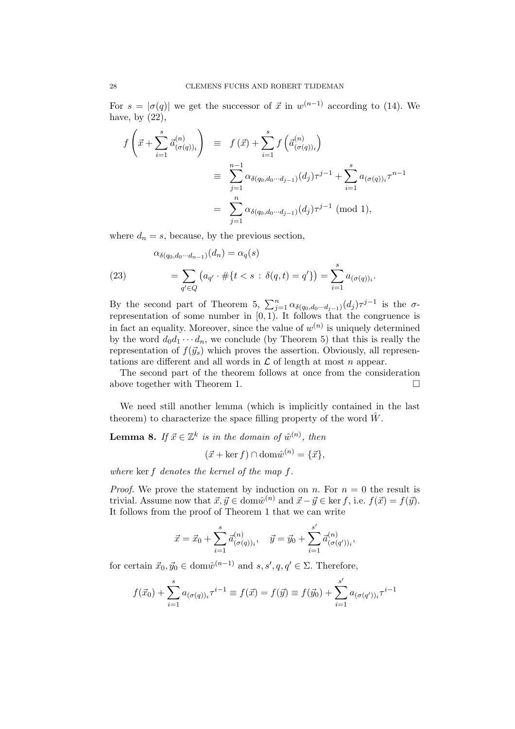For $s = |\sigma(q)|$ we get the successor of $\vec{x}$ in $w^{(n-1)}$ according to (14). We have, by (22),

$$
\begin{aligned}
f\left(\vec{x} + \sum_{i=1}^{s} \vec{a}^{(n)}_{(\sigma(q))_i}\right) &\equiv f\left(\vec{x}\right) + \sum_{i=1}^{s} f\left(\vec{a}^{(n)}_{(\sigma(q))_i}\right) \\
&\equiv \sum_{j=1}^{n-1} \alpha_{\delta(q_0, d_0 \cdots d_{j-1})}(d_j)\tau^{j-1} + \sum_{i=1}^{s} a_{(\sigma(q))_i}\tau^{n-1} \\
&= \sum_{j=1}^{n} \alpha_{\delta(q_0, d_0 \cdots d_{j-1})}(d_j)\tau^{j-1} \pmod 1,
\end{aligned}
$$

where $d_n = s$, because, by the previous section,

$$
\begin{aligned}
&\alpha_{\delta(q_0, d_0 \cdots d_{n-1})}(d_n) = \alpha_q(s) \\
&\qquad = \sum_{q' \in Q} \left(a_{q'} \cdot \#\{t < s \,:\, \delta(q,t) = q'\}\right) = \sum_{i=1}^{s} a_{(\sigma(q))_i}. \qquad (23)
\end{aligned}
$$

By the second part of Theorem 5, $\sum_{j=1}^{n} \alpha_{\delta(q_0, d_0 \cdots d_{j-1})}(d_j)\tau^{j-1}$ is the $\sigma$-representation of some number in $[0,1)$. It follows that the congruence is in fact an equality. Moreover, since the value of $w^{(n)}$ is uniquely determined by the word $d_0 d_1 \cdots d_n$, we conclude (by Theorem 5) that this is really the representation of $f(\vec{y}_s)$ which proves the assertion. Obviously, all representations are different and all words in $\mathcal{L}$ of length at most $n$ appear.

The second part of the theorem follows at once from the consideration above together with Theorem 1. $\square$

We need still another lemma (which is implicitly contained in the last theorem) to characterize the space filling property of the word $\hat{W}$.

**Lemma 8.** *If $\vec{x} \in \mathbb{Z}^k$ is in the domain of $\hat{w}^{(n)}$, then*

$$
(\vec{x} + \ker f) \cap \mathrm{dom}\hat{w}^{(n)} = \{\vec{x}\},
$$

*where $\ker f$ denotes the kernel of the map $f$.*

*Proof.* We prove the statement by induction on $n$. For $n = 0$ the result is trivial. Assume now that $\vec{x}, \vec{y} \in \mathrm{dom}\hat{w}^{(n)}$ and $\vec{x} - \vec{y} \in \ker f$, i.e. $f(\vec{x}) = f(\vec{y})$. It follows from the proof of Theorem 1 that we can write

$$
\vec{x} = \vec{x}_0 + \sum_{i=1}^{s} \vec{a}^{(n)}_{(\sigma(q))_i}, \quad \vec{y} = \vec{y}_0 + \sum_{i=1}^{s'} \vec{a}^{(n)}_{(\sigma(q'))_i},
$$

for certain $\vec{x}_0, \vec{y}_0 \in \mathrm{dom}\hat{w}^{(n-1)}$ and $s, s', q, q' \in \Sigma$. Therefore,

$$
f(\vec{x}_0) + \sum_{i=1}^{s} a_{(\sigma(q))_i}\tau^{i-1} \equiv f(\vec{x}) = f(\vec{y}) \equiv f(\vec{y}_0) + \sum_{i=1}^{s'} a_{(\sigma(q'))_i}\tau^{i-1}
$$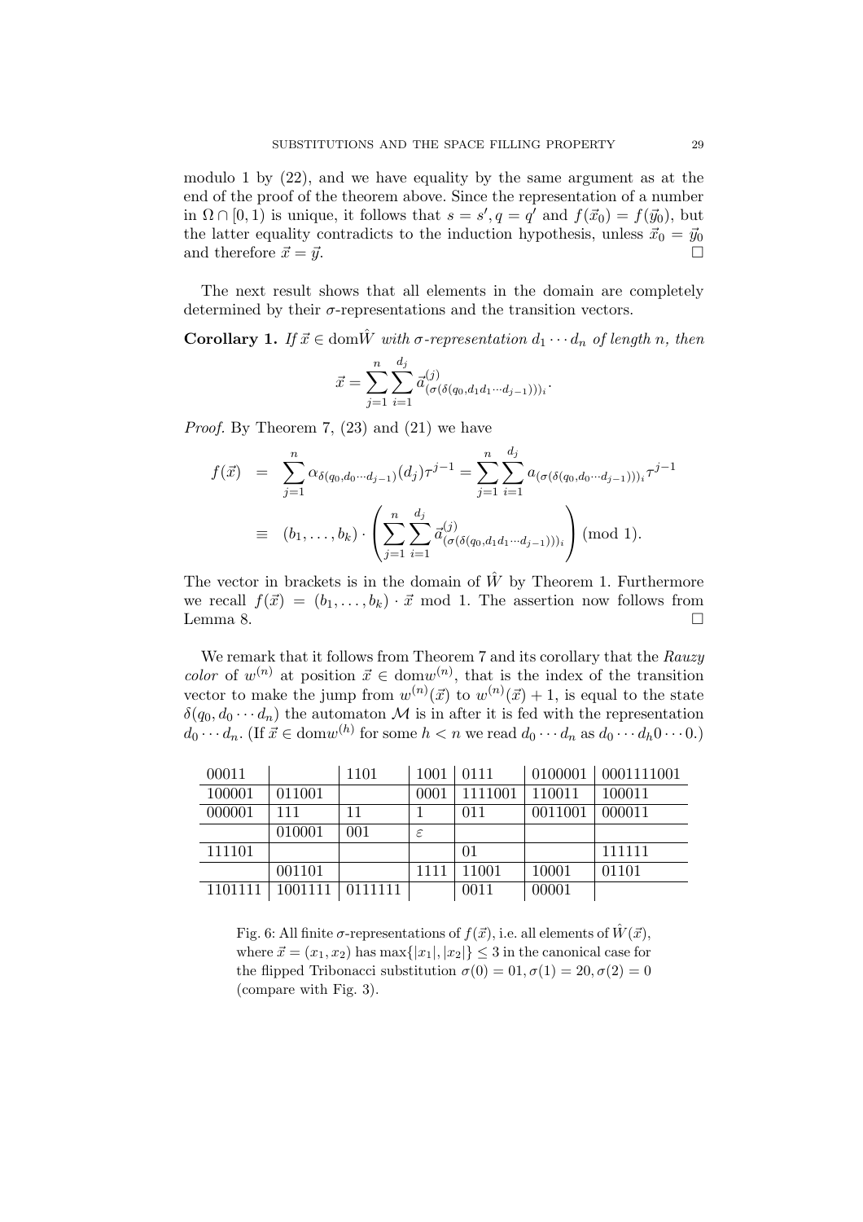modulo 1 by (22), and we have equality by the same argument as at the end of the proof of the theorem above. Since the representation of a number in $\Omega \cap [0,1)$ is unique, it follows that $s = s', q = q'$ and $f(\vec{x}_0) = f(\vec{y}_0)$, but the latter equality contradicts to the induction hypothesis, unless $\vec{x}_0 = \vec{y}_0$ and therefore $\vec{x} = \vec{y}$. $\square$

The next result shows that all elements in the domain are completely determined by their $\sigma$-representations and the transition vectors.

**Corollary 1.** *If $\vec{x} \in \mathrm{dom}\hat{W}$ with $\sigma$-representation $d_1 \cdots d_n$ of length $n$, then*

$$\vec{x} = \sum_{j=1}^{n} \sum_{i=1}^{d_j} \vec{a}^{(j)}_{(\sigma(\delta(q_0, d_1 d_1 \cdots d_{j-1})))_i}.$$

*Proof.* By Theorem 7, (23) and (21) we have

$$\begin{aligned} f(\vec{x}) &= \sum_{j=1}^{n} \alpha_{\delta(q_0, d_0 \cdots d_{j-1})}(d_j) \tau^{j-1} = \sum_{j=1}^{n} \sum_{i=1}^{d_j} a_{(\sigma(\delta(q_0, d_0 \cdots d_{j-1})))_i} \tau^{j-1} \\ &\equiv (b_1, \ldots, b_k) \cdot \left( \sum_{j=1}^{n} \sum_{i=1}^{d_j} \vec{a}^{(j)}_{(\sigma(\delta(q_0, d_1 d_1 \cdots d_{j-1})))_i} \right) \pmod{1}. \end{aligned}$$

The vector in brackets is in the domain of $\hat{W}$ by Theorem 1. Furthermore we recall $f(\vec{x}) = (b_1, \ldots, b_k) \cdot \vec{x} \bmod 1$. The assertion now follows from Lemma 8. $\square$

We remark that it follows from Theorem 7 and its corollary that the *Rauzy color* of $w^{(n)}$ at position $\vec{x} \in \mathrm{dom} w^{(n)}$, that is the index of the transition vector to make the jump from $w^{(n)}(\vec{x})$ to $w^{(n)}(\vec{x}) + 1$, is equal to the state $\delta(q_0, d_0 \cdots d_n)$ the automaton $\mathcal{M}$ is in after it is fed with the representation $d_0 \cdots d_n$. (If $\vec{x} \in \mathrm{dom} w^{(h)}$ for some $h < n$ we read $d_0 \cdots d_n$ as $d_0 \cdots d_h 0 \cdots 0$.)

| 00011 | | 1101 | 1001 | 0111 | 0100001 | 0001111001 |
|---|---|---|---|---|---|---|
| 100001 | 011001 | | 0001 | 1111001 | 110011 | 100011 |
| 000001 | 111 | 11 | 1 | 011 | 0011001 | 000011 |
| | 010001 | 001 | $\varepsilon$ | | | |
| 111101 | | | | 01 | | 111111 |
| | 001101 | | 1111 | 11001 | 10001 | 01101 |
| 1101111 | 1001111 | 0111111 | | 0011 | 00001 | |

Fig. 6: All finite $\sigma$-representations of $f(\vec{x})$, i.e. all elements of $\hat{W}(\vec{x})$, where $\vec{x} = (x_1, x_2)$ has $\max\{|x_1|, |x_2|\} \leq 3$ in the canonical case for the flipped Tribonacci substitution $\sigma(0) = 01, \sigma(1) = 20, \sigma(2) = 0$ (compare with Fig. 3).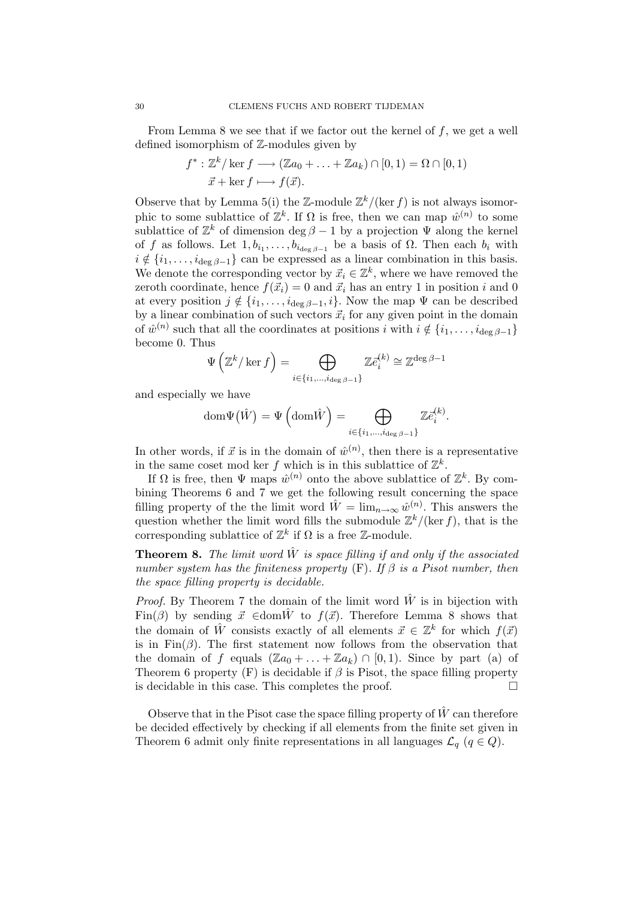From Lemma 8 we see that if we factor out the kernel of $f$, we get a well defined isomorphism of $\mathbb{Z}$-modules given by

$$
\begin{aligned}
f^* : \mathbb{Z}^k/\ker f &\longrightarrow (\mathbb{Z}a_0 + \ldots + \mathbb{Z}a_k) \cap [0,1) = \Omega \cap [0,1) \\
\vec{x} + \ker f &\longmapsto f(\vec{x}).
\end{aligned}
$$

Observe that by Lemma 5(i) the $\mathbb{Z}$-module $\mathbb{Z}^k/(\ker f)$ is not always isomorphic to some sublattice of $\mathbb{Z}^k$. If $\Omega$ is free, then we can map $\hat{w}^{(n)}$ to some sublattice of $\mathbb{Z}^k$ of dimension $\deg \beta - 1$ by a projection $\Psi$ along the kernel of $f$ as follows. Let $1, b_{i_1}, \ldots, b_{i_{\deg\beta-1}}$ be a basis of $\Omega$. Then each $b_i$ with $i \notin \{i_1, \ldots, i_{\deg\beta-1}\}$ can be expressed as a linear combination in this basis. We denote the corresponding vector by $\vec{x}_i \in \mathbb{Z}^k$, where we have removed the zeroth coordinate, hence $f(\vec{x}_i) = 0$ and $\vec{x}_i$ has an entry 1 in position $i$ and 0 at every position $j \notin \{i_1, \ldots, i_{\deg\beta-1}, i\}$. Now the map $\Psi$ can be described by a linear combination of such vectors $\vec{x}_i$ for any given point in the domain of $\hat{w}^{(n)}$ such that all the coordinates at positions $i$ with $i \notin \{i_1, \ldots, i_{\deg\beta-1}\}$ become 0. Thus

$$
\Psi\left(\mathbb{Z}^k/\ker f\right) = \bigoplus_{i \in \{i_1, \ldots, i_{\deg\beta-1}\}} \mathbb{Z}\vec{e}_i^{(k)} \cong \mathbb{Z}^{\deg\beta-1}
$$

and especially we have

$$
\mathrm{dom}\Psi(\hat{W}) = \Psi\left(\mathrm{dom}\hat{W}\right) = \bigoplus_{i \in \{i_1, \ldots, i_{\deg\beta-1}\}} \mathbb{Z}\vec{e}_i^{(k)}.
$$

In other words, if $\vec{x}$ is in the domain of $\hat{w}^{(n)}$, then there is a representative in the same coset mod $\ker f$ which is in this sublattice of $\mathbb{Z}^k$.

If $\Omega$ is free, then $\Psi$ maps $\hat{w}^{(n)}$ onto the above sublattice of $\mathbb{Z}^k$. By combining Theorems 6 and 7 we get the following result concerning the space filling property of the the limit word $\hat{W} = \lim_{n\to\infty} \hat{w}^{(n)}$. This answers the question whether the limit word fills the submodule $\mathbb{Z}^k/(\ker f)$, that is the corresponding sublattice of $\mathbb{Z}^k$ if $\Omega$ is a free $\mathbb{Z}$-module.

**Theorem 8.** *The limit word $\hat{W}$ is space filling if and only if the associated number system has the finiteness property* (F). *If $\beta$ is a Pisot number, then the space filling property is decidable.*

*Proof.* By Theorem 7 the domain of the limit word $\hat{W}$ is in bijection with $\mathrm{Fin}(\beta)$ by sending $\vec{x} \in \mathrm{dom}\hat{W}$ to $f(\vec{x})$. Therefore Lemma 8 shows that the domain of $\hat{W}$ consists exactly of all elements $\vec{x} \in \mathbb{Z}^k$ for which $f(\vec{x})$ is in $\mathrm{Fin}(\beta)$. The first statement now follows from the observation that the domain of $f$ equals $(\mathbb{Z}a_0 + \ldots + \mathbb{Z}a_k) \cap [0,1)$. Since by part (a) of Theorem 6 property (F) is decidable if $\beta$ is Pisot, the space filling property is decidable in this case. This completes the proof. $\square$

Observe that in the Pisot case the space filling property of $\hat{W}$ can therefore be decided effectively by checking if all elements from the finite set given in Theorem 6 admit only finite representations in all languages $\mathcal{L}_q$ $(q \in Q)$.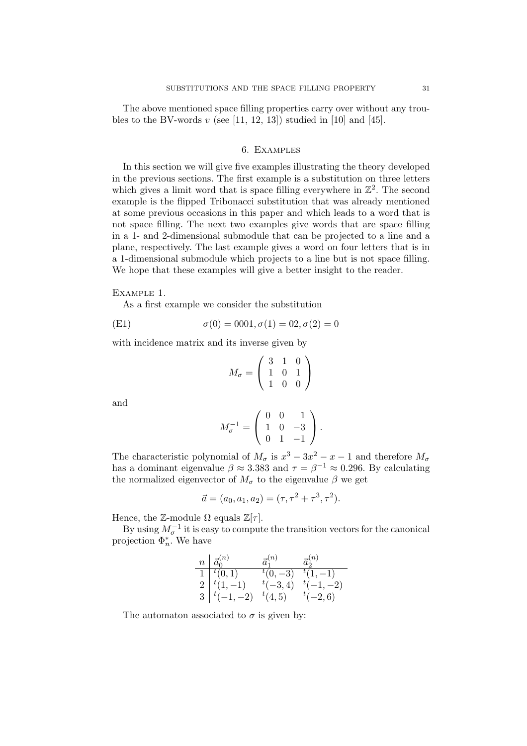The above mentioned space filling properties carry over without any troubles to the BV-words $v$ (see [11, 12, 13]) studied in [10] and [45].

## 6. Examples

In this section we will give five examples illustrating the theory developed in the previous sections. The first example is a substitution on three letters which gives a limit word that is space filling everywhere in $\mathbb{Z}^2$. The second example is the flipped Tribonacci substitution that was already mentioned at some previous occasions in this paper and which leads to a word that is not space filling. The next two examples give words that are space filling in a 1- and 2-dimensional submodule that can be projected to a line and a plane, respectively. The last example gives a word on four letters that is in a 1-dimensional submodule which projects to a line but is not space filling. We hope that these examples will give a better insight to the reader.

Example 1.

As a first example we consider the substitution

$$\sigma(0) = 0001, \sigma(1) = 02, \sigma(2) = 0 \tag{E1}$$

with incidence matrix and its inverse given by

$$M_\sigma = \begin{pmatrix} 3 & 1 & 0 \\ 1 & 0 & 1 \\ 1 & 0 & 0 \end{pmatrix}$$

and

$$M_\sigma^{-1} = \begin{pmatrix} 0 & 0 & 1 \\ 1 & 0 & -3 \\ 0 & 1 & -1 \end{pmatrix}.$$

The characteristic polynomial of $M_\sigma$ is $x^3 - 3x^2 - x - 1$ and therefore $M_\sigma$ has a dominant eigenvalue $\beta \approx 3.383$ and $\tau = \beta^{-1} \approx 0.296$. By calculating the normalized eigenvector of $M_\sigma$ to the eigenvalue $\beta$ we get

$$\vec{a} = (a_0, a_1, a_2) = (\tau, \tau^2 + \tau^3, \tau^2).$$

Hence, the $\mathbb{Z}$-module $\Omega$ equals $\mathbb{Z}[\tau]$.

By using $M_\sigma^{-1}$ it is easy to compute the transition vectors for the canonical projection $\Phi_n^*$. We have

| $n$ | $\vec{a}_0^{(n)}$ | $\vec{a}_1^{(n)}$ | $\vec{a}_2^{(n)}$ |
|---|---|---|---|
| 1 | ${}^t(0, 1)$ | ${}^t(0, -3)$ | ${}^t(1, -1)$ |
| 2 | ${}^t(1, -1)$ | ${}^t(-3, 4)$ | ${}^t(-1, -2)$ |
| 3 | ${}^t(-1, -2)$ | ${}^t(4, 5)$ | ${}^t(-2, 6)$ |

The automaton associated to $\sigma$ is given by: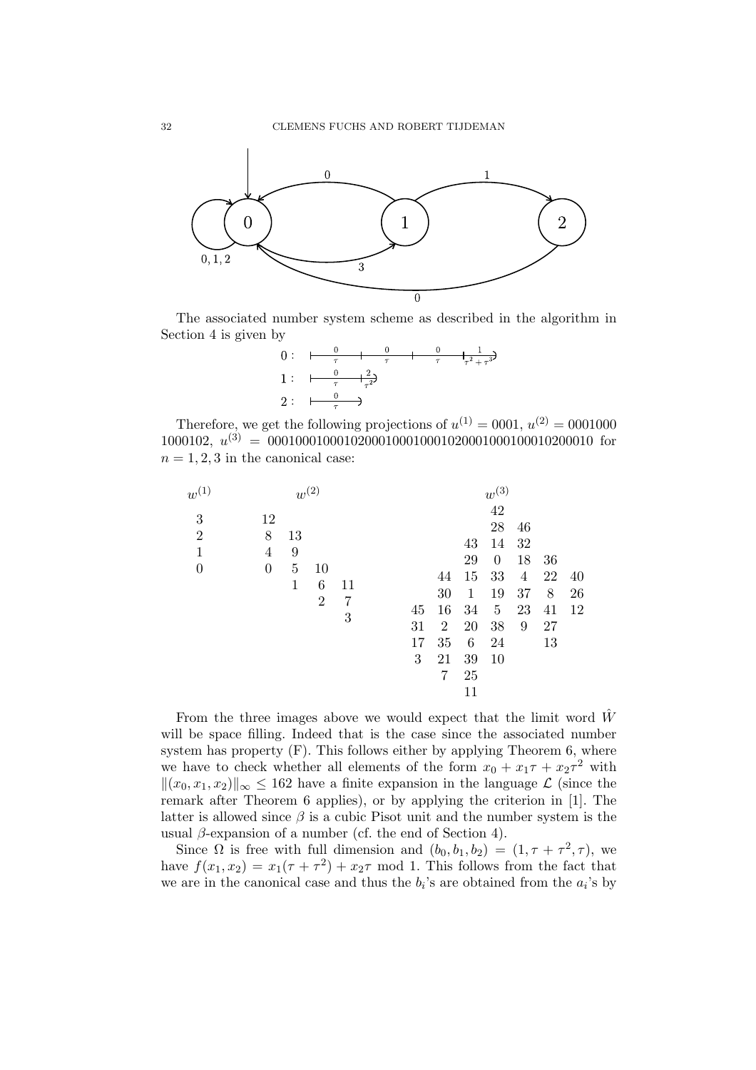The associated number system scheme as described in the algorithm in Section 4 is given by

$0: \quad \frac{0}{\tau} \quad \frac{0}{\tau} \quad \frac{0}{\tau} \quad \frac{1}{\tau^2+\tau^3}$

$1: \quad \frac{0}{\tau} \quad \frac{2}{\tau^2}$

$2: \quad \frac{0}{\tau}$

Therefore, we get the following projections of $u^{(1)} = 0001$, $u^{(2)} = 0001000$ $1000102$, $u^{(3)} = 000100010001020001000100010200010001000102000 10$ for $n = 1, 2, 3$ in the canonical case:

$w^{(1)}$

```
3
2
1
0
```

$w^{(2)}$

```
12
 8  13
 4   9
 0   5  10
     1   6  11
         2   7
             3
```

$w^{(3)}$

```
                 42
                 28  46
             43  14  32
             29   0  18  36
         44  15  33   4  22  40
         30   1  19  37   8  26
     45  16  34   5  23  41  12
     31   2  20  38   9  27
     17  35   6  24      13
      3  21  39  10
          7  25
             11
```

From the three images above we would expect that the limit word $\hat{W}$ will be space filling. Indeed that is the case since the associated number system has property (F). This follows either by applying Theorem 6, where we have to check whether all elements of the form $x_0 + x_1\tau + x_2\tau^2$ with $\|(x_0, x_1, x_2)\|_\infty \leq 162$ have a finite expansion in the language $\mathcal{L}$ (since the remark after Theorem 6 applies), or by applying the criterion in [1]. The latter is allowed since $\beta$ is a cubic Pisot unit and the number system is the usual $\beta$-expansion of a number (cf. the end of Section 4).

Since $\Omega$ is free with full dimension and $(b_0, b_1, b_2) = (1, \tau + \tau^2, \tau)$, we have $f(x_1, x_2) = x_1(\tau + \tau^2) + x_2\tau \bmod 1$. This follows from the fact that we are in the canonical case and thus the $b_i$'s are obtained from the $a_i$'s by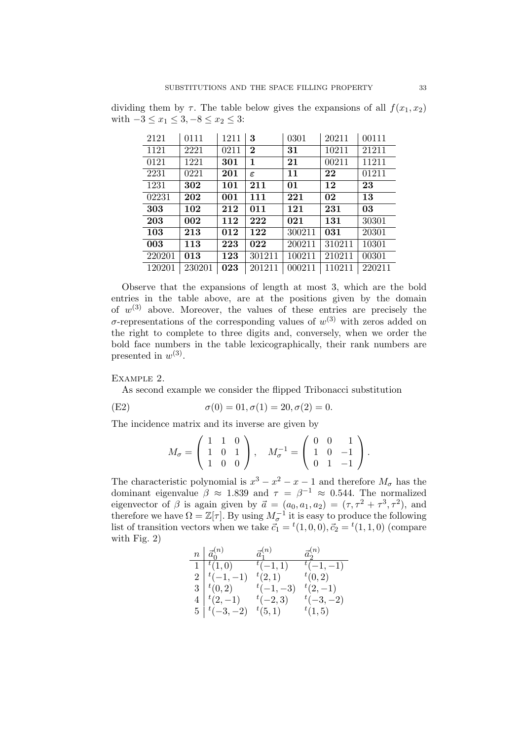dividing them by $\tau$. The table below gives the expansions of all $f(x_1, x_2)$ with $-3 \le x_1 \le 3, -8 \le x_2 \le 3$:

| | | | | | | |
|---|---|---|---|---|---|---|
| 2121 | 0111 | 1211 | **3** | 0301 | 20211 | 00111 |
| 1121 | 2221 | 0211 | **2** | **31** | 10211 | 21211 |
| 0121 | 1221 | **301** | **1** | **21** | 00211 | 11211 |
| 2231 | 0221 | **201** | $\varepsilon$ | **11** | **22** | 01211 |
| 1231 | **302** | **101** | **211** | **01** | **12** | **23** |
| 02231 | **202** | **001** | **111** | **221** | **02** | **13** |
| **303** | **102** | **212** | **011** | **121** | **231** | **03** |
| **203** | **002** | **112** | **222** | **021** | **131** | 30301 |
| **103** | **213** | **012** | **122** | 300211 | **031** | 20301 |
| **003** | **113** | **223** | **022** | 200211 | 310211 | 10301 |
| 220201 | **013** | **123** | 301211 | 100211 | 210211 | 00301 |
| 120201 | 230201 | **023** | 201211 | 000211 | 110211 | 220211 |

Observe that the expansions of length at most 3, which are the bold entries in the table above, are at the positions given by the domain of $w^{(3)}$ above. Moreover, the values of these entries are precisely the $\sigma$-representations of the corresponding values of $w^{(3)}$ with zeros added on the right to complete to three digits and, conversely, when we order the bold face numbers in the table lexicographically, their rank numbers are presented in $w^{(3)}$.

Example 2.

As second example we consider the flipped Tribonacci substitution

$$\sigma(0) = 01, \sigma(1) = 20, \sigma(2) = 0. \tag{E2}$$

The incidence matrix and its inverse are given by

$$M_\sigma = \begin{pmatrix} 1 & 1 & 0 \\ 1 & 0 & 1 \\ 1 & 0 & 0 \end{pmatrix}, \quad M_\sigma^{-1} = \begin{pmatrix} 0 & 0 & 1 \\ 1 & 0 & -1 \\ 0 & 1 & -1 \end{pmatrix}.$$

The characteristic polynomial is $x^3 - x^2 - x - 1$ and therefore $M_\sigma$ has the dominant eigenvalue $\beta \approx 1.839$ and $\tau = \beta^{-1} \approx 0.544$. The normalized eigenvector of $\beta$ is again given by $\vec{a} = (a_0, a_1, a_2) = (\tau, \tau^2 + \tau^3, \tau^2)$, and therefore we have $\Omega = \mathbb{Z}[\tau]$. By using $M_\sigma^{-1}$ it is easy to produce the following list of transition vectors when we take $\vec{c}_1 = {}^t(1, 0, 0), \vec{c}_2 = {}^t(1, 1, 0)$ (compare with Fig. 2)

| $n$ | $\vec{a}_0^{(n)}$ | $\vec{a}_1^{(n)}$ | $\vec{a}_2^{(n)}$ |
|---|---|---|---|
| 1 | ${}^t(1, 0)$ | ${}^t(-1, 1)$ | ${}^t(-1, -1)$ |
| 2 | ${}^t(-1, -1)$ | ${}^t(2, 1)$ | ${}^t(0, 2)$ |
| 3 | ${}^t(0, 2)$ | ${}^t(-1, -3)$ | ${}^t(2, -1)$ |
| 4 | ${}^t(2, -1)$ | ${}^t(-2, 3)$ | ${}^t(-3, -2)$ |
| 5 | ${}^t(-3, -2)$ | ${}^t(5, 1)$ | ${}^t(1, 5)$ |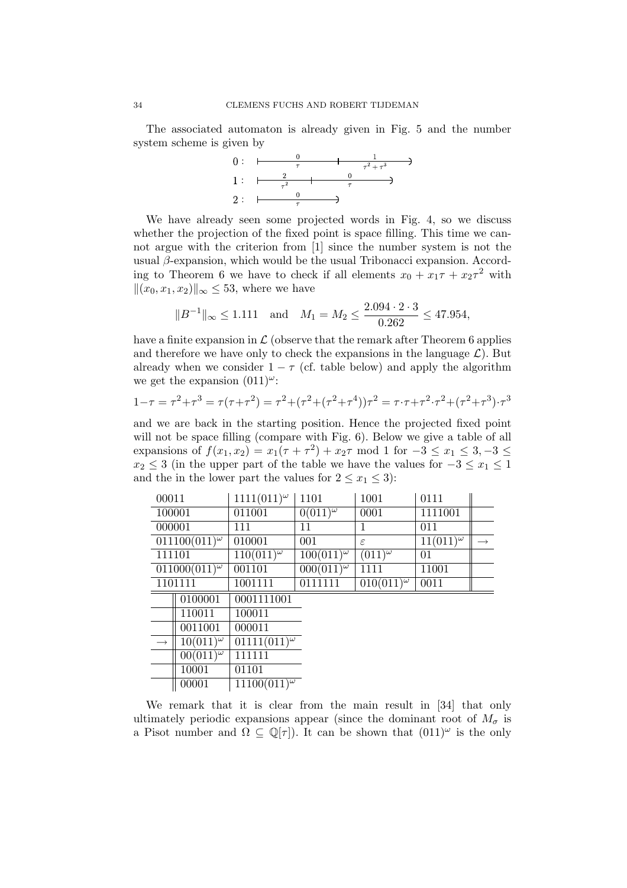The associated automaton is already given in Fig. 5 and the number system scheme is given by

$$
\begin{array}{ll}
0: & \underset{\tau}{0} \;\Big|\; \underset{\tau^2+\tau^3}{1} \\
1: & \underset{\tau^2}{2} \;\Big|\; \underset{\tau}{0} \\
2: & \underset{\tau}{0}
\end{array}
$$

We have already seen some projected words in Fig. 4, so we discuss whether the projection of the fixed point is space filling. This time we cannot argue with the criterion from [1] since the number system is not the usual $\beta$-expansion, which would be the usual Tribonacci expansion. According to Theorem 6 we have to check if all elements $x_0 + x_1\tau + x_2\tau^2$ with $\|(x_0, x_1, x_2)\|_\infty \leq 53$, where we have

$$\|B^{-1}\|_\infty \leq 1.111 \quad \text{and} \quad M_1 = M_2 \leq \frac{2.094 \cdot 2 \cdot 3}{0.262} \leq 47.954,$$

have a finite expansion in $\mathcal{L}$ (observe that the remark after Theorem 6 applies and therefore we have only to check the expansions in the language $\mathcal{L}$). But already when we consider $1 - \tau$ (cf. table below) and apply the algorithm we get the expansion $(011)^\omega$:

$$1-\tau = \tau^2+\tau^3 = \tau(\tau+\tau^2) = \tau^2+(\tau^2+(\tau^2+\tau^4))\tau^2 = \tau\cdot\tau+\tau^2\cdot\tau^2+(\tau^2+\tau^3)\cdot\tau^3$$

and we are back in the starting position. Hence the projected fixed point will not be space filling (compare with Fig. 6). Below we give a table of all expansions of $f(x_1, x_2) = x_1(\tau + \tau^2) + x_2\tau \bmod 1$ for $-3 \leq x_1 \leq 3, -3 \leq x_2 \leq 3$ (in the upper part of the table we have the values for $-3 \leq x_1 \leq 1$ and the in the lower part the values for $2 \leq x_1 \leq 3$):

| | | | | | |
|---|---|---|---|---|---|
| 00011 | $1111(011)^\omega$ | 1101 | 1001 | 0111 | |
| 100001 | 011001 | $0(011)^\omega$ | 0001 | 1111001 | |
| 000001 | 111 | 11 | 1 | 011 | |
| $011100(011)^\omega$ | 010001 | 001 | $\varepsilon$ | $11(011)^\omega$ | $\rightarrow$ |
| 111101 | $110(011)^\omega$ | $100(011)^\omega$ | $(011)^\omega$ | 01 | |
| $011000(011)^\omega$ | 001101 | $000(011)^\omega$ | 1111 | 11001 | |
| 1101111 | 1001111 | 0111111 | $010(011)^\omega$ | 0011 | |

| | | |
|---|---|---|
| | 0100001 | 0001111001 |
| | 110011 | 100011 |
| | 0011001 | 000011 |
| $\rightarrow$ | $10(011)^\omega$ | $01111(011)^\omega$ |
| | $00(011)^\omega$ | 111111 |
| | 10001 | 01101 |
| | 00001 | $11100(011)^\omega$ |

We remark that it is clear from the main result in [34] that only ultimately periodic expansions appear (since the dominant root of $M_\sigma$ is a Pisot number and $\Omega \subseteq \mathbb{Q}[\tau]$). It can be shown that $(011)^\omega$ is the only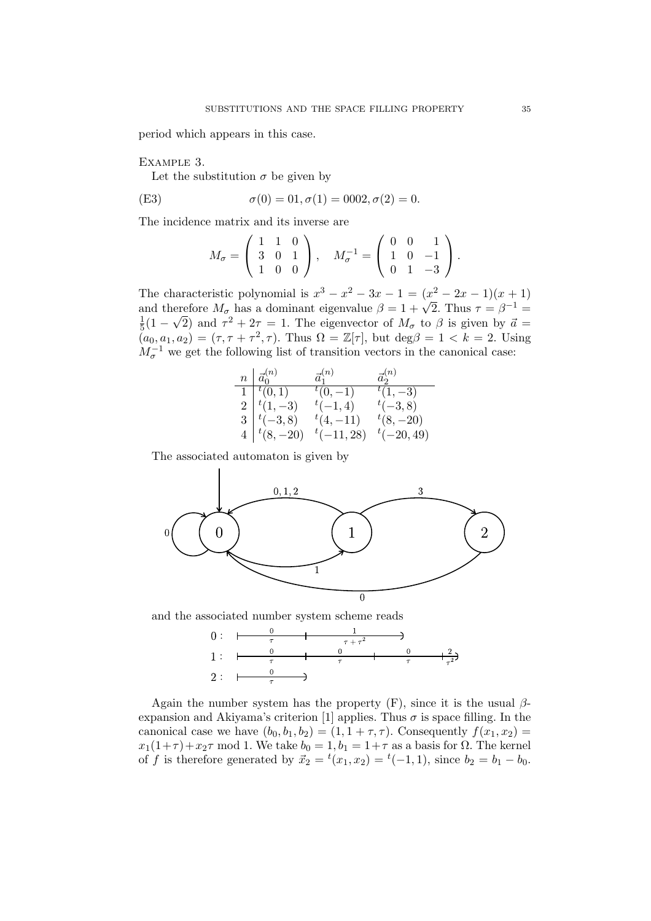period which appears in this case.

Example 3.

Let the substitution $\sigma$ be given by

$$\sigma(0) = 01, \sigma(1) = 0002, \sigma(2) = 0. \tag{E3}$$

The incidence matrix and its inverse are

$$M_\sigma = \begin{pmatrix} 1 & 1 & 0 \\ 3 & 0 & 1 \\ 1 & 0 & 0 \end{pmatrix}, \quad M_\sigma^{-1} = \begin{pmatrix} 0 & 0 & 1 \\ 1 & 0 & -1 \\ 0 & 1 & -3 \end{pmatrix}.$$

The characteristic polynomial is $x^3 - x^2 - 3x - 1 = (x^2 - 2x - 1)(x + 1)$ and therefore $M_\sigma$ has a dominant eigenvalue $\beta = 1 + \sqrt{2}$. Thus $\tau = \beta^{-1} = \frac{1}{5}(1 - \sqrt{2})$ and $\tau^2 + 2\tau = 1$. The eigenvector of $M_\sigma$ to $\beta$ is given by $\vec{a} = (a_0, a_1, a_2) = (\tau, \tau + \tau^2, \tau)$. Thus $\Omega = \mathbb{Z}[\tau]$, but $\deg\beta = 1 < k = 2$. Using $M_\sigma^{-1}$ we get the following list of transition vectors in the canonical case:

| $n$ | $\vec{a}_0^{(n)}$ | $\vec{a}_1^{(n)}$ | $\vec{a}_2^{(n)}$ |
|---|---|---|---|
| 1 | ${}^t(0, 1)$ | ${}^t(0, -1)$ | ${}^t(1, -3)$ |
| 2 | ${}^t(1, -3)$ | ${}^t(-1, 4)$ | ${}^t(-3, 8)$ |
| 3 | ${}^t(-3, 8)$ | ${}^t(4, -11)$ | ${}^t(8, -20)$ |
| 4 | ${}^t(8, -20)$ | ${}^t(-11, 28)$ | ${}^t(-20, 49)$ |

The associated automaton is given by

and the associated number system scheme reads

Again the number system has the property (F), since it is the usual $\beta$-expansion and Akiyama's criterion [1] applies. Thus $\sigma$ is space filling. In the canonical case we have $(b_0, b_1, b_2) = (1, 1 + \tau, \tau)$. Consequently $f(x_1, x_2) = x_1(1+\tau) + x_2\tau \bmod 1$. We take $b_0 = 1, b_1 = 1+\tau$ as a basis for $\Omega$. The kernel of $f$ is therefore generated by $\vec{x}_2 = {}^t(x_1, x_2) = {}^t(-1, 1)$, since $b_2 = b_1 - b_0$.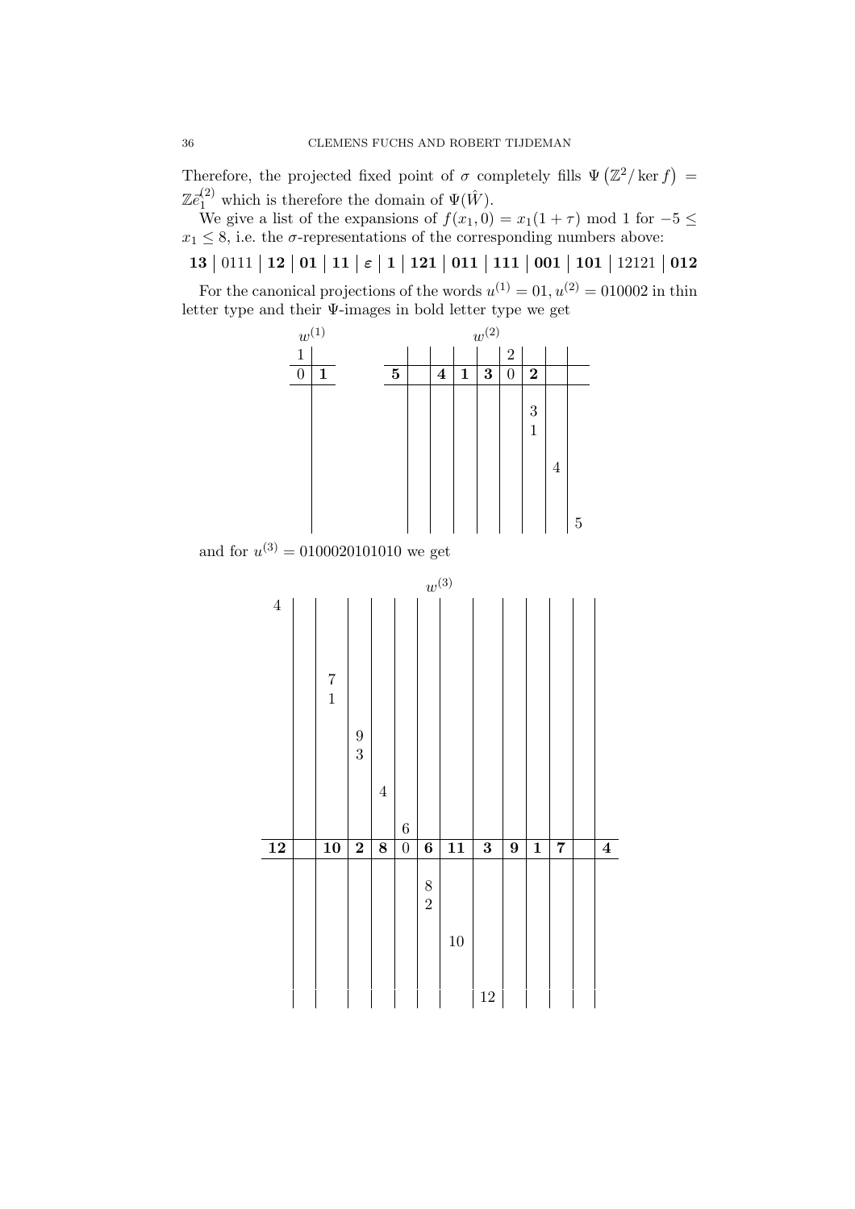Therefore, the projected fixed point of $\sigma$ completely fills $\Psi\left(\mathbb{Z}^2/\ker f\right) = \mathbb{Z}\vec{e}_1^{(2)}$ which is therefore the domain of $\Psi(\hat{W})$.

We give a list of the expansions of $f(x_1, 0) = x_1(1+\tau) \bmod 1$ for $-5 \le x_1 \le 8$, i.e. the $\sigma$-representations of the corresponding numbers above:

**13** | 0111 | **12** | **01** | **11** | $\boldsymbol{\varepsilon}$ | **1** | **121** | **011** | **111** | **001** | **101** | 12121 | **012**

For the canonical projections of the words $u^{(1)} = 01, u^{(2)} = 010002$ in thin letter type and their $\Psi$-images in bold letter type we get

$w^{(1)}$

| 1 | |
|---|---|
| 0 | **1** |

$w^{(2)}$

| | | | | | 2 | | | |
|---|---|---|---|---|---|---|---|---|
| **5** | | **4** | **1** | **3** | 0 | **2** | | |
| | | | | | | 3, 1 | | |
| | | | | | | | 4 | |
| | | | | | | | | 5 |

and for $u^{(3)} = 0100020101010$ we get

$w^{(3)}$

| 4 | | | | | | | | | | | | | |
|---|---|---|---|---|---|---|---|---|---|---|---|---|---|
| | | 7, 1 | | | | | | | | | | | |
| | | | 9, 3 | | | | | | | | | | |
| | | | | 4 | | | | | | | | | |
| | | | | | 6 | | | | | | | | |
| **12** | | **10** | **2** | **8** | 0 | **6** | **11** | **3** | **9** | **1** | **7** | | **4** |
| | | | | | | 8, 2 | | | | | | | |
| | | | | | | | 10 | | | | | | |
| | | | | | | | | 12 | | | | | |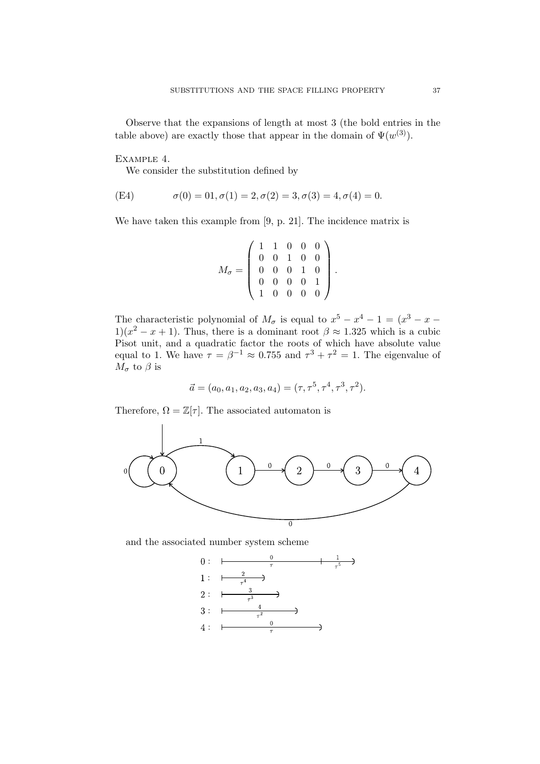Observe that the expansions of length at most 3 (the bold entries in the table above) are exactly those that appear in the domain of $\Psi(w^{(3)})$.

Example 4.

We consider the substitution defined by

$$\sigma(0) = 01, \sigma(1) = 2, \sigma(2) = 3, \sigma(3) = 4, \sigma(4) = 0. \tag{E4}$$

We have taken this example from [9, p. 21]. The incidence matrix is

$$M_\sigma = \begin{pmatrix} 1 & 1 & 0 & 0 & 0 \\ 0 & 0 & 1 & 0 & 0 \\ 0 & 0 & 0 & 1 & 0 \\ 0 & 0 & 0 & 0 & 1 \\ 1 & 0 & 0 & 0 & 0 \end{pmatrix}.$$

The characteristic polynomial of $M_\sigma$ is equal to $x^5 - x^4 - 1 = (x^3 - x - 1)(x^2 - x + 1)$. Thus, there is a dominant root $\beta \approx 1.325$ which is a cubic Pisot unit, and a quadratic factor the roots of which have absolute value equal to 1. We have $\tau = \beta^{-1} \approx 0.755$ and $\tau^3 + \tau^2 = 1$. The eigenvalue of $M_\sigma$ to $\beta$ is

$$\vec{a} = (a_0, a_1, a_2, a_3, a_4) = (\tau, \tau^5, \tau^4, \tau^3, \tau^2).$$

Therefore, $\Omega = \mathbb{Z}[\tau]$. The associated automaton is

and the associated number system scheme

$0$: $\vdash \overset{0}{\underset{\tau}{\text{———}}} \vdash \overset{1}{\underset{\tau^5}{\text{—}}} )$

$1$: $\vdash \overset{2}{\underset{\tau^4}{\text{—}}} )$

$2$: $\vdash \overset{3}{\underset{\tau^3}{\text{—}}} )$

$3$: $\vdash \overset{4}{\underset{\tau^2}{\text{—}}} )$

$4$: $\vdash \overset{0}{\underset{\tau}{\text{——}}} )$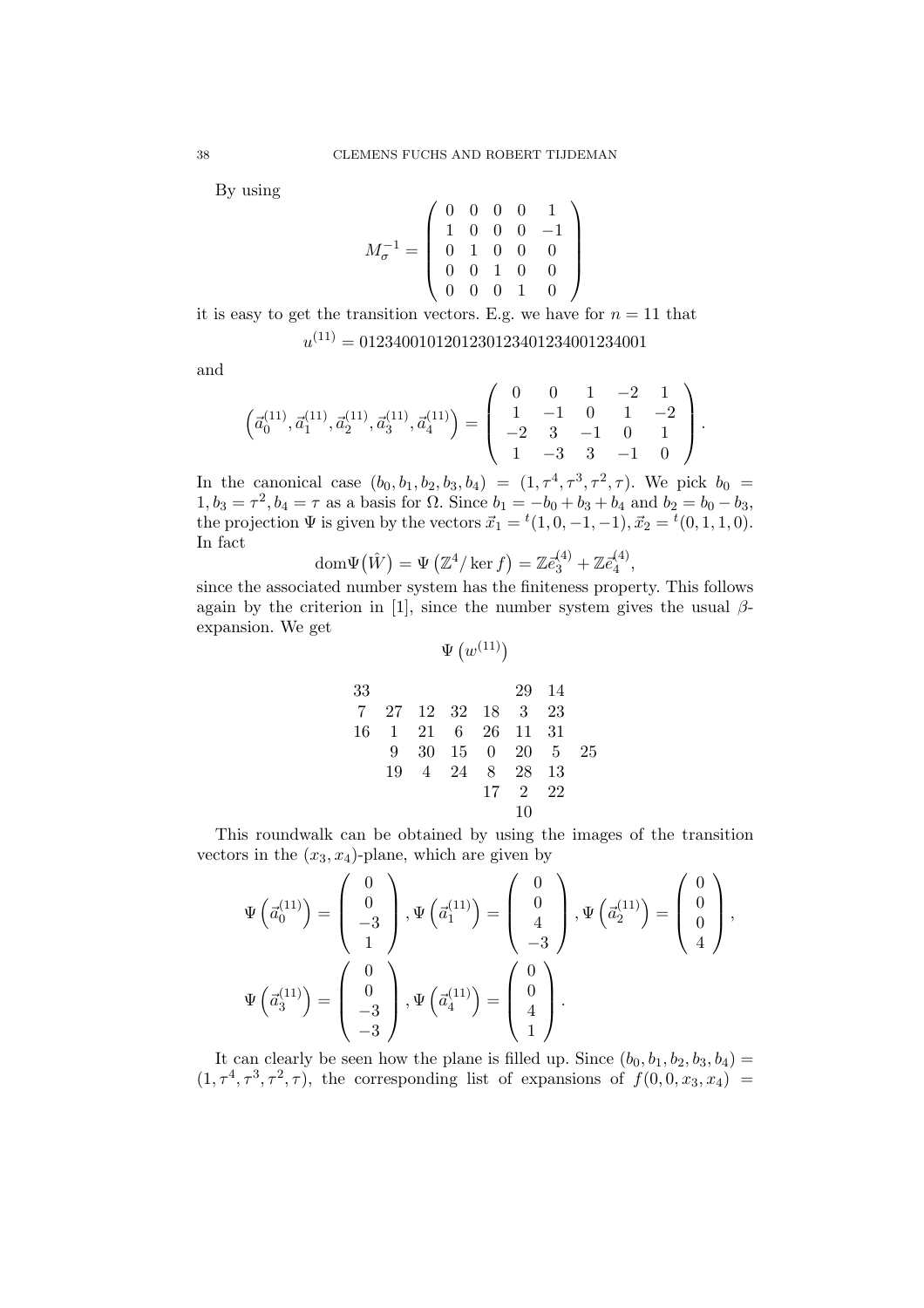By using

$$M_\sigma^{-1} = \begin{pmatrix} 0 & 0 & 0 & 0 & 1 \\ 1 & 0 & 0 & 0 & -1 \\ 0 & 1 & 0 & 0 & 0 \\ 0 & 0 & 1 & 0 & 0 \\ 0 & 0 & 0 & 1 & 0 \end{pmatrix}$$

it is easy to get the transition vectors. E.g. we have for $n = 11$ that

$$u^{(11)} = 0123400101201230123401234001234001$$

and

$$\left(\vec{a}_0^{(11)}, \vec{a}_1^{(11)}, \vec{a}_2^{(11)}, \vec{a}_3^{(11)}, \vec{a}_4^{(11)}\right) = \begin{pmatrix} 0 & 0 & 1 & -2 & 1 \\ 1 & -1 & 0 & 1 & -2 \\ -2 & 3 & -1 & 0 & 1 \\ 1 & -3 & 3 & -1 & 0 \end{pmatrix}.$$

In the canonical case $(b_0, b_1, b_2, b_3, b_4) = (1, \tau^4, \tau^3, \tau^2, \tau)$. We pick $b_0 = 1, b_3 = \tau^2, b_4 = \tau$ as a basis for $\Omega$. Since $b_1 = -b_0 + b_3 + b_4$ and $b_2 = b_0 - b_3$, the projection $\Psi$ is given by the vectors $\vec{x}_1 = {}^t(1, 0, -1, -1), \vec{x}_2 = {}^t(0, 1, 1, 0)$. In fact

$$\operatorname{dom}\Psi(\hat{W}) = \Psi\left(\mathbb{Z}^4/\ker f\right) = \mathbb{Z}\vec{e}_3^{(4)} + \mathbb{Z}\vec{e}_4^{(4)},$$

since the associated number system has the finiteness property. This follows again by the criterion in [1], since the number system gives the usual $\beta$-expansion. We get

$$\Psi\left(w^{(11)}\right)$$

$$\begin{array}{cccccccc}
33 & & & & & 29 & 14 & \\
7 & 27 & 12 & 32 & 18 & 3 & 23 & \\
16 & 1 & 21 & 6 & 26 & 11 & 31 & \\
 & 9 & 30 & 15 & 0 & 20 & 5 & 25 \\
 & 19 & 4 & 24 & 8 & 28 & 13 & \\
 & & & & 17 & 2 & 22 & \\
 & & & & & 10 & &
\end{array}$$

This roundwalk can be obtained by using the images of the transition vectors in the $(x_3, x_4)$-plane, which are given by

$$\Psi\left(\vec{a}_0^{(11)}\right) = \begin{pmatrix} 0 \\ 0 \\ -3 \\ 1 \end{pmatrix}, \Psi\left(\vec{a}_1^{(11)}\right) = \begin{pmatrix} 0 \\ 0 \\ 4 \\ -3 \end{pmatrix}, \Psi\left(\vec{a}_2^{(11)}\right) = \begin{pmatrix} 0 \\ 0 \\ 0 \\ 4 \end{pmatrix},$$

$$\Psi\left(\vec{a}_3^{(11)}\right) = \begin{pmatrix} 0 \\ 0 \\ -3 \\ -3 \end{pmatrix}, \Psi\left(\vec{a}_4^{(11)}\right) = \begin{pmatrix} 0 \\ 0 \\ 4 \\ 1 \end{pmatrix}.$$

It can clearly be seen how the plane is filled up. Since $(b_0, b_1, b_2, b_3, b_4) = (1, \tau^4, \tau^3, \tau^2, \tau)$, the corresponding list of expansions of $f(0, 0, x_3, x_4) =$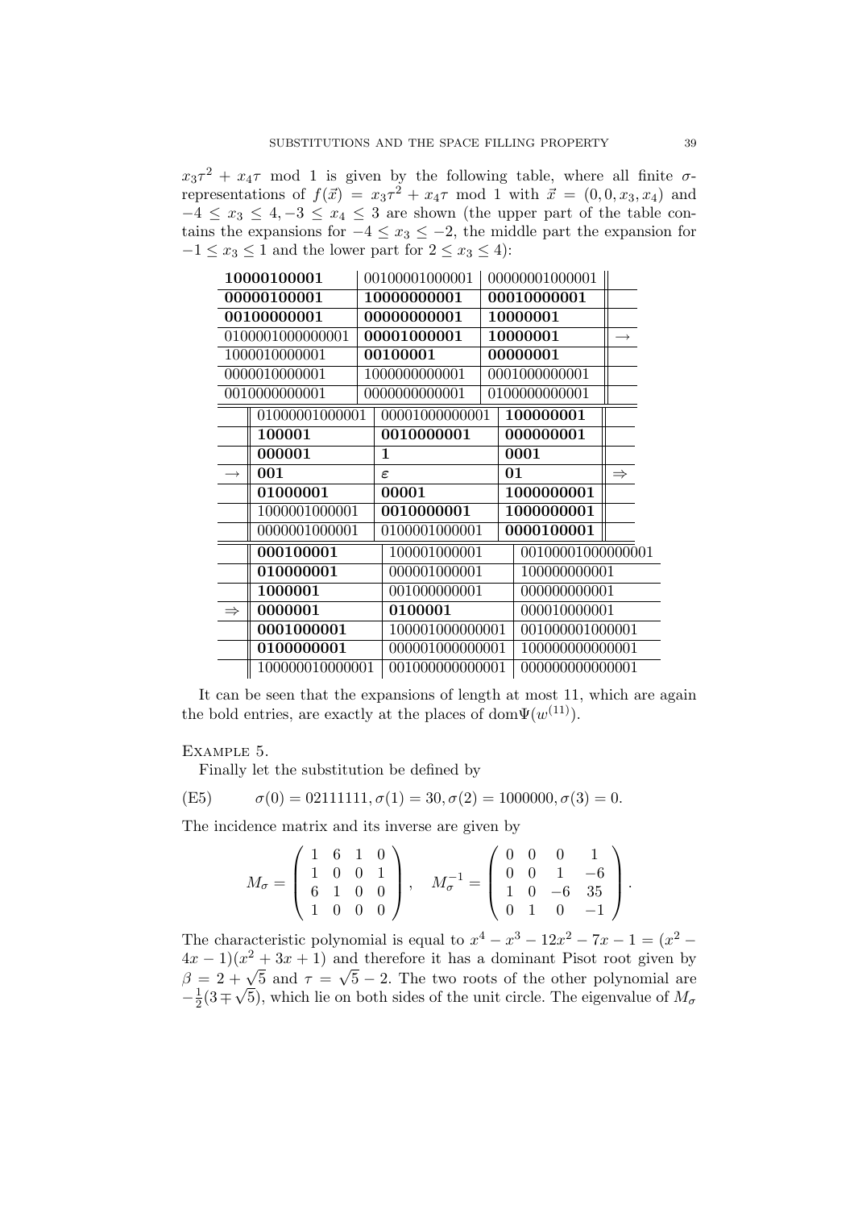$x_3\tau^2 + x_4\tau \mod 1$ is given by the following table, where all finite $\sigma$-representations of $f(\vec{x}) = x_3\tau^2 + x_4\tau \mod 1$ with $\vec{x} = (0, 0, x_3, x_4)$ and $-4 \le x_3 \le 4, -3 \le x_4 \le 3$ are shown (the upper part of the table contains the expansions for $-4 \le x_3 \le -2$, the middle part the expansion for $-1 \le x_3 \le 1$ and the lower part for $2 \le x_3 \le 4$):

| | | | | |
|---|---|---|---|---|
| | **10000100001** | 00100001000001 | 00000001000001 | |
| | **00000100001** | **10000000001** | **00010000001** | |
| | **00100000001** | **00000000001** | **10000001** | |
| | 0100001000000001 | **00001000001** | **10000001** | $\rightarrow$ |
| | 1000010000001 | **00100001** | **00000001** | |
| | 0000010000001 | 1000000000001 | 0001000000001 | |
| | 0010000000001 | 0000000000001 | 0100000000001 | |
| | 01000001000001 | 00001000000001 | **100000001** | |
| | **100001** | **0010000001** | **000000001** | |
| | **000001** | **1** | **0001** | |
| $\rightarrow$ | **001** | $\varepsilon$ | **01** | $\Rightarrow$ |
| | **01000001** | **00001** | **1000000001** | |
| | 1000001000001 | **0010000001** | **1000000001** | |
| | 0000001000001 | 0100001000001 | **0000100001** | |
| | **000100001** | 100001000001 | 00100001000000001 | |
| | **010000001** | 000001000001 | 100000000001 | |
| | **1000001** | 001000000001 | 000000000001 | |
| $\Rightarrow$ | **0000001** | **0100001** | 000010000001 | |
| | **0001000001** | 100001000000001 | 001000001000001 | |
| | **0100000001** | 000001000000001 | 100000000000001 | |
| | 100000010000001 | 001000000000001 | 000000000000001 | |

It can be seen that the expansions of length at most 11, which are again the bold entries, are exactly at the places of $\mathrm{dom}\Psi(w^{(11)})$.

Example 5.

Finally let the substitution be defined by

$$\sigma(0) = 02111111, \sigma(1) = 30, \sigma(2) = 1000000, \sigma(3) = 0. \tag{E5}$$

The incidence matrix and its inverse are given by

$$M_\sigma = \begin{pmatrix} 1 & 6 & 1 & 0 \\ 1 & 0 & 0 & 1 \\ 6 & 1 & 0 & 0 \\ 1 & 0 & 0 & 0 \end{pmatrix}, \quad M_\sigma^{-1} = \begin{pmatrix} 0 & 0 & 0 & 1 \\ 0 & 0 & 1 & -6 \\ 1 & 0 & -6 & 35 \\ 0 & 1 & 0 & -1 \end{pmatrix}.$$

The characteristic polynomial is equal to $x^4 - x^3 - 12x^2 - 7x - 1 = (x^2 - 4x - 1)(x^2 + 3x + 1)$ and therefore it has a dominant Pisot root given by $\beta = 2 + \sqrt{5}$ and $\tau = \sqrt{5} - 2$. The two roots of the other polynomial are $-\frac{1}{2}(3 \mp \sqrt{5})$, which lie on both sides of the unit circle. The eigenvalue of $M_\sigma$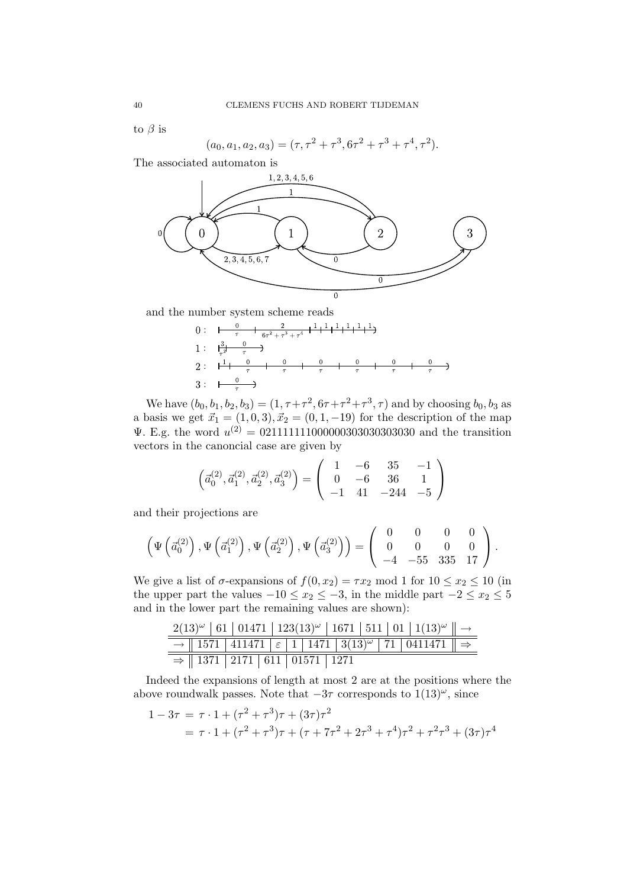to $\beta$ is

$$(a_0, a_1, a_2, a_3) = (\tau, \tau^2 + \tau^3, 6\tau^2 + \tau^3 + \tau^4, \tau^2).$$

The associated automaton is

and the number system scheme reads

We have $(b_0, b_1, b_2, b_3) = (1, \tau + \tau^2, 6\tau + \tau^2 + \tau^3, \tau)$ and by choosing $b_0, b_3$ as a basis we get $\vec{x}_1 = (1, 0, 3), \vec{x}_2 = (0, 1, -19)$ for the description of the map $\Psi$. E.g. the word $u^{(2)} = 0211111111000000303030303030$ and the transition vectors in the canoncial case are given by

$$\left(\vec{a}_0^{(2)}, \vec{a}_1^{(2)}, \vec{a}_2^{(2)}, \vec{a}_3^{(2)}\right) = \begin{pmatrix} 1 & -6 & 35 & -1 \\ 0 & -6 & 36 & 1 \\ -1 & 41 & -244 & -5 \end{pmatrix}$$

and their projections are

$$\left(\Psi\left(\vec{a}_0^{(2)}\right), \Psi\left(\vec{a}_1^{(2)}\right), \Psi\left(\vec{a}_2^{(2)}\right), \Psi\left(\vec{a}_3^{(2)}\right)\right) = \begin{pmatrix} 0 & 0 & 0 & 0 \\ 0 & 0 & 0 & 0 \\ -4 & -55 & 335 & 17 \end{pmatrix}.$$

We give a list of $\sigma$-expansions of $f(0, x_2) = \tau x_2 \bmod 1$ for $10 \le x_2 \le 10$ (in the upper part the values $-10 \le x_2 \le -3$, in the middle part $-2 \le x_2 \le 5$ and in the lower part the remaining values are shown):

| $2(13)^\omega$ | 61 | 01471 | $123(13)^\omega$ | 1671 | 511 | 01 | $1(13)^\omega$ | $\rightarrow$ |
|---|---|---|---|---|---|---|---|---|
| $\rightarrow$ | 1571 | 411471 | $\varepsilon$ | 1 | 1471 | $3(13)^\omega$ | 71 | 0411471 | $\Rightarrow$ |
| $\Rightarrow$ | 1371 | 2171 | 611 | 01571 | 1271 | | | |

Indeed the expansions of length at most 2 are at the positions where the above roundwalk passes. Note that $-3\tau$ corresponds to $1(13)^\omega$, since

$$\begin{aligned} 1 - 3\tau &= \tau \cdot 1 + (\tau^2 + \tau^3)\tau + (3\tau)\tau^2 \\ &= \tau \cdot 1 + (\tau^2 + \tau^3)\tau + (\tau + 7\tau^2 + 2\tau^3 + \tau^4)\tau^2 + \tau^2\tau^3 + (3\tau)\tau^4 \end{aligned}$$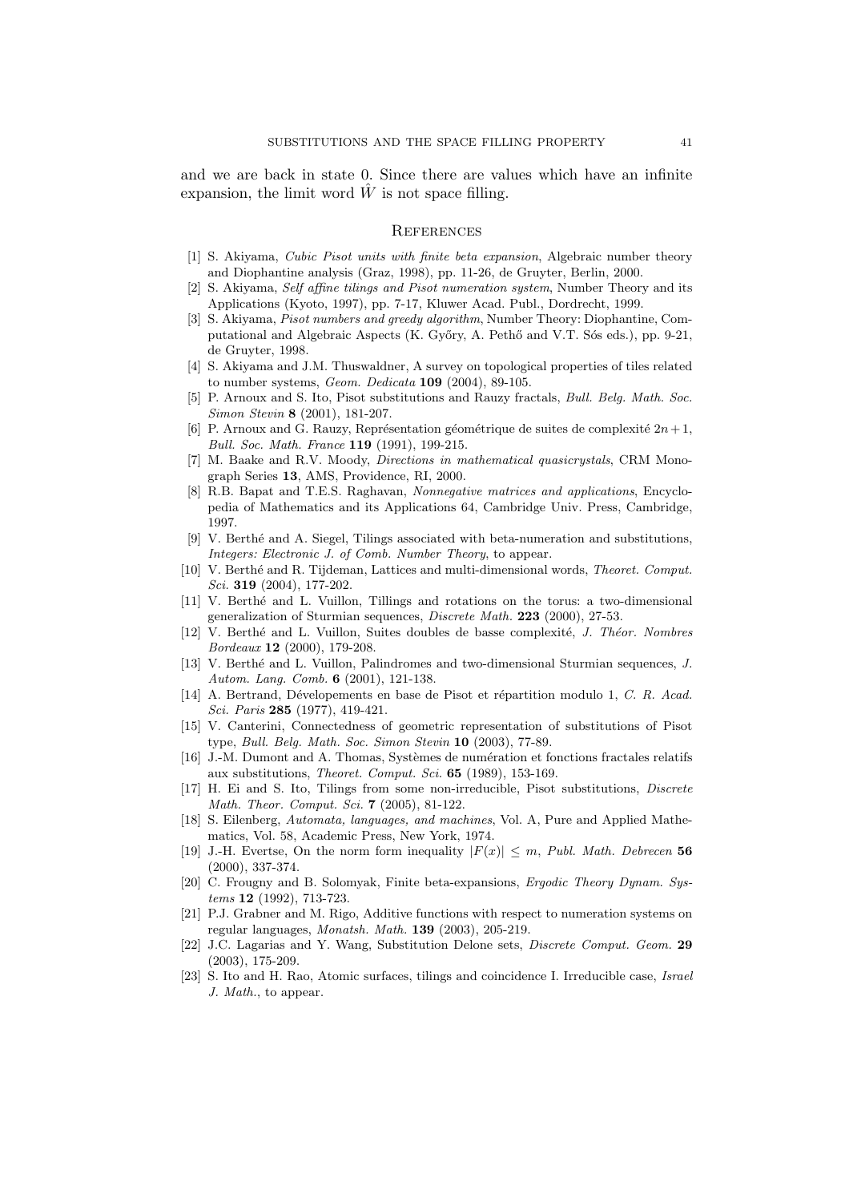and we are back in state 0. Since there are values which have an infinite expansion, the limit word $\hat{W}$ is not space filling.

## References

[1] S. Akiyama, *Cubic Pisot units with finite beta expansion*, Algebraic number theory and Diophantine analysis (Graz, 1998), pp. 11-26, de Gruyter, Berlin, 2000.

[2] S. Akiyama, *Self affine tilings and Pisot numeration system*, Number Theory and its Applications (Kyoto, 1997), pp. 7-17, Kluwer Acad. Publ., Dordrecht, 1999.

[3] S. Akiyama, *Pisot numbers and greedy algorithm*, Number Theory: Diophantine, Computational and Algebraic Aspects (K. Győry, A. Pethő and V.T. Sós eds.), pp. 9-21, de Gruyter, 1998.

[4] S. Akiyama and J.M. Thuswaldner, A survey on topological properties of tiles related to number systems, *Geom. Dedicata* **109** (2004), 89-105.

[5] P. Arnoux and S. Ito, Pisot substitutions and Rauzy fractals, *Bull. Belg. Math. Soc. Simon Stevin* **8** (2001), 181-207.

[6] P. Arnoux and G. Rauzy, Représentation géométrique de suites de complexité $2n+1$, *Bull. Soc. Math. France* **119** (1991), 199-215.

[7] M. Baake and R.V. Moody, *Directions in mathematical quasicrystals*, CRM Monograph Series **13**, AMS, Providence, RI, 2000.

[8] R.B. Bapat and T.E.S. Raghavan, *Nonnegative matrices and applications*, Encyclopedia of Mathematics and its Applications 64, Cambridge Univ. Press, Cambridge, 1997.

[9] V. Berthé and A. Siegel, Tilings associated with beta-numeration and substitutions, *Integers: Electronic J. of Comb. Number Theory*, to appear.

[10] V. Berthé and R. Tijdeman, Lattices and multi-dimensional words, *Theoret. Comput. Sci.* **319** (2004), 177-202.

[11] V. Berthé and L. Vuillon, Tillings and rotations on the torus: a two-dimensional generalization of Sturmian sequences, *Discrete Math.* **223** (2000), 27-53.

[12] V. Berthé and L. Vuillon, Suites doubles de basse complexité, *J. Théor. Nombres Bordeaux* **12** (2000), 179-208.

[13] V. Berthé and L. Vuillon, Palindromes and two-dimensional Sturmian sequences, *J. Autom. Lang. Comb.* **6** (2001), 121-138.

[14] A. Bertrand, Dévelopements en base de Pisot et répartition modulo 1, *C. R. Acad. Sci. Paris* **285** (1977), 419-421.

[15] V. Canterini, Connectedness of geometric representation of substitutions of Pisot type, *Bull. Belg. Math. Soc. Simon Stevin* **10** (2003), 77-89.

[16] J.-M. Dumont and A. Thomas, Systèmes de numération et fonctions fractales relatifs aux substitutions, *Theoret. Comput. Sci.* **65** (1989), 153-169.

[17] H. Ei and S. Ito, Tilings from some non-irreducible, Pisot substitutions, *Discrete Math. Theor. Comput. Sci.* **7** (2005), 81-122.

[18] S. Eilenberg, *Automata, languages, and machines*, Vol. A, Pure and Applied Mathematics, Vol. 58, Academic Press, New York, 1974.

[19] J.-H. Evertse, On the norm form inequality $|F(x)| \leq m$, *Publ. Math. Debrecen* **56** (2000), 337-374.

[20] C. Frougny and B. Solomyak, Finite beta-expansions, *Ergodic Theory Dynam. Systems* **12** (1992), 713-723.

[21] P.J. Grabner and M. Rigo, Additive functions with respect to numeration systems on regular languages, *Monatsh. Math.* **139** (2003), 205-219.

[22] J.C. Lagarias and Y. Wang, Substitution Delone sets, *Discrete Comput. Geom.* **29** (2003), 175-209.

[23] S. Ito and H. Rao, Atomic surfaces, tilings and coincidence I. Irreducible case, *Israel J. Math.*, to appear.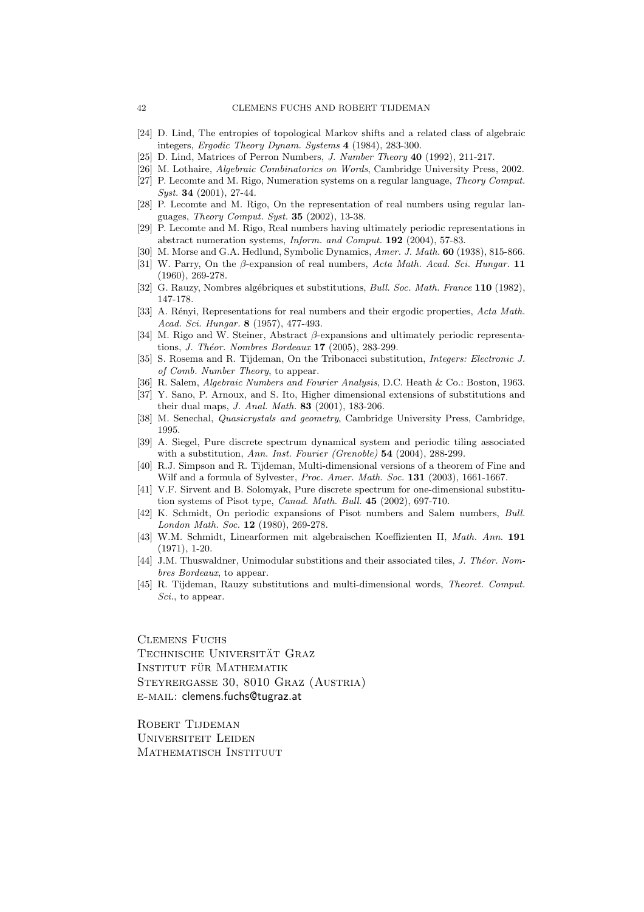[24] D. Lind, The entropies of topological Markov shifts and a related class of algebraic integers, *Ergodic Theory Dynam. Systems* **4** (1984), 283-300.

[25] D. Lind, Matrices of Perron Numbers, *J. Number Theory* **40** (1992), 211-217.

[26] M. Lothaire, *Algebraic Combinatorics on Words*, Cambridge University Press, 2002.

[27] P. Lecomte and M. Rigo, Numeration systems on a regular language, *Theory Comput. Syst.* **34** (2001), 27-44.

[28] P. Lecomte and M. Rigo, On the representation of real numbers using regular languages, *Theory Comput. Syst.* **35** (2002), 13-38.

[29] P. Lecomte and M. Rigo, Real numbers having ultimately periodic representations in abstract numeration systems, *Inform. and Comput.* **192** (2004), 57-83.

[30] M. Morse and G.A. Hedlund, Symbolic Dynamics, *Amer. J. Math.* **60** (1938), 815-866.

[31] W. Parry, On the $\beta$-expansion of real numbers, *Acta Math. Acad. Sci. Hungar.* **11** (1960), 269-278.

[32] G. Rauzy, Nombres algébriques et substitutions, *Bull. Soc. Math. France* **110** (1982), 147-178.

[33] A. Rényi, Representations for real numbers and their ergodic properties, *Acta Math. Acad. Sci. Hungar.* **8** (1957), 477-493.

[34] M. Rigo and W. Steiner, Abstract $\beta$-expansions and ultimately periodic representations, *J. Théor. Nombres Bordeaux* **17** (2005), 283-299.

[35] S. Rosema and R. Tijdeman, On the Tribonacci substitution, *Integers: Electronic J. of Comb. Number Theory*, to appear.

[36] R. Salem, *Algebraic Numbers and Fourier Analysis*, D.C. Heath & Co.: Boston, 1963.

[37] Y. Sano, P. Arnoux, and S. Ito, Higher dimensional extensions of substitutions and their dual maps, *J. Anal. Math.* **83** (2001), 183-206.

[38] M. Senechal, *Quasicrystals and geometry*, Cambridge University Press, Cambridge, 1995.

[39] A. Siegel, Pure discrete spectrum dynamical system and periodic tiling associated with a substitution, *Ann. Inst. Fourier (Grenoble)* **54** (2004), 288-299.

[40] R.J. Simpson and R. Tijdeman, Multi-dimensional versions of a theorem of Fine and Wilf and a formula of Sylvester, *Proc. Amer. Math. Soc.* **131** (2003), 1661-1667.

[41] V.F. Sirvent and B. Solomyak, Pure discrete spectrum for one-dimensional substitution systems of Pisot type, *Canad. Math. Bull.* **45** (2002), 697-710.

[42] K. Schmidt, On periodic expansions of Pisot numbers and Salem numbers, *Bull. London Math. Soc.* **12** (1980), 269-278.

[43] W.M. Schmidt, Linearformen mit algebraischen Koeffizienten II, *Math. Ann.* **191** (1971), 1-20.

[44] J.M. Thuswaldner, Unimodular substitions and their associated tiles, *J. Théor. Nombres Bordeaux*, to appear.

[45] R. Tijdeman, Rauzy substitutions and multi-dimensional words, *Theoret. Comput. Sci.*, to appear.

Clemens Fuchs
Technische Universität Graz
Institut für Mathematik
Steyrergasse 30, 8010 Graz (Austria)
e-mail: clemens.fuchs@tugraz.at

Robert Tijdeman
Universiteit Leiden
Mathematisch Instituut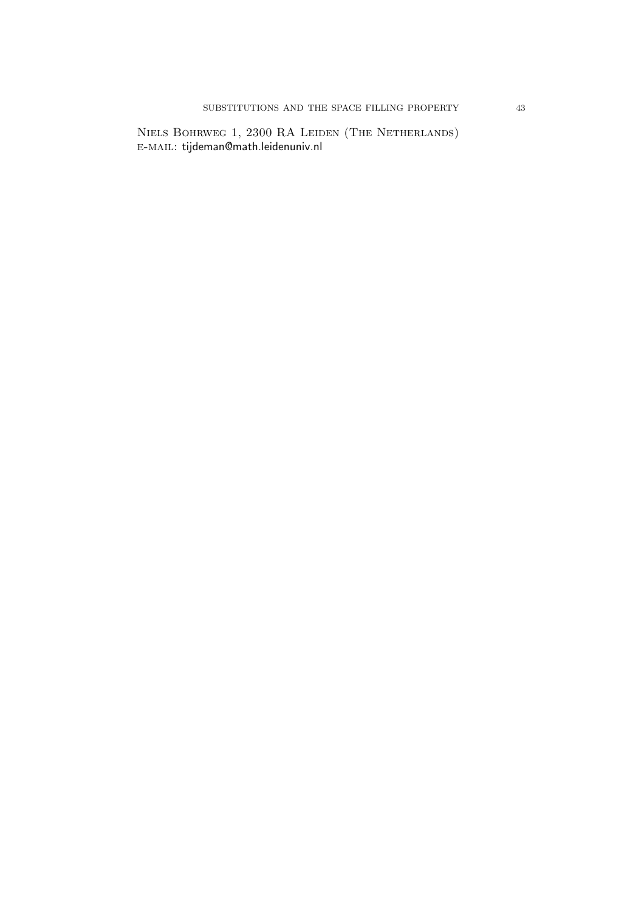Niels Bohrweg 1, 2300 RA Leiden (The Netherlands)
e-mail: tijdeman@math.leidenuniv.nl